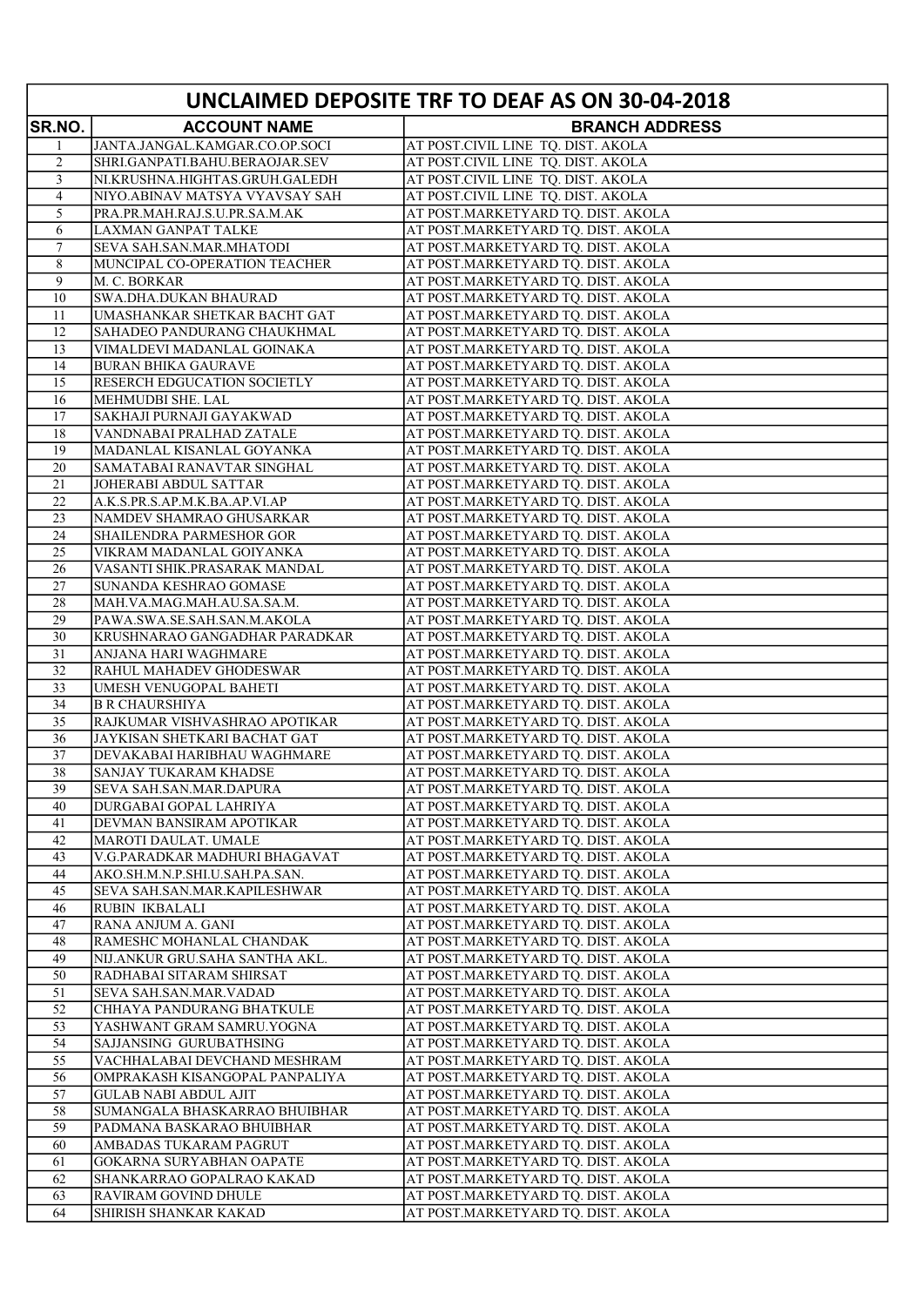# UNCLAIMED DEPOSITE TRF TO DEAF AS ON 30-04-2018

| SR.NO. | ACCOUNT NAME | BRANCH ADDRESS |
|---|---|---|
| 1 | JANTA.JANGAL.KAMGAR.CO.OP.SOCI | AT POST.CIVIL LINE TQ. DIST. AKOLA |
| 2 | SHRI.GANPATI.BAHU.BERAOJAR.SEV | AT POST.CIVIL LINE TQ. DIST. AKOLA |
| 3 | NI.KRUSHNA.HIGHTAS.GRUH.GALEDH | AT POST.CIVIL LINE TQ. DIST. AKOLA |
| 4 | NIYO.ABINAV MATSYA VYAVSAY SAH | AT POST.CIVIL LINE TQ. DIST. AKOLA |
| 5 | PRA.PR.MAH.RAJ.S.U.PR.SA.M.AK | AT POST.MARKETYARD TQ. DIST. AKOLA |
| 6 | LAXMAN GANPAT TALKE | AT POST.MARKETYARD TQ. DIST. AKOLA |
| 7 | SEVA SAH.SAN.MAR.MHATODI | AT POST.MARKETYARD TQ. DIST. AKOLA |
| 8 | MUNCIPAL CO-OPERATION TEACHER | AT POST.MARKETYARD TQ. DIST. AKOLA |
| 9 | M. C. BORKAR | AT POST.MARKETYARD TQ. DIST. AKOLA |
| 10 | SWA.DHA.DUKAN BHAURAD | AT POST.MARKETYARD TQ. DIST. AKOLA |
| 11 | UMASHANKAR SHETKAR BACHT GAT | AT POST.MARKETYARD TQ. DIST. AKOLA |
| 12 | SAHADEO PANDURANG CHAUKHMAL | AT POST.MARKETYARD TQ. DIST. AKOLA |
| 13 | VIMALDEVI MADANLAL GOINAKA | AT POST.MARKETYARD TQ. DIST. AKOLA |
| 14 | BURAN BHIKA GAURAVE | AT POST.MARKETYARD TQ. DIST. AKOLA |
| 15 | RESERCH EDGUCATION SOCIETLY | AT POST.MARKETYARD TQ. DIST. AKOLA |
| 16 | MEHMUDBI SHE. LAL | AT POST.MARKETYARD TQ. DIST. AKOLA |
| 17 | SAKHAJI PURNAJI GAYAKWAD | AT POST.MARKETYARD TQ. DIST. AKOLA |
| 18 | VANDNABAI PRALHAD ZATALE | AT POST.MARKETYARD TQ. DIST. AKOLA |
| 19 | MADANLAL KISANLAL GOYANKA | AT POST.MARKETYARD TQ. DIST. AKOLA |
| 20 | SAMATABAI RANAVTAR SINGHAL | AT POST.MARKETYARD TQ. DIST. AKOLA |
| 21 | JOHERABI ABDUL SATTAR | AT POST.MARKETYARD TQ. DIST. AKOLA |
| 22 | A.K.S.PR.S.AP.M.K.BA.AP.VI.AP | AT POST.MARKETYARD TQ. DIST. AKOLA |
| 23 | NAMDEV SHAMRAO GHUSARKAR | AT POST.MARKETYARD TQ. DIST. AKOLA |
| 24 | SHAILENDRA PARMESHOR GOR | AT POST.MARKETYARD TQ. DIST. AKOLA |
| 25 | VIKRAM MADANLAL GOIYANKA | AT POST.MARKETYARD TQ. DIST. AKOLA |
| 26 | VASANTI SHIK.PRASARAK MANDAL | AT POST.MARKETYARD TQ. DIST. AKOLA |
| 27 | SUNANDA KESHRAO GOMASE | AT POST.MARKETYARD TQ. DIST. AKOLA |
| 28 | MAH.VA.MAG.MAH.AU.SA.SA.M. | AT POST.MARKETYARD TQ. DIST. AKOLA |
| 29 | PAWA.SWA.SE.SAH.SAN.M.AKOLA | AT POST.MARKETYARD TQ. DIST. AKOLA |
| 30 | KRUSHNARAO GANGADHAR PARADKAR | AT POST.MARKETYARD TQ. DIST. AKOLA |
| 31 | ANJANA HARI WAGHMARE | AT POST.MARKETYARD TQ. DIST. AKOLA |
| 32 | RAHUL MAHADEV GHODESWAR | AT POST.MARKETYARD TQ. DIST. AKOLA |
| 33 | UMESH VENUGOPAL BAHETI | AT POST.MARKETYARD TQ. DIST. AKOLA |
| 34 | B R CHAURSHIYA | AT POST.MARKETYARD TQ. DIST. AKOLA |
| 35 | RAJKUMAR VISHVASHRAO APOTIKAR | AT POST.MARKETYARD TQ. DIST. AKOLA |
| 36 | JAYKISAN SHETKARI BACHAT GAT | AT POST.MARKETYARD TQ. DIST. AKOLA |
| 37 | DEVAKABAI HARIBHAU WAGHMARE | AT POST.MARKETYARD TQ. DIST. AKOLA |
| 38 | SANJAY TUKARAM KHADSE | AT POST.MARKETYARD TQ. DIST. AKOLA |
| 39 | SEVA SAH.SAN.MAR.DAPURA | AT POST.MARKETYARD TQ. DIST. AKOLA |
| 40 | DURGABAI GOPAL LAHRIYA | AT POST.MARKETYARD TQ. DIST. AKOLA |
| 41 | DEVMAN BANSIRAM APOTIKAR | AT POST.MARKETYARD TQ. DIST. AKOLA |
| 42 | MAROTI DAULAT. UMALE | AT POST.MARKETYARD TQ. DIST. AKOLA |
| 43 | V.G.PARADKAR MADHURI BHAGAVAT | AT POST.MARKETYARD TQ. DIST. AKOLA |
| 44 | AKO.SH.M.N.P.SHI.U.SAH.PA.SAN. | AT POST.MARKETYARD TQ. DIST. AKOLA |
| 45 | SEVA SAH.SAN.MAR.KAPILESHWAR | AT POST.MARKETYARD TQ. DIST. AKOLA |
| 46 | RUBIN IKBALALI | AT POST.MARKETYARD TQ. DIST. AKOLA |
| 47 | RANA ANJUM A. GANI | AT POST.MARKETYARD TQ. DIST. AKOLA |
| 48 | RAMESHC MOHANLAL CHANDAK | AT POST.MARKETYARD TQ. DIST. AKOLA |
| 49 | NIJ.ANKUR GRU.SAHA SANTHA AKL. | AT POST.MARKETYARD TQ. DIST. AKOLA |
| 50 | RADHABAI SITARAM SHIRSAT | AT POST.MARKETYARD TQ. DIST. AKOLA |
| 51 | SEVA SAH.SAN.MAR.VADAD | AT POST.MARKETYARD TQ. DIST. AKOLA |
| 52 | CHHAYA PANDURANG BHATKULE | AT POST.MARKETYARD TQ. DIST. AKOLA |
| 53 | YASHWANT GRAM SAMRU.YOGNA | AT POST.MARKETYARD TQ. DIST. AKOLA |
| 54 | SAJJANSING GURUBATHSING | AT POST.MARKETYARD TQ. DIST. AKOLA |
| 55 | VACHHALABAI DEVCHAND MESHRAM | AT POST.MARKETYARD TQ. DIST. AKOLA |
| 56 | OMPRAKASH KISANGOPAL PANPALIYA | AT POST.MARKETYARD TQ. DIST. AKOLA |
| 57 | GULAB NABI ABDUL AJIT | AT POST.MARKETYARD TQ. DIST. AKOLA |
| 58 | SUMANGALA BHASKARRAO BHUIBHAR | AT POST.MARKETYARD TQ. DIST. AKOLA |
| 59 | PADMANA BASKARAO BHUIBHAR | AT POST.MARKETYARD TQ. DIST. AKOLA |
| 60 | AMBADAS TUKARAM PAGRUT | AT POST.MARKETYARD TQ. DIST. AKOLA |
| 61 | GOKARNA SURYABHAN OAPATE | AT POST.MARKETYARD TQ. DIST. AKOLA |
| 62 | SHANKARRAO GOPALRAO KAKAD | AT POST.MARKETYARD TQ. DIST. AKOLA |
| 63 | RAVIRAM GOVIND DHULE | AT POST.MARKETYARD TQ. DIST. AKOLA |
| 64 | SHIRISH SHANKAR KAKAD | AT POST.MARKETYARD TQ. DIST. AKOLA |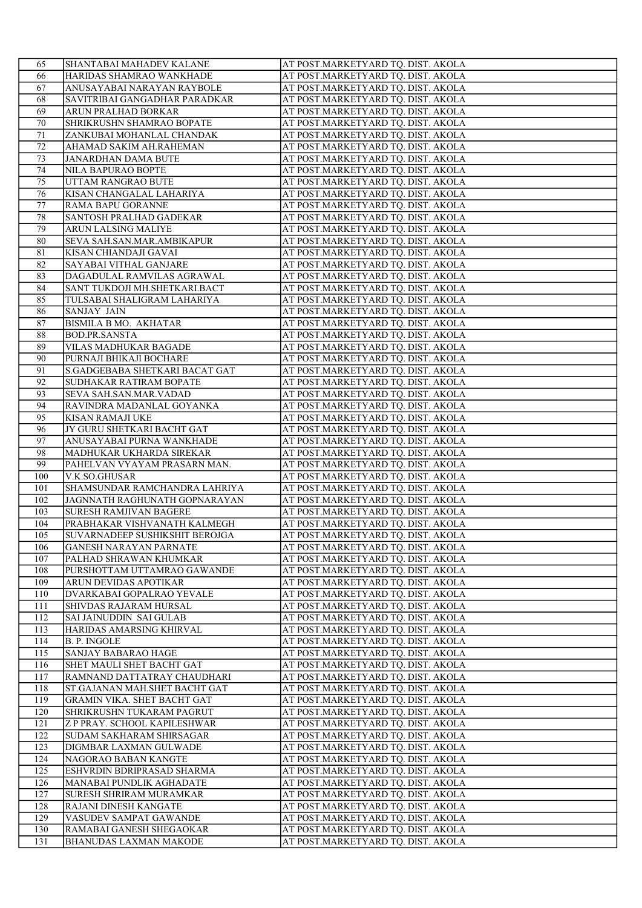| 65 | SHANTABAI MAHADEV KALANE | AT POST.MARKETYARD TQ. DIST. AKOLA |
|---|---|---|
| 66 | HARIDAS SHAMRAO WANKHADE | AT POST.MARKETYARD TQ. DIST. AKOLA |
| 67 | ANUSAYABAI NARAYAN RAYBOLE | AT POST.MARKETYARD TQ. DIST. AKOLA |
| 68 | SAVITRIBAI GANGADHAR PARADKAR | AT POST.MARKETYARD TQ. DIST. AKOLA |
| 69 | ARUN PRALHAD BORKAR | AT POST.MARKETYARD TQ. DIST. AKOLA |
| 70 | SHRIKRUSHN SHAMRAO BOPATE | AT POST.MARKETYARD TQ. DIST. AKOLA |
| 71 | ZANKUBAI MOHANLAL CHANDAK | AT POST.MARKETYARD TQ. DIST. AKOLA |
| 72 | AHAMAD SAKIM AH.RAHEMAN | AT POST.MARKETYARD TQ. DIST. AKOLA |
| 73 | JANARDHAN DAMA BUTE | AT POST.MARKETYARD TQ. DIST. AKOLA |
| 74 | NILA BAPURAO BOPTE | AT POST.MARKETYARD TQ. DIST. AKOLA |
| 75 | UTTAM RANGRAO BUTE | AT POST.MARKETYARD TQ. DIST. AKOLA |
| 76 | KISAN CHANGALAL LAHARIYA | AT POST.MARKETYARD TQ. DIST. AKOLA |
| 77 | RAMA BAPU GORANNE | AT POST.MARKETYARD TQ. DIST. AKOLA |
| 78 | SANTOSH PRALHAD GADEKAR | AT POST.MARKETYARD TQ. DIST. AKOLA |
| 79 | ARUN LALSING MALIYE | AT POST.MARKETYARD TQ. DIST. AKOLA |
| 80 | SEVA SAH.SAN.MAR.AMBIKAPUR | AT POST.MARKETYARD TQ. DIST. AKOLA |
| 81 | KISAN CHIANDAJI GAVAI | AT POST.MARKETYARD TQ. DIST. AKOLA |
| 82 | SAYABAI VITHAL GANJARE | AT POST.MARKETYARD TQ. DIST. AKOLA |
| 83 | DAGADULAL RAMVILAS AGRAWAL | AT POST.MARKETYARD TQ. DIST. AKOLA |
| 84 | SANT TUKDOJI MH.SHETKARI.BACT | AT POST.MARKETYARD TQ. DIST. AKOLA |
| 85 | TULSABAI SHALIGRAM LAHARIYA | AT POST.MARKETYARD TQ. DIST. AKOLA |
| 86 | SANJAY JAIN | AT POST.MARKETYARD TQ. DIST. AKOLA |
| 87 | BISMILA B MO. AKHATAR | AT POST.MARKETYARD TQ. DIST. AKOLA |
| 88 | BOD.PR.SANSTA | AT POST.MARKETYARD TQ. DIST. AKOLA |
| 89 | VILAS MADHUKAR BAGADE | AT POST.MARKETYARD TQ. DIST. AKOLA |
| 90 | PURNAJI BHIKAJI BOCHARE | AT POST.MARKETYARD TQ. DIST. AKOLA |
| 91 | S.GADGEBABA SHETKARI BACAT GAT | AT POST.MARKETYARD TQ. DIST. AKOLA |
| 92 | SUDHAKAR RATIRAM BOPATE | AT POST.MARKETYARD TQ. DIST. AKOLA |
| 93 | SEVA SAH.SAN.MAR.VADAD | AT POST.MARKETYARD TQ. DIST. AKOLA |
| 94 | RAVINDRA MADANLAL GOYANKA | AT POST.MARKETYARD TQ. DIST. AKOLA |
| 95 | KISAN RAMAJI UKE | AT POST.MARKETYARD TQ. DIST. AKOLA |
| 96 | JY GURU SHETKARI BACHT GAT | AT POST.MARKETYARD TQ. DIST. AKOLA |
| 97 | ANUSAYABAI PURNA WANKHADE | AT POST.MARKETYARD TQ. DIST. AKOLA |
| 98 | MADHUKAR UKHARDA SIREKAR | AT POST.MARKETYARD TQ. DIST. AKOLA |
| 99 | PAHELVAN VYAYAM PRASARN MAN. | AT POST.MARKETYARD TQ. DIST. AKOLA |
| 100 | V.K.SO.GHUSAR | AT POST.MARKETYARD TQ. DIST. AKOLA |
| 101 | SHAMSUNDAR RAMCHANDRA LAHRIYA | AT POST.MARKETYARD TQ. DIST. AKOLA |
| 102 | JAGNNATH RAGHUNATH GOPNARAYAN | AT POST.MARKETYARD TQ. DIST. AKOLA |
| 103 | SURESH RAMJIVAN BAGERE | AT POST.MARKETYARD TQ. DIST. AKOLA |
| 104 | PRABHAKAR VISHVANATH KALMEGH | AT POST.MARKETYARD TQ. DIST. AKOLA |
| 105 | SUVARNADEEP SUSHIKSHIT BEROJGA | AT POST.MARKETYARD TQ. DIST. AKOLA |
| 106 | GANESH NARAYAN PARNATE | AT POST.MARKETYARD TQ. DIST. AKOLA |
| 107 | PALHAD SHRAWAN KHUMKAR | AT POST.MARKETYARD TQ. DIST. AKOLA |
| 108 | PURSHOTTAM UTTAMRAO GAWANDE | AT POST.MARKETYARD TQ. DIST. AKOLA |
| 109 | ARUN DEVIDAS APOTIKAR | AT POST.MARKETYARD TQ. DIST. AKOLA |
| 110 | DVARKABAI GOPALRAO YEVALE | AT POST.MARKETYARD TQ. DIST. AKOLA |
| 111 | SHIVDAS RAJARAM HURSAL | AT POST.MARKETYARD TQ. DIST. AKOLA |
| 112 | SAI JAINUDDIN SAI GULAB | AT POST.MARKETYARD TQ. DIST. AKOLA |
| 113 | HARIDAS AMARSING KHIRVAL | AT POST.MARKETYARD TQ. DIST. AKOLA |
| 114 | B. P. INGOLE | AT POST.MARKETYARD TQ. DIST. AKOLA |
| 115 | SANJAY BABARAO HAGE | AT POST.MARKETYARD TQ. DIST. AKOLA |
| 116 | SHET MAULI SHET BACHT GAT | AT POST.MARKETYARD TQ. DIST. AKOLA |
| 117 | RAMNAND DATTATRAY CHAUDHARI | AT POST.MARKETYARD TQ. DIST. AKOLA |
| 118 | ST.GAJANAN MAH.SHET BACHT GAT | AT POST.MARKETYARD TQ. DIST. AKOLA |
| 119 | GRAMIN VIKA. SHET BACHT GAT | AT POST.MARKETYARD TQ. DIST. AKOLA |
| 120 | SHRIKRUSHN TUKARAM PAGRUT | AT POST.MARKETYARD TQ. DIST. AKOLA |
| 121 | Z P PRAY. SCHOOL KAPILESHWAR | AT POST.MARKETYARD TQ. DIST. AKOLA |
| 122 | SUDAM SAKHARAM SHIRSAGAR | AT POST.MARKETYARD TQ. DIST. AKOLA |
| 123 | DIGMBAR LAXMAN GULWADE | AT POST.MARKETYARD TQ. DIST. AKOLA |
| 124 | NAGORAO BABAN KANGTE | AT POST.MARKETYARD TQ. DIST. AKOLA |
| 125 | ESHVRDIN BDRIPRASAD SHARMA | AT POST.MARKETYARD TQ. DIST. AKOLA |
| 126 | MANABAI PUNDLIK AGHADATE | AT POST.MARKETYARD TQ. DIST. AKOLA |
| 127 | SURESH SHRIRAM MURAMKAR | AT POST.MARKETYARD TQ. DIST. AKOLA |
| 128 | RAJANI DINESH KANGATE | AT POST.MARKETYARD TQ. DIST. AKOLA |
| 129 | VASUDEV SAMPAT GAWANDE | AT POST.MARKETYARD TQ. DIST. AKOLA |
| 130 | RAMABAI GANESH SHEGAOKAR | AT POST.MARKETYARD TQ. DIST. AKOLA |
| 131 | BHANUDAS LAXMAN MAKODE | AT POST.MARKETYARD TQ. DIST. AKOLA |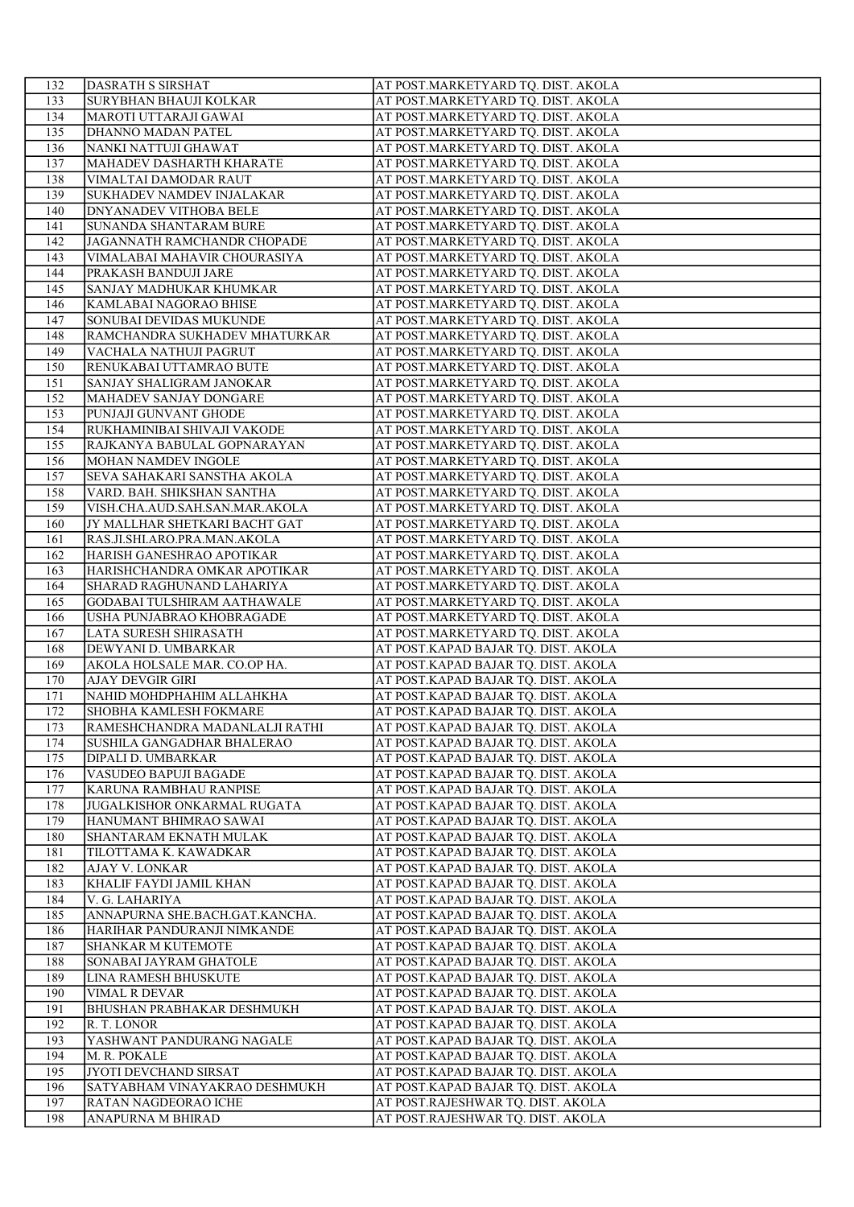| 132 | DASRATH S SIRSHAT | AT POST.MARKETYARD TQ. DIST. AKOLA |
|---|---|---|
| 133 | SURYBHAN BHAUJI KOLKAR | AT POST.MARKETYARD TQ. DIST. AKOLA |
| 134 | MAROTI UTTARAJI GAWAI | AT POST.MARKETYARD TQ. DIST. AKOLA |
| 135 | DHANNO MADAN PATEL | AT POST.MARKETYARD TQ. DIST. AKOLA |
| 136 | NANKI NATTUJI GHAWAT | AT POST.MARKETYARD TQ. DIST. AKOLA |
| 137 | MAHADEV DASHARTH KHARATE | AT POST.MARKETYARD TQ. DIST. AKOLA |
| 138 | VIMALTAI DAMODAR RAUT | AT POST.MARKETYARD TQ. DIST. AKOLA |
| 139 | SUKHADEV NAMDEV INJALAKAR | AT POST.MARKETYARD TQ. DIST. AKOLA |
| 140 | DNYANADEV VITHOBA BELE | AT POST.MARKETYARD TQ. DIST. AKOLA |
| 141 | SUNANDA SHANTARAM BURE | AT POST.MARKETYARD TQ. DIST. AKOLA |
| 142 | JAGANNATH RAMCHANDR CHOPADE | AT POST.MARKETYARD TQ. DIST. AKOLA |
| 143 | VIMALABAI MAHAVIR CHOURASIYA | AT POST.MARKETYARD TQ. DIST. AKOLA |
| 144 | PRAKASH BANDUJI JARE | AT POST.MARKETYARD TQ. DIST. AKOLA |
| 145 | SANJAY MADHUKAR KHUMKAR | AT POST.MARKETYARD TQ. DIST. AKOLA |
| 146 | KAMLABAI NAGORAO BHISE | AT POST.MARKETYARD TQ. DIST. AKOLA |
| 147 | SONUBAI DEVIDAS MUKUNDE | AT POST.MARKETYARD TQ. DIST. AKOLA |
| 148 | RAMCHANDRA SUKHADEV MHATURKAR | AT POST.MARKETYARD TQ. DIST. AKOLA |
| 149 | VACHALA NATHUJI PAGRUT | AT POST.MARKETYARD TQ. DIST. AKOLA |
| 150 | RENUKABAI UTTAMRAO BUTE | AT POST.MARKETYARD TQ. DIST. AKOLA |
| 151 | SANJAY SHALIGRAM JANOKAR | AT POST.MARKETYARD TQ. DIST. AKOLA |
| 152 | MAHADEV SANJAY DONGARE | AT POST.MARKETYARD TQ. DIST. AKOLA |
| 153 | PUNJAJI GUNVANT GHODE | AT POST.MARKETYARD TQ. DIST. AKOLA |
| 154 | RUKHAMINIBAI SHIVAJI VAKODE | AT POST.MARKETYARD TQ. DIST. AKOLA |
| 155 | RAJKANYA BABULAL GOPNARAYAN | AT POST.MARKETYARD TQ. DIST. AKOLA |
| 156 | MOHAN NAMDEV INGOLE | AT POST.MARKETYARD TQ. DIST. AKOLA |
| 157 | SEVA SAHAKARI SANSTHA AKOLA | AT POST.MARKETYARD TQ. DIST. AKOLA |
| 158 | VARD. BAH. SHIKSHAN SANTHA | AT POST.MARKETYARD TQ. DIST. AKOLA |
| 159 | VISH.CHA.AUD.SAH.SAN.MAR.AKOLA | AT POST.MARKETYARD TQ. DIST. AKOLA |
| 160 | JY MALLHAR SHETKARI BACHT GAT | AT POST.MARKETYARD TQ. DIST. AKOLA |
| 161 | RAS.JI.SHI.ARO.PRA.MAN.AKOLA | AT POST.MARKETYARD TQ. DIST. AKOLA |
| 162 | HARISH GANESHRAO APOTIKAR | AT POST.MARKETYARD TQ. DIST. AKOLA |
| 163 | HARISHCHANDRA OMKAR APOTIKAR | AT POST.MARKETYARD TQ. DIST. AKOLA |
| 164 | SHARAD RAGHUNAND LAHARIYA | AT POST.MARKETYARD TQ. DIST. AKOLA |
| 165 | GODABAI TULSHIRAM AATHAWALE | AT POST.MARKETYARD TQ. DIST. AKOLA |
| 166 | USHA PUNJABRAO KHOBRAGADE | AT POST.MARKETYARD TQ. DIST. AKOLA |
| 167 | LATA SURESH SHIRASATH | AT POST.MARKETYARD TQ. DIST. AKOLA |
| 168 | DEWYANI D. UMBARKAR | AT POST.KAPAD BAJAR TQ. DIST. AKOLA |
| 169 | AKOLA HOLSALE MAR. CO.OP HA. | AT POST.KAPAD BAJAR TQ. DIST. AKOLA |
| 170 | AJAY DEVGIR GIRI | AT POST.KAPAD BAJAR TQ. DIST. AKOLA |
| 171 | NAHID MOHDPHAHIM ALLAHKHA | AT POST.KAPAD BAJAR TQ. DIST. AKOLA |
| 172 | SHOBHA KAMLESH FOKMARE | AT POST.KAPAD BAJAR TQ. DIST. AKOLA |
| 173 | RAMESHCHANDRA MADANLALJI RATHI | AT POST.KAPAD BAJAR TQ. DIST. AKOLA |
| 174 | SUSHILA GANGADHAR BHALERAO | AT POST.KAPAD BAJAR TQ. DIST. AKOLA |
| 175 | DIPALI D. UMBARKAR | AT POST.KAPAD BAJAR TQ. DIST. AKOLA |
| 176 | VASUDEO BAPUJI BAGADE | AT POST.KAPAD BAJAR TQ. DIST. AKOLA |
| 177 | KARUNA RAMBHAU RANPISE | AT POST.KAPAD BAJAR TQ. DIST. AKOLA |
| 178 | JUGALKISHOR ONKARMAL RUGATA | AT POST.KAPAD BAJAR TQ. DIST. AKOLA |
| 179 | HANUMANT BHIMRAO SAWAI | AT POST.KAPAD BAJAR TQ. DIST. AKOLA |
| 180 | SHANTARAM EKNATH MULAK | AT POST.KAPAD BAJAR TQ. DIST. AKOLA |
| 181 | TILOTTAMA K. KAWADKAR | AT POST.KAPAD BAJAR TQ. DIST. AKOLA |
| 182 | AJAY V. LONKAR | AT POST.KAPAD BAJAR TQ. DIST. AKOLA |
| 183 | KHALIF FAYDI JAMIL KHAN | AT POST.KAPAD BAJAR TQ. DIST. AKOLA |
| 184 | V. G. LAHARIYA | AT POST.KAPAD BAJAR TQ. DIST. AKOLA |
| 185 | ANNAPURNA SHE.BACH.GAT.KANCHA. | AT POST.KAPAD BAJAR TQ. DIST. AKOLA |
| 186 | HARIHAR PANDURANJI NIMKANDE | AT POST.KAPAD BAJAR TQ. DIST. AKOLA |
| 187 | SHANKAR M KUTEMOTE | AT POST.KAPAD BAJAR TQ. DIST. AKOLA |
| 188 | SONABAI JAYRAM GHATOLE | AT POST.KAPAD BAJAR TQ. DIST. AKOLA |
| 189 | LINA RAMESH BHUSKUTE | AT POST.KAPAD BAJAR TQ. DIST. AKOLA |
| 190 | VIMAL R DEVAR | AT POST.KAPAD BAJAR TQ. DIST. AKOLA |
| 191 | BHUSHAN PRABHAKAR DESHMUKH | AT POST.KAPAD BAJAR TQ. DIST. AKOLA |
| 192 | R. T. LONOR | AT POST.KAPAD BAJAR TQ. DIST. AKOLA |
| 193 | YASHWANT PANDURANG NAGALE | AT POST.KAPAD BAJAR TQ. DIST. AKOLA |
| 194 | M. R. POKALE | AT POST.KAPAD BAJAR TQ. DIST. AKOLA |
| 195 | JYOTI DEVCHAND SIRSAT | AT POST.KAPAD BAJAR TQ. DIST. AKOLA |
| 196 | SATYABHAM VINAYAKRAO DESHMUKH | AT POST.KAPAD BAJAR TQ. DIST. AKOLA |
| 197 | RATAN NAGDEORAO ICHE | AT POST.RAJESHWAR TQ. DIST. AKOLA |
| 198 | ANAPURNA M BHIRAD | AT POST.RAJESHWAR TQ. DIST. AKOLA |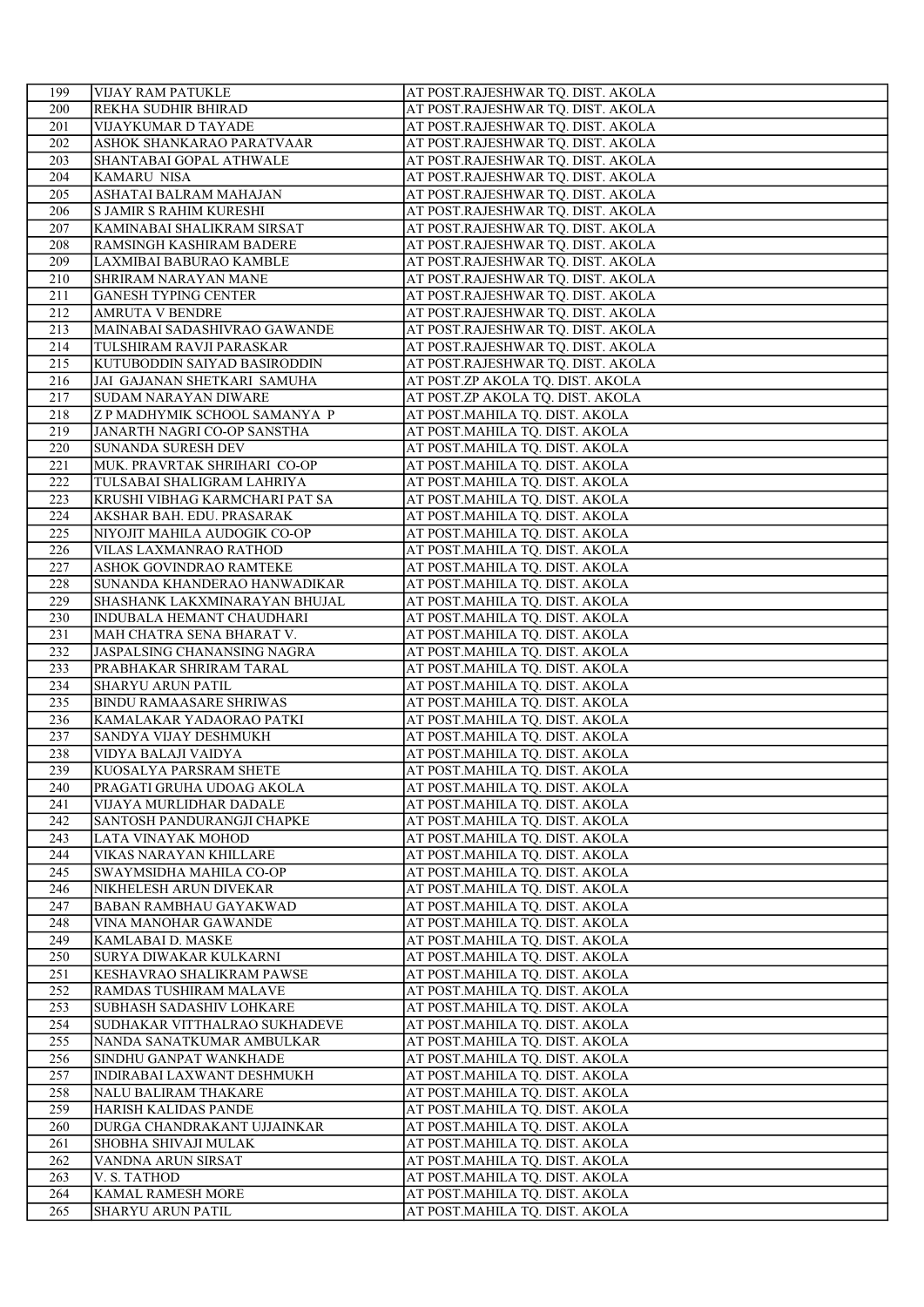| 199 | VIJAY RAM PATUKLE | AT POST.RAJESHWAR TQ. DIST. AKOLA |
|---|---|---|
| 200 | REKHA SUDHIR BHIRAD | AT POST.RAJESHWAR TQ. DIST. AKOLA |
| 201 | VIJAYKUMAR D TAYADE | AT POST.RAJESHWAR TQ. DIST. AKOLA |
| 202 | ASHOK SHANKARAO PARATVAAR | AT POST.RAJESHWAR TQ. DIST. AKOLA |
| 203 | SHANTABAI GOPAL ATHWALE | AT POST.RAJESHWAR TQ. DIST. AKOLA |
| 204 | KAMARU NISA | AT POST.RAJESHWAR TQ. DIST. AKOLA |
| 205 | ASHATAI BALRAM MAHAJAN | AT POST.RAJESHWAR TQ. DIST. AKOLA |
| 206 | S JAMIR S RAHIM KURESHI | AT POST.RAJESHWAR TQ. DIST. AKOLA |
| 207 | KAMINABAI SHALIKRAM SIRSAT | AT POST.RAJESHWAR TQ. DIST. AKOLA |
| 208 | RAMSINGH KASHIRAM BADERE | AT POST.RAJESHWAR TQ. DIST. AKOLA |
| 209 | LAXMIBAI BABURAO KAMBLE | AT POST.RAJESHWAR TQ. DIST. AKOLA |
| 210 | SHRIRAM NARAYAN MANE | AT POST.RAJESHWAR TQ. DIST. AKOLA |
| 211 | GANESH TYPING CENTER | AT POST.RAJESHWAR TQ. DIST. AKOLA |
| 212 | AMRUTA V BENDRE | AT POST.RAJESHWAR TQ. DIST. AKOLA |
| 213 | MAINABAI SADASHIVRAO GAWANDE | AT POST.RAJESHWAR TQ. DIST. AKOLA |
| 214 | TULSHIRAM RAVJI PARASKAR | AT POST.RAJESHWAR TQ. DIST. AKOLA |
| 215 | KUTUBODDIN SAIYAD BASIRODDIN | AT POST.RAJESHWAR TQ. DIST. AKOLA |
| 216 | JAI GAJANAN SHETKARI SAMUHA | AT POST.ZP AKOLA TQ. DIST. AKOLA |
| 217 | SUDAM NARAYAN DIWARE | AT POST.ZP AKOLA TQ. DIST. AKOLA |
| 218 | Z P MADHYMIK SCHOOL SAMANYA P | AT POST.MAHILA TQ. DIST. AKOLA |
| 219 | JANARTH NAGRI CO-OP SANSTHA | AT POST.MAHILA TQ. DIST. AKOLA |
| 220 | SUNANDA SURESH DEV | AT POST.MAHILA TQ. DIST. AKOLA |
| 221 | MUK. PRAVRTAK SHRIHARI CO-OP | AT POST.MAHILA TQ. DIST. AKOLA |
| 222 | TULSABAI SHALIGRAM LAHRIYA | AT POST.MAHILA TQ. DIST. AKOLA |
| 223 | KRUSHI VIBHAG KARMCHARI PAT SA | AT POST.MAHILA TQ. DIST. AKOLA |
| 224 | AKSHAR BAH. EDU. PRASARAK | AT POST.MAHILA TQ. DIST. AKOLA |
| 225 | NIYOJIT MAHILA AUDOGIK CO-OP | AT POST.MAHILA TQ. DIST. AKOLA |
| 226 | VILAS LAXMANRAO RATHOD | AT POST.MAHILA TQ. DIST. AKOLA |
| 227 | ASHOK GOVINDRAO RAMTEKE | AT POST.MAHILA TQ. DIST. AKOLA |
| 228 | SUNANDA KHANDERAO HANWADIKAR | AT POST.MAHILA TQ. DIST. AKOLA |
| 229 | SHASHANK LAKXMINARAYAN BHUJAL | AT POST.MAHILA TQ. DIST. AKOLA |
| 230 | INDUBALA HEMANT CHAUDHARI | AT POST.MAHILA TQ. DIST. AKOLA |
| 231 | MAH CHATRA SENA BHARAT V. | AT POST.MAHILA TQ. DIST. AKOLA |
| 232 | JASPALSING CHANANSING NAGRA | AT POST.MAHILA TQ. DIST. AKOLA |
| 233 | PRABHAKAR SHRIRAM TARAL | AT POST.MAHILA TQ. DIST. AKOLA |
| 234 | SHARYU ARUN PATIL | AT POST.MAHILA TQ. DIST. AKOLA |
| 235 | BINDU RAMAASARE SHRIWAS | AT POST.MAHILA TQ. DIST. AKOLA |
| 236 | KAMALAKAR YADAORAO PATKI | AT POST.MAHILA TQ. DIST. AKOLA |
| 237 | SANDYA VIJAY DESHMUKH | AT POST.MAHILA TQ. DIST. AKOLA |
| 238 | VIDYA BALAJI VAIDYA | AT POST.MAHILA TQ. DIST. AKOLA |
| 239 | KUOSALYA PARSRAM SHETE | AT POST.MAHILA TQ. DIST. AKOLA |
| 240 | PRAGATI GRUHA UDOAG AKOLA | AT POST.MAHILA TQ. DIST. AKOLA |
| 241 | VIJAYA MURLIDHAR DADALE | AT POST.MAHILA TQ. DIST. AKOLA |
| 242 | SANTOSH PANDURANGJI CHAPKE | AT POST.MAHILA TQ. DIST. AKOLA |
| 243 | LATA VINAYAK MOHOD | AT POST.MAHILA TQ. DIST. AKOLA |
| 244 | VIKAS NARAYAN KHILLARE | AT POST.MAHILA TQ. DIST. AKOLA |
| 245 | SWAYMSIDHA MAHILA CO-OP | AT POST.MAHILA TQ. DIST. AKOLA |
| 246 | NIKHELESH ARUN DIVEKAR | AT POST.MAHILA TQ. DIST. AKOLA |
| 247 | BABAN RAMBHAU GAYAKWAD | AT POST.MAHILA TQ. DIST. AKOLA |
| 248 | VINA MANOHAR GAWANDE | AT POST.MAHILA TQ. DIST. AKOLA |
| 249 | KAMLABAI D. MASKE | AT POST.MAHILA TQ. DIST. AKOLA |
| 250 | SURYA DIWAKAR KULKARNI | AT POST.MAHILA TQ. DIST. AKOLA |
| 251 | KESHAVRAO SHALIKRAM PAWSE | AT POST.MAHILA TQ. DIST. AKOLA |
| 252 | RAMDAS TUSHIRAM MALAVE | AT POST.MAHILA TQ. DIST. AKOLA |
| 253 | SUBHASH SADASHIV LOHKARE | AT POST.MAHILA TQ. DIST. AKOLA |
| 254 | SUDHAKAR VITTHALRAO SUKHADEVE | AT POST.MAHILA TQ. DIST. AKOLA |
| 255 | NANDA SANATKUMAR AMBULKAR | AT POST.MAHILA TQ. DIST. AKOLA |
| 256 | SINDHU GANPAT WANKHADE | AT POST.MAHILA TQ. DIST. AKOLA |
| 257 | INDIRABAI LAXWANT DESHMUKH | AT POST.MAHILA TQ. DIST. AKOLA |
| 258 | NALU BALIRAM THAKARE | AT POST.MAHILA TQ. DIST. AKOLA |
| 259 | HARISH KALIDAS PANDE | AT POST.MAHILA TQ. DIST. AKOLA |
| 260 | DURGA CHANDRAKANT UJJAINKAR | AT POST.MAHILA TQ. DIST. AKOLA |
| 261 | SHOBHA SHIVAJI MULAK | AT POST.MAHILA TQ. DIST. AKOLA |
| 262 | VANDNA ARUN SIRSAT | AT POST.MAHILA TQ. DIST. AKOLA |
| 263 | V. S. TATHOD | AT POST.MAHILA TQ. DIST. AKOLA |
| 264 | KAMAL RAMESH MORE | AT POST.MAHILA TQ. DIST. AKOLA |
| 265 | SHARYU ARUN PATIL | AT POST.MAHILA TQ. DIST. AKOLA |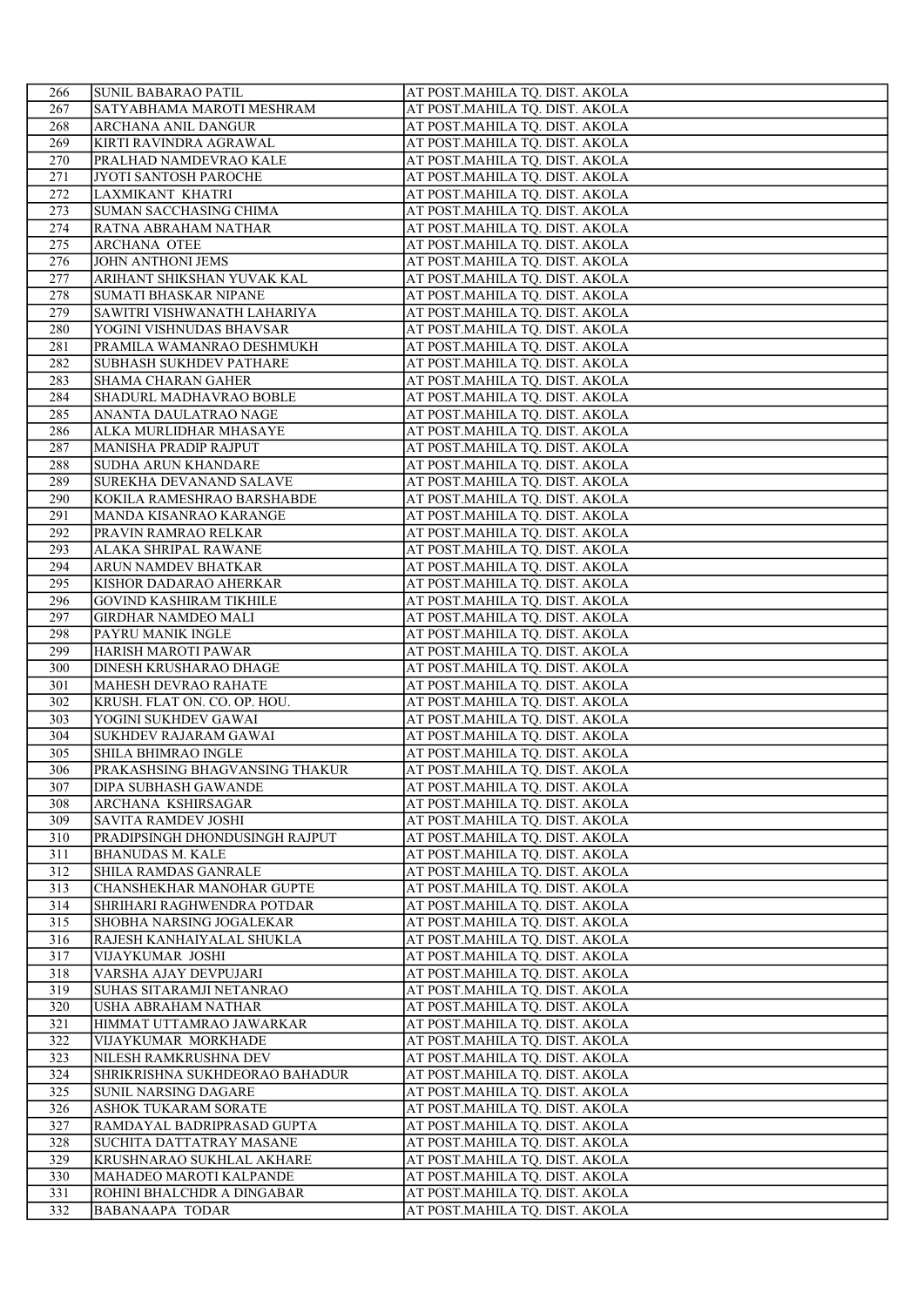| 266 | SUNIL BABARAO PATIL | AT POST.MAHILA TQ. DIST. AKOLA |
|---|---|---|
| 267 | SATYABHAMA MAROTI MESHRAM | AT POST.MAHILA TQ. DIST. AKOLA |
| 268 | ARCHANA ANIL DANGUR | AT POST.MAHILA TQ. DIST. AKOLA |
| 269 | KIRTI RAVINDRA AGRAWAL | AT POST.MAHILA TQ. DIST. AKOLA |
| 270 | PRALHAD NAMDEVRAO KALE | AT POST.MAHILA TQ. DIST. AKOLA |
| 271 | JYOTI SANTOSH PAROCHE | AT POST.MAHILA TQ. DIST. AKOLA |
| 272 | LAXMIKANT KHATRI | AT POST.MAHILA TQ. DIST. AKOLA |
| 273 | SUMAN SACCHASING CHIMA | AT POST.MAHILA TQ. DIST. AKOLA |
| 274 | RATNA ABRAHAM NATHAR | AT POST.MAHILA TQ. DIST. AKOLA |
| 275 | ARCHANA OTEE | AT POST.MAHILA TQ. DIST. AKOLA |
| 276 | JOHN ANTHONI JEMS | AT POST.MAHILA TQ. DIST. AKOLA |
| 277 | ARIHANT SHIKSHAN YUVAK KAL | AT POST.MAHILA TQ. DIST. AKOLA |
| 278 | SUMATI BHASKAR NIPANE | AT POST.MAHILA TQ. DIST. AKOLA |
| 279 | SAWITRI VISHWANATH LAHARIYA | AT POST.MAHILA TQ. DIST. AKOLA |
| 280 | YOGINI VISHNUDAS BHAVSAR | AT POST.MAHILA TQ. DIST. AKOLA |
| 281 | PRAMILA WAMANRAO DESHMUKH | AT POST.MAHILA TQ. DIST. AKOLA |
| 282 | SUBHASH SUKHDEV PATHARE | AT POST.MAHILA TQ. DIST. AKOLA |
| 283 | SHAMA CHARAN GAHER | AT POST.MAHILA TQ. DIST. AKOLA |
| 284 | SHADURL MADHAVRAO BOBLE | AT POST.MAHILA TQ. DIST. AKOLA |
| 285 | ANANTA DAULATRAO NAGE | AT POST.MAHILA TQ. DIST. AKOLA |
| 286 | ALKA MURLIDHAR MHASAYE | AT POST.MAHILA TQ. DIST. AKOLA |
| 287 | MANISHA PRADIP RAJPUT | AT POST.MAHILA TQ. DIST. AKOLA |
| 288 | SUDHA ARUN KHANDARE | AT POST.MAHILA TQ. DIST. AKOLA |
| 289 | SUREKHA DEVANAND SALAVE | AT POST.MAHILA TQ. DIST. AKOLA |
| 290 | KOKILA RAMESHRAO BARSHABDE | AT POST.MAHILA TQ. DIST. AKOLA |
| 291 | MANDA KISANRAO KARANGE | AT POST.MAHILA TQ. DIST. AKOLA |
| 292 | PRAVIN RAMRAO RELKAR | AT POST.MAHILA TQ. DIST. AKOLA |
| 293 | ALAKA SHRIPAL RAWANE | AT POST.MAHILA TQ. DIST. AKOLA |
| 294 | ARUN NAMDEV BHATKAR | AT POST.MAHILA TQ. DIST. AKOLA |
| 295 | KISHOR DADARAO AHERKAR | AT POST.MAHILA TQ. DIST. AKOLA |
| 296 | GOVIND KASHIRAM TIKHILE | AT POST.MAHILA TQ. DIST. AKOLA |
| 297 | GIRDHAR NAMDEO MALI | AT POST.MAHILA TQ. DIST. AKOLA |
| 298 | PAYRU MANIK INGLE | AT POST.MAHILA TQ. DIST. AKOLA |
| 299 | HARISH MAROTI PAWAR | AT POST.MAHILA TQ. DIST. AKOLA |
| 300 | DINESH KRUSHARAO DHAGE | AT POST.MAHILA TQ. DIST. AKOLA |
| 301 | MAHESH DEVRAO RAHATE | AT POST.MAHILA TQ. DIST. AKOLA |
| 302 | KRUSH. FLAT ON. CO. OP. HOU. | AT POST.MAHILA TQ. DIST. AKOLA |
| 303 | YOGINI SUKHDEV GAWAI | AT POST.MAHILA TQ. DIST. AKOLA |
| 304 | SUKHDEV RAJARAM GAWAI | AT POST.MAHILA TQ. DIST. AKOLA |
| 305 | SHILA BHIMRAO INGLE | AT POST.MAHILA TQ. DIST. AKOLA |
| 306 | PRAKASHSING BHAGVANSING THAKUR | AT POST.MAHILA TQ. DIST. AKOLA |
| 307 | DIPA SUBHASH GAWANDE | AT POST.MAHILA TQ. DIST. AKOLA |
| 308 | ARCHANA KSHIRSAGAR | AT POST.MAHILA TQ. DIST. AKOLA |
| 309 | SAVITA RAMDEV JOSHI | AT POST.MAHILA TQ. DIST. AKOLA |
| 310 | PRADIPSINGH DHONDUSINGH RAJPUT | AT POST.MAHILA TQ. DIST. AKOLA |
| 311 | BHANUDAS M. KALE | AT POST.MAHILA TQ. DIST. AKOLA |
| 312 | SHILA RAMDAS GANRALE | AT POST.MAHILA TQ. DIST. AKOLA |
| 313 | CHANSHEKHAR MANOHAR GUPTE | AT POST.MAHILA TQ. DIST. AKOLA |
| 314 | SHRIHARI RAGHWENDRA POTDAR | AT POST.MAHILA TQ. DIST. AKOLA |
| 315 | SHOBHA NARSING JOGALEKAR | AT POST.MAHILA TQ. DIST. AKOLA |
| 316 | RAJESH KANHAIYALAL SHUKLA | AT POST.MAHILA TQ. DIST. AKOLA |
| 317 | VIJAYKUMAR JOSHI | AT POST.MAHILA TQ. DIST. AKOLA |
| 318 | VARSHA AJAY DEVPUJARI | AT POST.MAHILA TQ. DIST. AKOLA |
| 319 | SUHAS SITARAMJI NETANRAO | AT POST.MAHILA TQ. DIST. AKOLA |
| 320 | USHA ABRAHAM NATHAR | AT POST.MAHILA TQ. DIST. AKOLA |
| 321 | HIMMAT UTTAMRAO JAWARKAR | AT POST.MAHILA TQ. DIST. AKOLA |
| 322 | VIJAYKUMAR MORKHADE | AT POST.MAHILA TQ. DIST. AKOLA |
| 323 | NILESH RAMKRUSHNA DEV | AT POST.MAHILA TQ. DIST. AKOLA |
| 324 | SHRIKRISHNA SUKHDEORAO BAHADUR | AT POST.MAHILA TQ. DIST. AKOLA |
| 325 | SUNIL NARSING DAGARE | AT POST.MAHILA TQ. DIST. AKOLA |
| 326 | ASHOK TUKARAM SORATE | AT POST.MAHILA TQ. DIST. AKOLA |
| 327 | RAMDAYAL BADRIPRASAD GUPTA | AT POST.MAHILA TQ. DIST. AKOLA |
| 328 | SUCHITA DATTATRAY MASANE | AT POST.MAHILA TQ. DIST. AKOLA |
| 329 | KRUSHNARAO SUKHLAL AKHARE | AT POST.MAHILA TQ. DIST. AKOLA |
| 330 | MAHADEO MAROTI KALPANDE | AT POST.MAHILA TQ. DIST. AKOLA |
| 331 | ROHINI BHALCHDR A DINGABAR | AT POST.MAHILA TQ. DIST. AKOLA |
| 332 | BABANAAPA TODAR | AT POST.MAHILA TQ. DIST. AKOLA |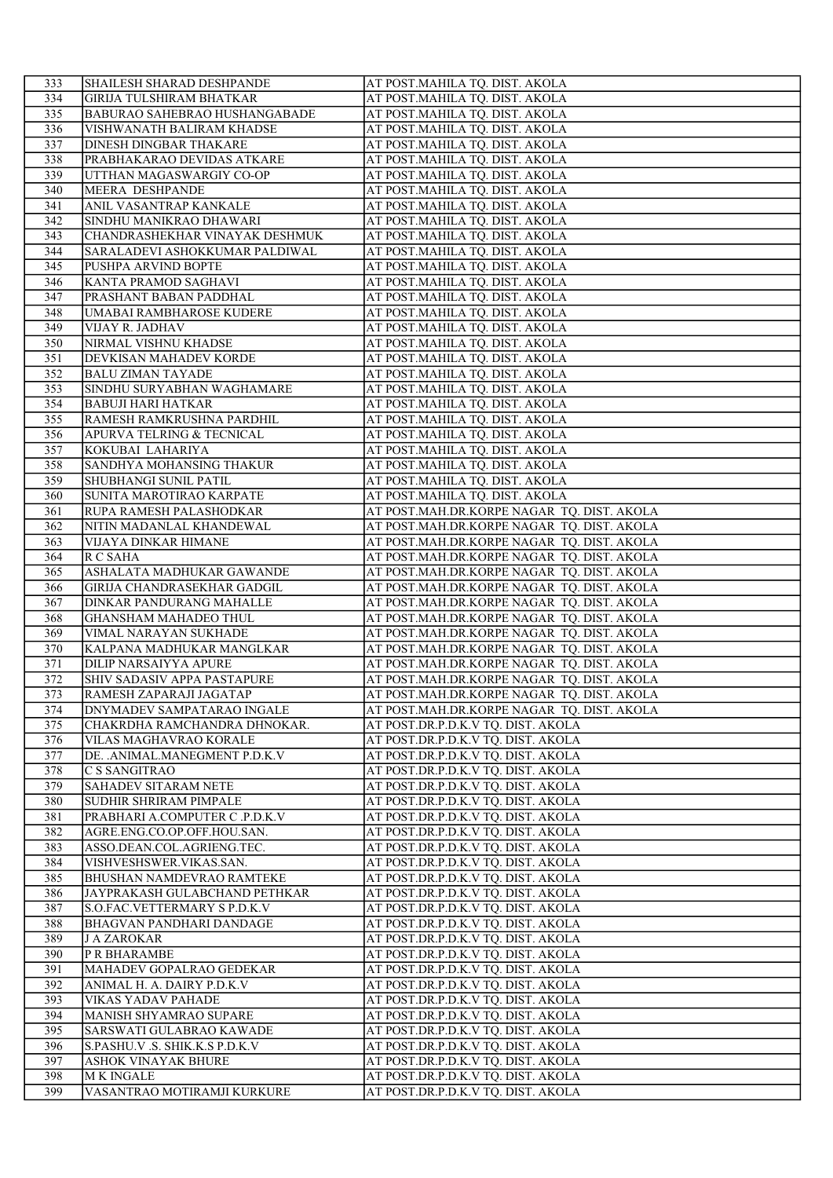| 333 | SHAILESH SHARAD DESHPANDE | AT POST.MAHILA TQ. DIST. AKOLA |
|---|---|---|
| 334 | GIRIJA TULSHIRAM BHATKAR | AT POST.MAHILA TQ. DIST. AKOLA |
| 335 | BABURAO SAHEBRAO HUSHANGABADE | AT POST.MAHILA TQ. DIST. AKOLA |
| 336 | VISHWANATH BALIRAM KHADSE | AT POST.MAHILA TQ. DIST. AKOLA |
| 337 | DINESH DINGBAR THAKARE | AT POST.MAHILA TQ. DIST. AKOLA |
| 338 | PRABHAKARAO DEVIDAS ATKARE | AT POST.MAHILA TQ. DIST. AKOLA |
| 339 | UTTHAN MAGASWARGIY CO-OP | AT POST.MAHILA TQ. DIST. AKOLA |
| 340 | MEERA DESHPANDE | AT POST.MAHILA TQ. DIST. AKOLA |
| 341 | ANIL VASANTRAP KANKALE | AT POST.MAHILA TQ. DIST. AKOLA |
| 342 | SINDHU MANIKRAO DHAWARI | AT POST.MAHILA TQ. DIST. AKOLA |
| 343 | CHANDRASHEKHAR VINAYAK DESHMUK | AT POST.MAHILA TQ. DIST. AKOLA |
| 344 | SARALADEVI ASHOKKUMAR PALDIWAL | AT POST.MAHILA TQ. DIST. AKOLA |
| 345 | PUSHPA ARVIND BOPTE | AT POST.MAHILA TQ. DIST. AKOLA |
| 346 | KANTA PRAMOD SAGHAVI | AT POST.MAHILA TQ. DIST. AKOLA |
| 347 | PRASHANT BABAN PADDHAL | AT POST.MAHILA TQ. DIST. AKOLA |
| 348 | UMABAI RAMBHAROSE KUDERE | AT POST.MAHILA TQ. DIST. AKOLA |
| 349 | VIJAY R. JADHAV | AT POST.MAHILA TQ. DIST. AKOLA |
| 350 | NIRMAL VISHNU KHADSE | AT POST.MAHILA TQ. DIST. AKOLA |
| 351 | DEVKISAN MAHADEV KORDE | AT POST.MAHILA TQ. DIST. AKOLA |
| 352 | BALU ZIMAN TAYADE | AT POST.MAHILA TQ. DIST. AKOLA |
| 353 | SINDHU SURYABHAN WAGHAMARE | AT POST.MAHILA TQ. DIST. AKOLA |
| 354 | BABUJI HARI HATKAR | AT POST.MAHILA TQ. DIST. AKOLA |
| 355 | RAMESH RAMKRUSHNA PARDHIL | AT POST.MAHILA TQ. DIST. AKOLA |
| 356 | APURVA TELRING & TECNICAL | AT POST.MAHILA TQ. DIST. AKOLA |
| 357 | KOKUBAI LAHARIYA | AT POST.MAHILA TQ. DIST. AKOLA |
| 358 | SANDHYA MOHANSING THAKUR | AT POST.MAHILA TQ. DIST. AKOLA |
| 359 | SHUBHANGI SUNIL PATIL | AT POST.MAHILA TQ. DIST. AKOLA |
| 360 | SUNITA MAROTIRAO KARPATE | AT POST.MAHILA TQ. DIST. AKOLA |
| 361 | RUPA RAMESH PALASHODKAR | AT POST.MAH.DR.KORPE NAGAR TQ. DIST. AKOLA |
| 362 | NITIN MADANLAL KHANDEWAL | AT POST.MAH.DR.KORPE NAGAR TQ. DIST. AKOLA |
| 363 | VIJAYA DINKAR HIMANE | AT POST.MAH.DR.KORPE NAGAR TQ. DIST. AKOLA |
| 364 | R C SAHA | AT POST.MAH.DR.KORPE NAGAR TQ. DIST. AKOLA |
| 365 | ASHALATA MADHUKAR GAWANDE | AT POST.MAH.DR.KORPE NAGAR TQ. DIST. AKOLA |
| 366 | GIRIJA CHANDRASEKHAR GADGIL | AT POST.MAH.DR.KORPE NAGAR TQ. DIST. AKOLA |
| 367 | DINKAR PANDURANG MAHALLE | AT POST.MAH.DR.KORPE NAGAR TQ. DIST. AKOLA |
| 368 | GHANSHAM MAHADEO THUL | AT POST.MAH.DR.KORPE NAGAR TQ. DIST. AKOLA |
| 369 | VIMAL NARAYAN SUKHADE | AT POST.MAH.DR.KORPE NAGAR TQ. DIST. AKOLA |
| 370 | KALPANA MADHUKAR MANGLKAR | AT POST.MAH.DR.KORPE NAGAR TQ. DIST. AKOLA |
| 371 | DILIP NARSAIYYA APURE | AT POST.MAH.DR.KORPE NAGAR TQ. DIST. AKOLA |
| 372 | SHIV SADASIV APPA PASTAPURE | AT POST.MAH.DR.KORPE NAGAR TQ. DIST. AKOLA |
| 373 | RAMESH ZAPARAJI JAGATAP | AT POST.MAH.DR.KORPE NAGAR TQ. DIST. AKOLA |
| 374 | DNYMADEV SAMPATARAO INGALE | AT POST.MAH.DR.KORPE NAGAR TQ. DIST. AKOLA |
| 375 | CHAKRDHA RAMCHANDRA DHNOKAR. | AT POST.DR.P.D.K.V TQ. DIST. AKOLA |
| 376 | VILAS MAGHAVRAO KORALE | AT POST.DR.P.D.K.V TQ. DIST. AKOLA |
| 377 | DE. .ANIMAL.MANEGMENT P.D.K.V | AT POST.DR.P.D.K.V TQ. DIST. AKOLA |
| 378 | C S SANGITRAO | AT POST.DR.P.D.K.V TQ. DIST. AKOLA |
| 379 | SAHADEV SITARAM NETE | AT POST.DR.P.D.K.V TQ. DIST. AKOLA |
| 380 | SUDHIR SHRIRAM PIMPALE | AT POST.DR.P.D.K.V TQ. DIST. AKOLA |
| 381 | PRABHARI A.COMPUTER C .P.D.K.V | AT POST.DR.P.D.K.V TQ. DIST. AKOLA |
| 382 | AGRE.ENG.CO.OP.OFF.HOU.SAN. | AT POST.DR.P.D.K.V TQ. DIST. AKOLA |
| 383 | ASSO.DEAN.COL.AGRIENG.TEC. | AT POST.DR.P.D.K.V TQ. DIST. AKOLA |
| 384 | VISHVESHSWER.VIKAS.SAN. | AT POST.DR.P.D.K.V TQ. DIST. AKOLA |
| 385 | BHUSHAN NAMDEVRAO RAMTEKE | AT POST.DR.P.D.K.V TQ. DIST. AKOLA |
| 386 | JAYPRAKASH GULABCHAND PETHKAR | AT POST.DR.P.D.K.V TQ. DIST. AKOLA |
| 387 | S.O.FAC.VETTERMARY S P.D.K.V | AT POST.DR.P.D.K.V TQ. DIST. AKOLA |
| 388 | BHAGVAN PANDHARI DANDAGE | AT POST.DR.P.D.K.V TQ. DIST. AKOLA |
| 389 | J A ZAROKAR | AT POST.DR.P.D.K.V TQ. DIST. AKOLA |
| 390 | P R BHARAMBE | AT POST.DR.P.D.K.V TQ. DIST. AKOLA |
| 391 | MAHADEV GOPALRAO GEDEKAR | AT POST.DR.P.D.K.V TQ. DIST. AKOLA |
| 392 | ANIMAL H. A. DAIRY P.D.K.V | AT POST.DR.P.D.K.V TQ. DIST. AKOLA |
| 393 | VIKAS YADAV PAHADE | AT POST.DR.P.D.K.V TQ. DIST. AKOLA |
| 394 | MANISH SHYAMRAO SUPARE | AT POST.DR.P.D.K.V TQ. DIST. AKOLA |
| 395 | SARSWATI GULABRAO KAWADE | AT POST.DR.P.D.K.V TQ. DIST. AKOLA |
| 396 | S.PASHU.V .S. SHIK.K.S P.D.K.V | AT POST.DR.P.D.K.V TQ. DIST. AKOLA |
| 397 | ASHOK VINAYAK BHURE | AT POST.DR.P.D.K.V TQ. DIST. AKOLA |
| 398 | M K INGALE | AT POST.DR.P.D.K.V TQ. DIST. AKOLA |
| 399 | VASANTRAO MOTIRAMJI KURKURE | AT POST.DR.P.D.K.V TQ. DIST. AKOLA |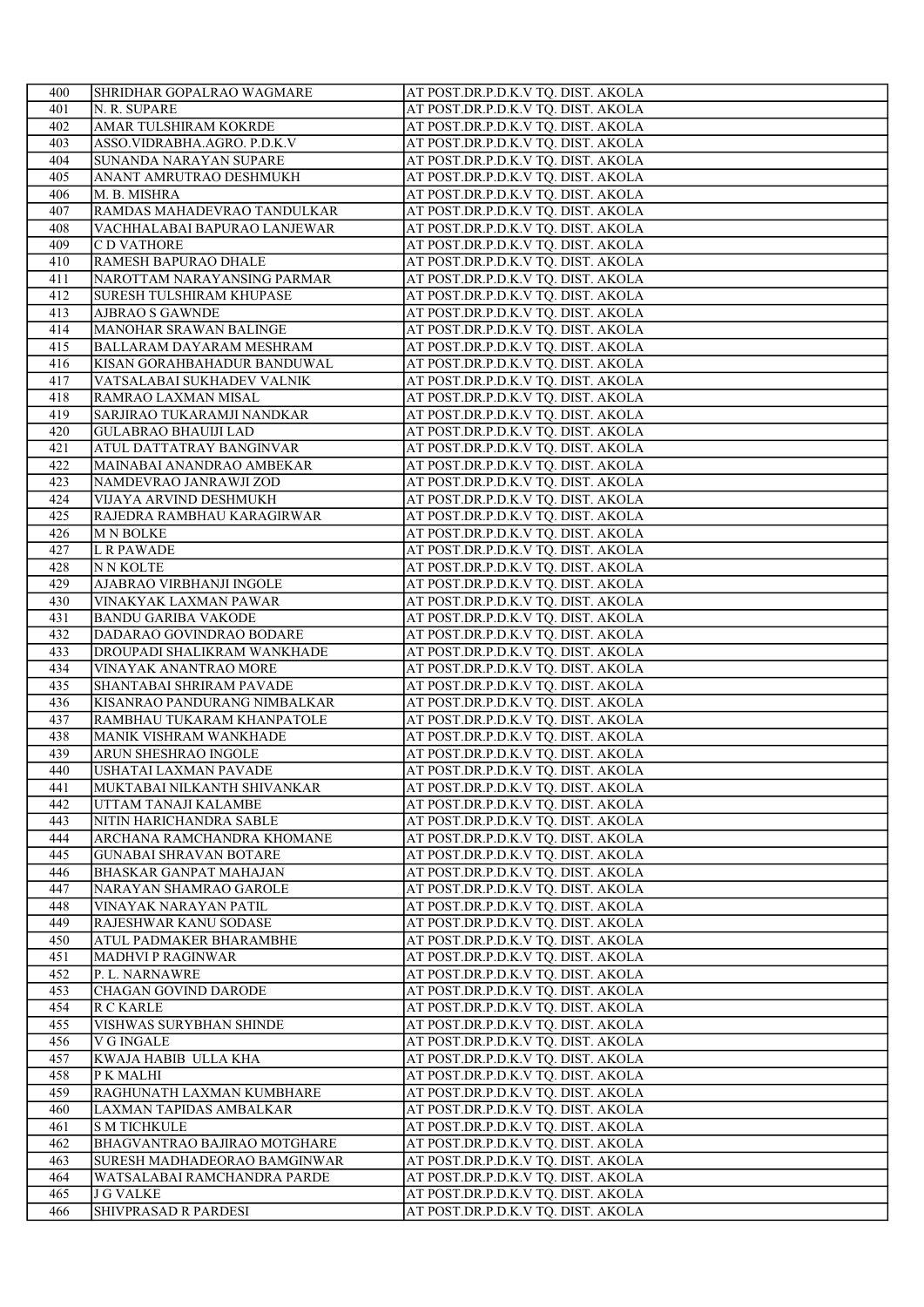| 400 | SHRIDHAR GOPALRAO WAGMARE | AT POST.DR.P.D.K.V TQ. DIST. AKOLA |
|---|---|---|
| 401 | N. R. SUPARE | AT POST.DR.P.D.K.V TQ. DIST. AKOLA |
| 402 | AMAR TULSHIRAM KOKRDE | AT POST.DR.P.D.K.V TQ. DIST. AKOLA |
| 403 | ASSO.VIDRABHA.AGRO. P.D.K.V | AT POST.DR.P.D.K.V TQ. DIST. AKOLA |
| 404 | SUNANDA NARAYAN SUPARE | AT POST.DR.P.D.K.V TQ. DIST. AKOLA |
| 405 | ANANT AMRUTRAO DESHMUKH | AT POST.DR.P.D.K.V TQ. DIST. AKOLA |
| 406 | M. B. MISHRA | AT POST.DR.P.D.K.V TQ. DIST. AKOLA |
| 407 | RAMDAS MAHADEVRAO TANDULKAR | AT POST.DR.P.D.K.V TQ. DIST. AKOLA |
| 408 | VACHHALABAI BAPURAO LANJEWAR | AT POST.DR.P.D.K.V TQ. DIST. AKOLA |
| 409 | C D VATHORE | AT POST.DR.P.D.K.V TQ. DIST. AKOLA |
| 410 | RAMESH BAPURAO DHALE | AT POST.DR.P.D.K.V TQ. DIST. AKOLA |
| 411 | NAROTTAM NARAYANSING PARMAR | AT POST.DR.P.D.K.V TQ. DIST. AKOLA |
| 412 | SURESH TULSHIRAM KHUPASE | AT POST.DR.P.D.K.V TQ. DIST. AKOLA |
| 413 | AJBRAO S GAWNDE | AT POST.DR.P.D.K.V TQ. DIST. AKOLA |
| 414 | MANOHAR SRAWAN BALINGE | AT POST.DR.P.D.K.V TQ. DIST. AKOLA |
| 415 | BALLARAM DAYARAM MESHRAM | AT POST.DR.P.D.K.V TQ. DIST. AKOLA |
| 416 | KISAN GORAHBAHADUR BANDUWAL | AT POST.DR.P.D.K.V TQ. DIST. AKOLA |
| 417 | VATSALABAI SUKHADEV VALNIK | AT POST.DR.P.D.K.V TQ. DIST. AKOLA |
| 418 | RAMRAO LAXMAN MISAL | AT POST.DR.P.D.K.V TQ. DIST. AKOLA |
| 419 | SARJIRAO TUKARAMJI NANDKAR | AT POST.DR.P.D.K.V TQ. DIST. AKOLA |
| 420 | GULABRAO BHAUIJI LAD | AT POST.DR.P.D.K.V TQ. DIST. AKOLA |
| 421 | ATUL DATTATRAY BANGINVAR | AT POST.DR.P.D.K.V TQ. DIST. AKOLA |
| 422 | MAINABAI ANANDRAO AMBEKAR | AT POST.DR.P.D.K.V TQ. DIST. AKOLA |
| 423 | NAMDEVRAO JANRAWJI ZOD | AT POST.DR.P.D.K.V TQ. DIST. AKOLA |
| 424 | VIJAYA ARVIND DESHMUKH | AT POST.DR.P.D.K.V TQ. DIST. AKOLA |
| 425 | RAJEDRA RAMBHAU KARAGIRWAR | AT POST.DR.P.D.K.V TQ. DIST. AKOLA |
| 426 | M N BOLKE | AT POST.DR.P.D.K.V TQ. DIST. AKOLA |
| 427 | L R PAWADE | AT POST.DR.P.D.K.V TQ. DIST. AKOLA |
| 428 | N N KOLTE | AT POST.DR.P.D.K.V TQ. DIST. AKOLA |
| 429 | AJABRAO VIRBHANJI INGOLE | AT POST.DR.P.D.K.V TQ. DIST. AKOLA |
| 430 | VINAKYAK LAXMAN PAWAR | AT POST.DR.P.D.K.V TQ. DIST. AKOLA |
| 431 | BANDU GARIBA VAKODE | AT POST.DR.P.D.K.V TQ. DIST. AKOLA |
| 432 | DADARAO GOVINDRAO BODARE | AT POST.DR.P.D.K.V TQ. DIST. AKOLA |
| 433 | DROUPADI SHALIKRAM WANKHADE | AT POST.DR.P.D.K.V TQ. DIST. AKOLA |
| 434 | VINAYAK ANANTRAO MORE | AT POST.DR.P.D.K.V TQ. DIST. AKOLA |
| 435 | SHANTABAI SHRIRAM PAVADE | AT POST.DR.P.D.K.V TQ. DIST. AKOLA |
| 436 | KISANRAO PANDURANG NIMBALKAR | AT POST.DR.P.D.K.V TQ. DIST. AKOLA |
| 437 | RAMBHAU TUKARAM KHANPATOLE | AT POST.DR.P.D.K.V TQ. DIST. AKOLA |
| 438 | MANIK VISHRAM WANKHADE | AT POST.DR.P.D.K.V TQ. DIST. AKOLA |
| 439 | ARUN SHESHRAO INGOLE | AT POST.DR.P.D.K.V TQ. DIST. AKOLA |
| 440 | USHATAI LAXMAN PAVADE | AT POST.DR.P.D.K.V TQ. DIST. AKOLA |
| 441 | MUKTABAI NILKANTH SHIVANKAR | AT POST.DR.P.D.K.V TQ. DIST. AKOLA |
| 442 | UTTAM TANAJI KALAMBE | AT POST.DR.P.D.K.V TQ. DIST. AKOLA |
| 443 | NITIN HARICHANDRA SABLE | AT POST.DR.P.D.K.V TQ. DIST. AKOLA |
| 444 | ARCHANA RAMCHANDRA KHOMANE | AT POST.DR.P.D.K.V TQ. DIST. AKOLA |
| 445 | GUNABAI SHRAVAN BOTARE | AT POST.DR.P.D.K.V TQ. DIST. AKOLA |
| 446 | BHASKAR GANPAT MAHAJAN | AT POST.DR.P.D.K.V TQ. DIST. AKOLA |
| 447 | NARAYAN SHAMRAO GAROLE | AT POST.DR.P.D.K.V TQ. DIST. AKOLA |
| 448 | VINAYAK NARAYAN PATIL | AT POST.DR.P.D.K.V TQ. DIST. AKOLA |
| 449 | RAJESHWAR KANU SODASE | AT POST.DR.P.D.K.V TQ. DIST. AKOLA |
| 450 | ATUL PADMAKER BHARAMBHE | AT POST.DR.P.D.K.V TQ. DIST. AKOLA |
| 451 | MADHVI P RAGINWAR | AT POST.DR.P.D.K.V TQ. DIST. AKOLA |
| 452 | P. L. NARNAWRE | AT POST.DR.P.D.K.V TQ. DIST. AKOLA |
| 453 | CHAGAN GOVIND DARODE | AT POST.DR.P.D.K.V TQ. DIST. AKOLA |
| 454 | R C KARLE | AT POST.DR.P.D.K.V TQ. DIST. AKOLA |
| 455 | VISHWAS SURYBHAN SHINDE | AT POST.DR.P.D.K.V TQ. DIST. AKOLA |
| 456 | V G INGALE | AT POST.DR.P.D.K.V TQ. DIST. AKOLA |
| 457 | KWAJA HABIB ULLA KHA | AT POST.DR.P.D.K.V TQ. DIST. AKOLA |
| 458 | P K MALHI | AT POST.DR.P.D.K.V TQ. DIST. AKOLA |
| 459 | RAGHUNATH LAXMAN KUMBHARE | AT POST.DR.P.D.K.V TQ. DIST. AKOLA |
| 460 | LAXMAN TAPIDAS AMBALKAR | AT POST.DR.P.D.K.V TQ. DIST. AKOLA |
| 461 | S M TICHKULE | AT POST.DR.P.D.K.V TQ. DIST. AKOLA |
| 462 | BHAGVANTRAO BAJIRAO MOTGHARE | AT POST.DR.P.D.K.V TQ. DIST. AKOLA |
| 463 | SURESH MADHADEORAO BAMGINWAR | AT POST.DR.P.D.K.V TQ. DIST. AKOLA |
| 464 | WATSALABAI RAMCHANDRA PARDE | AT POST.DR.P.D.K.V TQ. DIST. AKOLA |
| 465 | J G VALKE | AT POST.DR.P.D.K.V TQ. DIST. AKOLA |
| 466 | SHIVPRASAD R PARDESI | AT POST.DR.P.D.K.V TQ. DIST. AKOLA |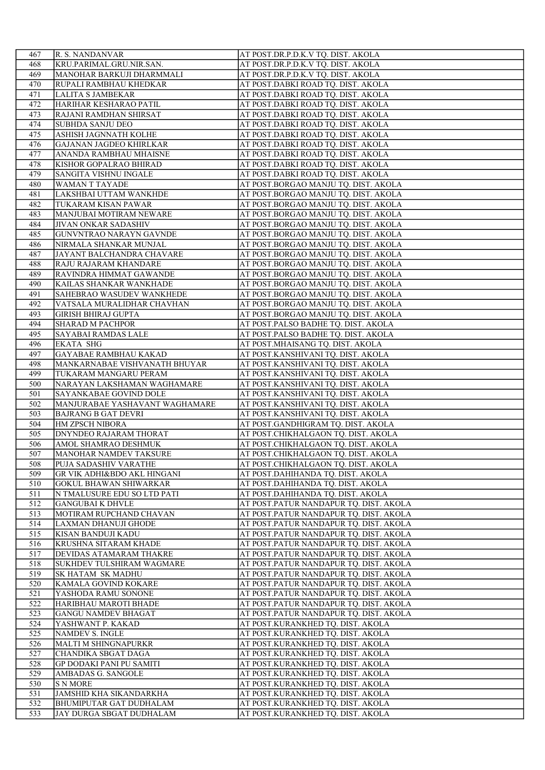| 467 | R. S. NANDANVAR | AT POST.DR.P.D.K.V TQ. DIST. AKOLA |
|---|---|---|
| 468 | KRU.PARIMAL.GRU.NIR.SAN. | AT POST.DR.P.D.K.V TQ. DIST. AKOLA |
| 469 | MANOHAR BARKUJI DHARMMALI | AT POST.DR.P.D.K.V TQ. DIST. AKOLA |
| 470 | RUPALI RAMBHAU KHEDKAR | AT POST.DABKI ROAD TQ. DIST. AKOLA |
| 471 | LALITA S JAMBEKAR | AT POST.DABKI ROAD TQ. DIST. AKOLA |
| 472 | HARIHAR KESHARAO PATIL | AT POST.DABKI ROAD TQ. DIST. AKOLA |
| 473 | RAJANI RAMDHAN SHIRSAT | AT POST.DABKI ROAD TQ. DIST. AKOLA |
| 474 | SUBHDA SANJU DEO | AT POST.DABKI ROAD TQ. DIST. AKOLA |
| 475 | ASHISH JAGNNATH KOLHE | AT POST.DABKI ROAD TQ. DIST. AKOLA |
| 476 | GAJANAN JAGDEO KHIRLKAR | AT POST.DABKI ROAD TQ. DIST. AKOLA |
| 477 | ANANDA RAMBHAU MHAISNE | AT POST.DABKI ROAD TQ. DIST. AKOLA |
| 478 | KISHOR GOPALRAO BHIRAD | AT POST.DABKI ROAD TQ. DIST. AKOLA |
| 479 | SANGITA VISHNU INGALE | AT POST.DABKI ROAD TQ. DIST. AKOLA |
| 480 | WAMAN T TAYADE | AT POST.BORGAO MANJU TQ. DIST. AKOLA |
| 481 | LAKSHBAI UTTAM WANKHDE | AT POST.BORGAO MANJU TQ. DIST. AKOLA |
| 482 | TUKARAM KISAN PAWAR | AT POST.BORGAO MANJU TQ. DIST. AKOLA |
| 483 | MANJUBAI MOTIRAM NEWARE | AT POST.BORGAO MANJU TQ. DIST. AKOLA |
| 484 | JIVAN ONKAR SADASHIV | AT POST.BORGAO MANJU TQ. DIST. AKOLA |
| 485 | GUNVNTRAO NARAYN GAVNDE | AT POST.BORGAO MANJU TQ. DIST. AKOLA |
| 486 | NIRMALA SHANKAR MUNJAL | AT POST.BORGAO MANJU TQ. DIST. AKOLA |
| 487 | JAYANT BALCHANDRA CHAVARE | AT POST.BORGAO MANJU TQ. DIST. AKOLA |
| 488 | RAJU RAJARAM KHANDARE | AT POST.BORGAO MANJU TQ. DIST. AKOLA |
| 489 | RAVINDRA HIMMAT GAWANDE | AT POST.BORGAO MANJU TQ. DIST. AKOLA |
| 490 | KAILAS SHANKAR WANKHADE | AT POST.BORGAO MANJU TQ. DIST. AKOLA |
| 491 | SAHEBRAO WASUDEV WANKHEDE | AT POST.BORGAO MANJU TQ. DIST. AKOLA |
| 492 | VATSALA MURALIDHAR CHAVHAN | AT POST.BORGAO MANJU TQ. DIST. AKOLA |
| 493 | GIRISH BHIRAJ GUPTA | AT POST.BORGAO MANJU TQ. DIST. AKOLA |
| 494 | SHARAD M PACHPOR | AT POST.PALSO BADHE TQ. DIST. AKOLA |
| 495 | SAYABAI RAMDAS LALE | AT POST.PALSO BADHE TQ. DIST. AKOLA |
| 496 | EKATA SHG | AT POST.MHAISANG TQ. DIST. AKOLA |
| 497 | GAYABAE RAMBHAU KAKAD | AT POST.KANSHIVANI TQ. DIST. AKOLA |
| 498 | MANKARNABAE VISHVANATH BHUYAR | AT POST.KANSHIVANI TQ. DIST. AKOLA |
| 499 | TUKARAM MANGARU PERAM | AT POST.KANSHIVANI TQ. DIST. AKOLA |
| 500 | NARAYAN LAKSHAMAN WAGHAMARE | AT POST.KANSHIVANI TQ. DIST. AKOLA |
| 501 | SAYANKABAE GOVIND DOLE | AT POST.KANSHIVANI TQ. DIST. AKOLA |
| 502 | MANJURABAE YASHAVANT WAGHAMARE | AT POST.KANSHIVANI TQ. DIST. AKOLA |
| 503 | BAJRANG B GAT DEVRI | AT POST.KANSHIVANI TQ. DIST. AKOLA |
| 504 | HM ZPSCH NIBORA | AT POST.GANDHIGRAM TQ. DIST. AKOLA |
| 505 | DNYNDEO RAJARAM THORAT | AT POST.CHIKHALGAON TQ. DIST. AKOLA |
| 506 | AMOL SHAMRAO DESHMUK | AT POST.CHIKHALGAON TQ. DIST. AKOLA |
| 507 | MANOHAR NAMDEV TAKSURE | AT POST.CHIKHALGAON TQ. DIST. AKOLA |
| 508 | PUJA SADASHIV VARATHE | AT POST.CHIKHALGAON TQ. DIST. AKOLA |
| 509 | GR VIK ADHI&BDO AKL HINGANI | AT POST.DAHIHANDA TQ. DIST. AKOLA |
| 510 | GOKUL BHAWAN SHIWARKAR | AT POST.DAHIHANDA TQ. DIST. AKOLA |
| 511 | N TMALUSURE EDU SO LTD PATI | AT POST.DAHIHANDA TQ. DIST. AKOLA |
| 512 | GANGUBAI K DHVLE | AT POST.PATUR NANDAPUR TQ. DIST. AKOLA |
| 513 | MOTIRAM RUPCHAND CHAVAN | AT POST.PATUR NANDAPUR TQ. DIST. AKOLA |
| 514 | LAXMAN DHANUJI GHODE | AT POST.PATUR NANDAPUR TQ. DIST. AKOLA |
| 515 | KISAN BANDUJI KADU | AT POST.PATUR NANDAPUR TQ. DIST. AKOLA |
| 516 | KRUSHNA SITARAM KHADE | AT POST.PATUR NANDAPUR TQ. DIST. AKOLA |
| 517 | DEVIDAS ATAMARAM THAKRE | AT POST.PATUR NANDAPUR TQ. DIST. AKOLA |
| 518 | SUKHDEV TULSHIRAM WAGMARE | AT POST.PATUR NANDAPUR TQ. DIST. AKOLA |
| 519 | SK HATAM SK MADHU | AT POST.PATUR NANDAPUR TQ. DIST. AKOLA |
| 520 | KAMALA GOVIND KOKARE | AT POST.PATUR NANDAPUR TQ. DIST. AKOLA |
| 521 | YASHODA RAMU SONONE | AT POST.PATUR NANDAPUR TQ. DIST. AKOLA |
| 522 | HARIBHAU MAROTI BHADE | AT POST.PATUR NANDAPUR TQ. DIST. AKOLA |
| 523 | GANGU NAMDEV BHAGAT | AT POST.PATUR NANDAPUR TQ. DIST. AKOLA |
| 524 | YASHWANT P. KAKAD | AT POST.KURANKHED TQ. DIST. AKOLA |
| 525 | NAMDEV S. INGLE | AT POST.KURANKHED TQ. DIST. AKOLA |
| 526 | MALTI M SHINGNAPURKR | AT POST.KURANKHED TQ. DIST. AKOLA |
| 527 | CHANDIKA SBGAT DAGA | AT POST.KURANKHED TQ. DIST. AKOLA |
| 528 | GP DODAKI PANI PU SAMITI | AT POST.KURANKHED TQ. DIST. AKOLA |
| 529 | AMBADAS G. SANGOLE | AT POST.KURANKHED TQ. DIST. AKOLA |
| 530 | S N MORE | AT POST.KURANKHED TQ. DIST. AKOLA |
| 531 | JAMSHID KHA SIKANDARKHA | AT POST.KURANKHED TQ. DIST. AKOLA |
| 532 | BHUMIPUTAR GAT DUDHALAM | AT POST.KURANKHED TQ. DIST. AKOLA |
| 533 | JAY DURGA SBGAT DUDHALAM | AT POST.KURANKHED TQ. DIST. AKOLA |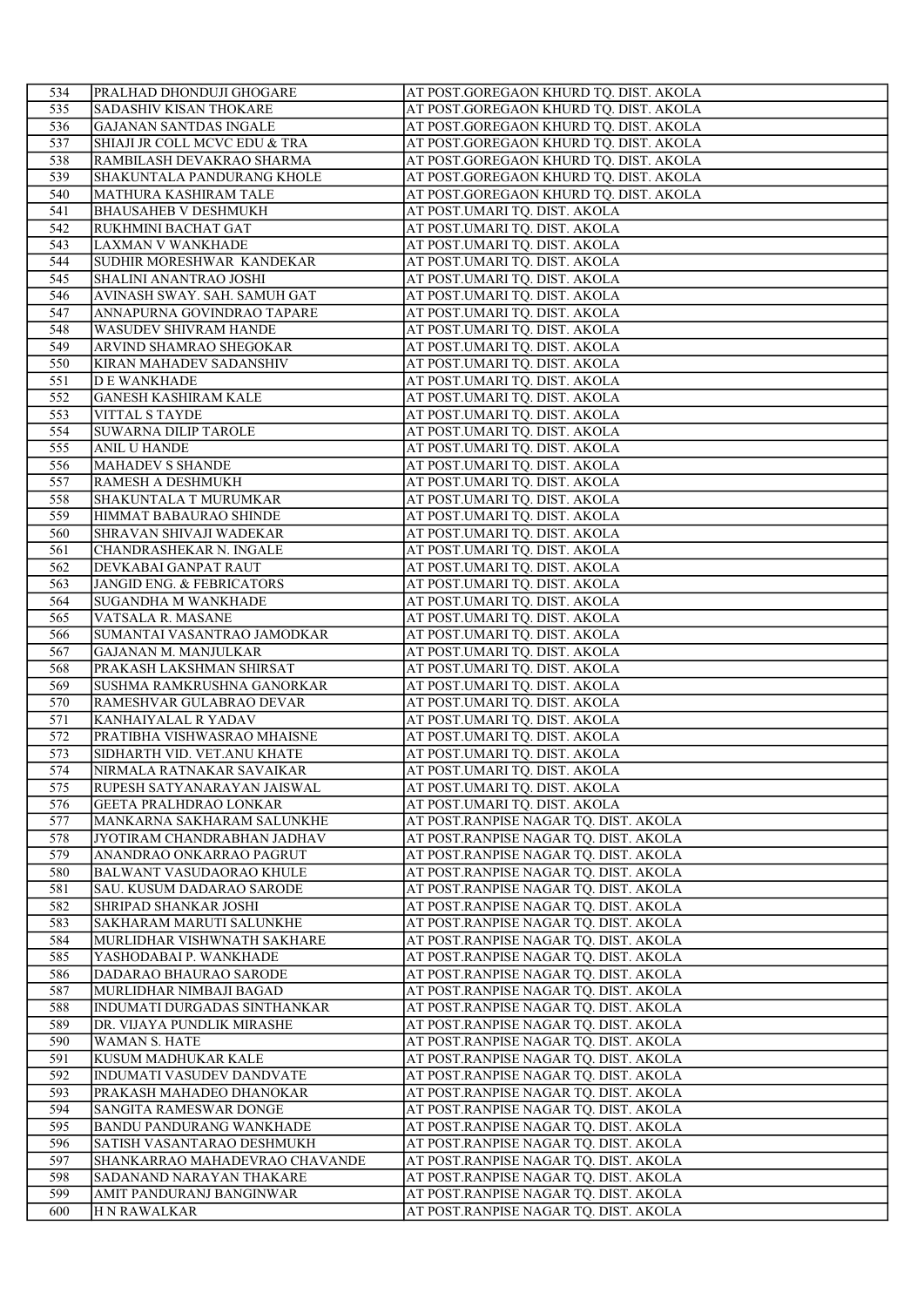| 534 | PRALHAD DHONDUJI GHOGARE | AT POST.GOREGAON KHURD TQ. DIST. AKOLA |
|---|---|---|
| 535 | SADASHIV KISAN THOKARE | AT POST.GOREGAON KHURD TQ. DIST. AKOLA |
| 536 | GAJANAN SANTDAS INGALE | AT POST.GOREGAON KHURD TQ. DIST. AKOLA |
| 537 | SHIAJI JR COLL MCVC EDU & TRA | AT POST.GOREGAON KHURD TQ. DIST. AKOLA |
| 538 | RAMBILASH DEVAKRAO SHARMA | AT POST.GOREGAON KHURD TQ. DIST. AKOLA |
| 539 | SHAKUNTALA PANDURANG KHOLE | AT POST.GOREGAON KHURD TQ. DIST. AKOLA |
| 540 | MATHURA KASHIRAM TALE | AT POST.GOREGAON KHURD TQ. DIST. AKOLA |
| 541 | BHAUSAHEB V DESHMUKH | AT POST.UMARI TQ. DIST. AKOLA |
| 542 | RUKHMINI BACHAT GAT | AT POST.UMARI TQ. DIST. AKOLA |
| 543 | LAXMAN V WANKHADE | AT POST.UMARI TQ. DIST. AKOLA |
| 544 | SUDHIR MORESHWAR KANDEKAR | AT POST.UMARI TQ. DIST. AKOLA |
| 545 | SHALINI ANANTRAO JOSHI | AT POST.UMARI TQ. DIST. AKOLA |
| 546 | AVINASH SWAY. SAH. SAMUH GAT | AT POST.UMARI TQ. DIST. AKOLA |
| 547 | ANNAPURNA GOVINDRAO TAPARE | AT POST.UMARI TQ. DIST. AKOLA |
| 548 | WASUDEV SHIVRAM HANDE | AT POST.UMARI TQ. DIST. AKOLA |
| 549 | ARVIND SHAMRAO SHEGOKAR | AT POST.UMARI TQ. DIST. AKOLA |
| 550 | KIRAN MAHADEV SADANSHIV | AT POST.UMARI TQ. DIST. AKOLA |
| 551 | D E WANKHADE | AT POST.UMARI TQ. DIST. AKOLA |
| 552 | GANESH KASHIRAM KALE | AT POST.UMARI TQ. DIST. AKOLA |
| 553 | VITTAL S TAYDE | AT POST.UMARI TQ. DIST. AKOLA |
| 554 | SUWARNA DILIP TAROLE | AT POST.UMARI TQ. DIST. AKOLA |
| 555 | ANIL U HANDE | AT POST.UMARI TQ. DIST. AKOLA |
| 556 | MAHADEV S SHANDE | AT POST.UMARI TQ. DIST. AKOLA |
| 557 | RAMESH A DESHMUKH | AT POST.UMARI TQ. DIST. AKOLA |
| 558 | SHAKUNTALA T MURUMKAR | AT POST.UMARI TQ. DIST. AKOLA |
| 559 | HIMMAT BABAURAO SHINDE | AT POST.UMARI TQ. DIST. AKOLA |
| 560 | SHRAVAN SHIVAJI WADEKAR | AT POST.UMARI TQ. DIST. AKOLA |
| 561 | CHANDRASHEKAR N. INGALE | AT POST.UMARI TQ. DIST. AKOLA |
| 562 | DEVKABAI GANPAT RAUT | AT POST.UMARI TQ. DIST. AKOLA |
| 563 | JANGID ENG. & FEBRICATORS | AT POST.UMARI TQ. DIST. AKOLA |
| 564 | SUGANDHA M WANKHADE | AT POST.UMARI TQ. DIST. AKOLA |
| 565 | VATSALA R. MASANE | AT POST.UMARI TQ. DIST. AKOLA |
| 566 | SUMANTAI VASANTRAO JAMODKAR | AT POST.UMARI TQ. DIST. AKOLA |
| 567 | GAJANAN M. MANJULKAR | AT POST.UMARI TQ. DIST. AKOLA |
| 568 | PRAKASH LAKSHMAN SHIRSAT | AT POST.UMARI TQ. DIST. AKOLA |
| 569 | SUSHMA RAMKRUSHNA GANORKAR | AT POST.UMARI TQ. DIST. AKOLA |
| 570 | RAMESHVAR GULABRAO DEVAR | AT POST.UMARI TQ. DIST. AKOLA |
| 571 | KANHAIYALAL R YADAV | AT POST.UMARI TQ. DIST. AKOLA |
| 572 | PRATIBHA VISHWASRAO MHAISNE | AT POST.UMARI TQ. DIST. AKOLA |
| 573 | SIDHARTH VID. VET.ANU KHATE | AT POST.UMARI TQ. DIST. AKOLA |
| 574 | NIRMALA RATNAKAR SAVAIKAR | AT POST.UMARI TQ. DIST. AKOLA |
| 575 | RUPESH SATYANARAYAN JAISWAL | AT POST.UMARI TQ. DIST. AKOLA |
| 576 | GEETA PRALHDRAO LONKAR | AT POST.UMARI TQ. DIST. AKOLA |
| 577 | MANKARNA SAKHARAM SALUNKHE | AT POST.RANPISE NAGAR TQ. DIST. AKOLA |
| 578 | JYOTIRAM CHANDRABHAN JADHAV | AT POST.RANPISE NAGAR TQ. DIST. AKOLA |
| 579 | ANANDRAO ONKARRAO PAGRUT | AT POST.RANPISE NAGAR TQ. DIST. AKOLA |
| 580 | BALWANT VASUDAORAO KHULE | AT POST.RANPISE NAGAR TQ. DIST. AKOLA |
| 581 | SAU. KUSUM DADARAO SARODE | AT POST.RANPISE NAGAR TQ. DIST. AKOLA |
| 582 | SHRIPAD SHANKAR JOSHI | AT POST.RANPISE NAGAR TQ. DIST. AKOLA |
| 583 | SAKHARAM MARUTI SALUNKHE | AT POST.RANPISE NAGAR TQ. DIST. AKOLA |
| 584 | MURLIDHAR VISHWNATH SAKHARE | AT POST.RANPISE NAGAR TQ. DIST. AKOLA |
| 585 | YASHODABAI P. WANKHADE | AT POST.RANPISE NAGAR TQ. DIST. AKOLA |
| 586 | DADARAO BHAURAO SARODE | AT POST.RANPISE NAGAR TQ. DIST. AKOLA |
| 587 | MURLIDHAR NIMBAJI BAGAD | AT POST.RANPISE NAGAR TQ. DIST. AKOLA |
| 588 | INDUMATI DURGADAS SINTHANKAR | AT POST.RANPISE NAGAR TQ. DIST. AKOLA |
| 589 | DR. VIJAYA PUNDLIK MIRASHE | AT POST.RANPISE NAGAR TQ. DIST. AKOLA |
| 590 | WAMAN S. HATE | AT POST.RANPISE NAGAR TQ. DIST. AKOLA |
| 591 | KUSUM MADHUKAR KALE | AT POST.RANPISE NAGAR TQ. DIST. AKOLA |
| 592 | INDUMATI VASUDEV DANDVATE | AT POST.RANPISE NAGAR TQ. DIST. AKOLA |
| 593 | PRAKASH MAHADEO DHANOKAR | AT POST.RANPISE NAGAR TQ. DIST. AKOLA |
| 594 | SANGITA RAMESWAR DONGE | AT POST.RANPISE NAGAR TQ. DIST. AKOLA |
| 595 | BANDU PANDURANG WANKHADE | AT POST.RANPISE NAGAR TQ. DIST. AKOLA |
| 596 | SATISH VASANTARAO DESHMUKH | AT POST.RANPISE NAGAR TQ. DIST. AKOLA |
| 597 | SHANKARRAO MAHADEVRAO CHAVANDE | AT POST.RANPISE NAGAR TQ. DIST. AKOLA |
| 598 | SADANAND NARAYAN THAKARE | AT POST.RANPISE NAGAR TQ. DIST. AKOLA |
| 599 | AMIT PANDURANJ BANGINWAR | AT POST.RANPISE NAGAR TQ. DIST. AKOLA |
| 600 | H N RAWALKAR | AT POST.RANPISE NAGAR TQ. DIST. AKOLA |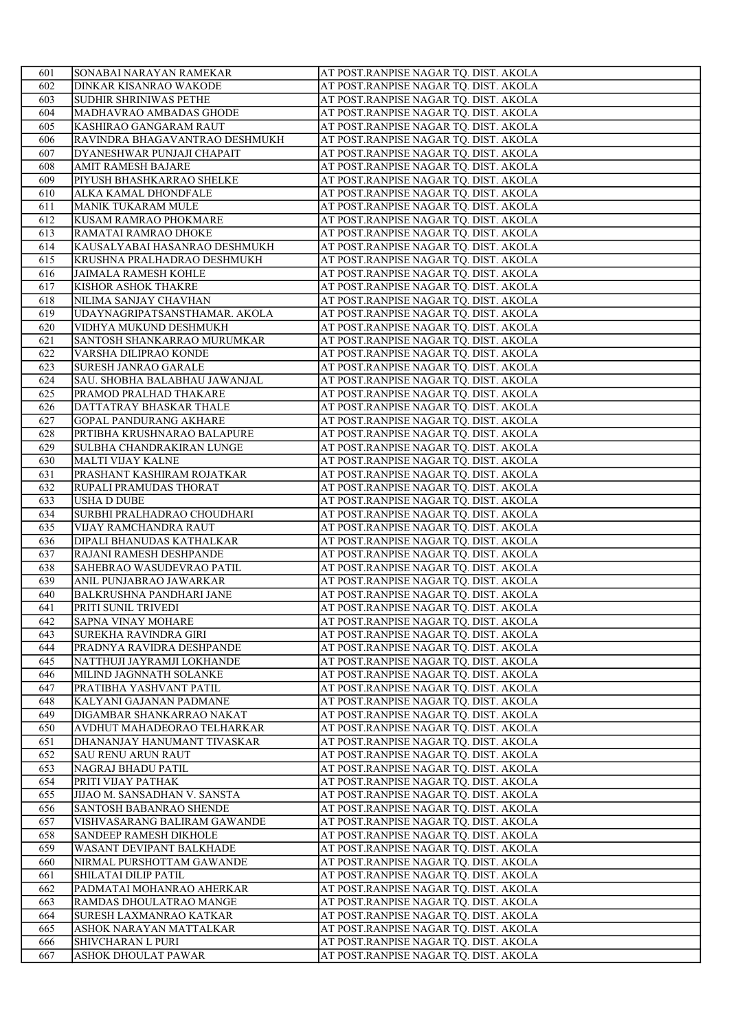| 601 | SONABAI NARAYAN RAMEKAR | AT POST.RANPISE NAGAR TQ. DIST. AKOLA |
|---|---|---|
| 602 | DINKAR KISANRAO WAKODE | AT POST.RANPISE NAGAR TQ. DIST. AKOLA |
| 603 | SUDHIR SHRINIWAS PETHE | AT POST.RANPISE NAGAR TQ. DIST. AKOLA |
| 604 | MADHAVRAO AMBADAS GHODE | AT POST.RANPISE NAGAR TQ. DIST. AKOLA |
| 605 | KASHIRAO GANGARAM RAUT | AT POST.RANPISE NAGAR TQ. DIST. AKOLA |
| 606 | RAVINDRA BHAGAVANTRAO DESHMUKH | AT POST.RANPISE NAGAR TQ. DIST. AKOLA |
| 607 | DYANESHWAR PUNJAJI CHAPAIT | AT POST.RANPISE NAGAR TQ. DIST. AKOLA |
| 608 | AMIT RAMESH BAJARE | AT POST.RANPISE NAGAR TQ. DIST. AKOLA |
| 609 | PIYUSH BHASHKARRAO SHELKE | AT POST.RANPISE NAGAR TQ. DIST. AKOLA |
| 610 | ALKA KAMAL DHONDFALE | AT POST.RANPISE NAGAR TQ. DIST. AKOLA |
| 611 | MANIK TUKARAM MULE | AT POST.RANPISE NAGAR TQ. DIST. AKOLA |
| 612 | KUSAM RAMRAO PHOKMARE | AT POST.RANPISE NAGAR TQ. DIST. AKOLA |
| 613 | RAMATAI RAMRAO DHOKE | AT POST.RANPISE NAGAR TQ. DIST. AKOLA |
| 614 | KAUSALYABAI HASANRAO DESHMUKH | AT POST.RANPISE NAGAR TQ. DIST. AKOLA |
| 615 | KRUSHNA PRALHADRAO DESHMUKH | AT POST.RANPISE NAGAR TQ. DIST. AKOLA |
| 616 | JAIMALA RAMESH KOHLE | AT POST.RANPISE NAGAR TQ. DIST. AKOLA |
| 617 | KISHOR ASHOK THAKRE | AT POST.RANPISE NAGAR TQ. DIST. AKOLA |
| 618 | NILIMA SANJAY CHAVHAN | AT POST.RANPISE NAGAR TQ. DIST. AKOLA |
| 619 | UDAYNAGRIPATSANSTHAMAR. AKOLA | AT POST.RANPISE NAGAR TQ. DIST. AKOLA |
| 620 | VIDHYA MUKUND DESHMUKH | AT POST.RANPISE NAGAR TQ. DIST. AKOLA |
| 621 | SANTOSH SHANKARRAO MURUMKAR | AT POST.RANPISE NAGAR TQ. DIST. AKOLA |
| 622 | VARSHA DILIPRAO KONDE | AT POST.RANPISE NAGAR TQ. DIST. AKOLA |
| 623 | SURESH JANRAO GARALE | AT POST.RANPISE NAGAR TQ. DIST. AKOLA |
| 624 | SAU. SHOBHA BALABHAU JAWANJAL | AT POST.RANPISE NAGAR TQ. DIST. AKOLA |
| 625 | PRAMOD PRALHAD THAKARE | AT POST.RANPISE NAGAR TQ. DIST. AKOLA |
| 626 | DATTATRAY BHASKAR THALE | AT POST.RANPISE NAGAR TQ. DIST. AKOLA |
| 627 | GOPAL PANDURANG AKHARE | AT POST.RANPISE NAGAR TQ. DIST. AKOLA |
| 628 | PRTIBHA KRUSHNARAO BALAPURE | AT POST.RANPISE NAGAR TQ. DIST. AKOLA |
| 629 | SULBHA CHANDRAKIRAN LUNGE | AT POST.RANPISE NAGAR TQ. DIST. AKOLA |
| 630 | MALTI VIJAY KALNE | AT POST.RANPISE NAGAR TQ. DIST. AKOLA |
| 631 | PRASHANT KASHIRAM ROJATKAR | AT POST.RANPISE NAGAR TQ. DIST. AKOLA |
| 632 | RUPALI PRAMUDAS THORAT | AT POST.RANPISE NAGAR TQ. DIST. AKOLA |
| 633 | USHA D DUBE | AT POST.RANPISE NAGAR TQ. DIST. AKOLA |
| 634 | SURBHI PRALHADRAO CHOUDHARI | AT POST.RANPISE NAGAR TQ. DIST. AKOLA |
| 635 | VIJAY RAMCHANDRA RAUT | AT POST.RANPISE NAGAR TQ. DIST. AKOLA |
| 636 | DIPALI BHANUDAS KATHALKAR | AT POST.RANPISE NAGAR TQ. DIST. AKOLA |
| 637 | RAJANI RAMESH DESHPANDE | AT POST.RANPISE NAGAR TQ. DIST. AKOLA |
| 638 | SAHEBRAO WASUDEVRAO PATIL | AT POST.RANPISE NAGAR TQ. DIST. AKOLA |
| 639 | ANIL PUNJABRAO JAWARKAR | AT POST.RANPISE NAGAR TQ. DIST. AKOLA |
| 640 | BALKRUSHNA PANDHARI JANE | AT POST.RANPISE NAGAR TQ. DIST. AKOLA |
| 641 | PRITI SUNIL TRIVEDI | AT POST.RANPISE NAGAR TQ. DIST. AKOLA |
| 642 | SAPNA VINAY MOHARE | AT POST.RANPISE NAGAR TQ. DIST. AKOLA |
| 643 | SUREKHA RAVINDRA GIRI | AT POST.RANPISE NAGAR TQ. DIST. AKOLA |
| 644 | PRADNYA RAVIDRA DESHPANDE | AT POST.RANPISE NAGAR TQ. DIST. AKOLA |
| 645 | NATTHUJI JAYRAMJI LOKHANDE | AT POST.RANPISE NAGAR TQ. DIST. AKOLA |
| 646 | MILIND JAGNNATH SOLANKE | AT POST.RANPISE NAGAR TQ. DIST. AKOLA |
| 647 | PRATIBHA YASHVANT PATIL | AT POST.RANPISE NAGAR TQ. DIST. AKOLA |
| 648 | KALYANI GAJANAN PADMANE | AT POST.RANPISE NAGAR TQ. DIST. AKOLA |
| 649 | DIGAMBAR SHANKARRAO NAKAT | AT POST.RANPISE NAGAR TQ. DIST. AKOLA |
| 650 | AVDHUT MAHADEORAO TELHARKAR | AT POST.RANPISE NAGAR TQ. DIST. AKOLA |
| 651 | DHANANJAY HANUMANT TIVASKAR | AT POST.RANPISE NAGAR TQ. DIST. AKOLA |
| 652 | SAU RENU ARUN RAUT | AT POST.RANPISE NAGAR TQ. DIST. AKOLA |
| 653 | NAGRAJ BHADU PATIL | AT POST.RANPISE NAGAR TQ. DIST. AKOLA |
| 654 | PRITI VIJAY PATHAK | AT POST.RANPISE NAGAR TQ. DIST. AKOLA |
| 655 | JIJAO M. SANSADHAN V. SANSTA | AT POST.RANPISE NAGAR TQ. DIST. AKOLA |
| 656 | SANTOSH BABANRAO SHENDE | AT POST.RANPISE NAGAR TQ. DIST. AKOLA |
| 657 | VISHVASARANG BALIRAM GAWANDE | AT POST.RANPISE NAGAR TQ. DIST. AKOLA |
| 658 | SANDEEP RAMESH DIKHOLE | AT POST.RANPISE NAGAR TQ. DIST. AKOLA |
| 659 | WASANT DEVIPANT BALKHADE | AT POST.RANPISE NAGAR TQ. DIST. AKOLA |
| 660 | NIRMAL PURSHOTTAM GAWANDE | AT POST.RANPISE NAGAR TQ. DIST. AKOLA |
| 661 | SHILATAI DILIP PATIL | AT POST.RANPISE NAGAR TQ. DIST. AKOLA |
| 662 | PADMATAI MOHANRAO AHERKAR | AT POST.RANPISE NAGAR TQ. DIST. AKOLA |
| 663 | RAMDAS DHOULATRAO MANGE | AT POST.RANPISE NAGAR TQ. DIST. AKOLA |
| 664 | SURESH LAXMANRAO KATKAR | AT POST.RANPISE NAGAR TQ. DIST. AKOLA |
| 665 | ASHOK NARAYAN MATTALKAR | AT POST.RANPISE NAGAR TQ. DIST. AKOLA |
| 666 | SHIVCHARAN L PURI | AT POST.RANPISE NAGAR TQ. DIST. AKOLA |
| 667 | ASHOK DHOULAT PAWAR | AT POST.RANPISE NAGAR TQ. DIST. AKOLA |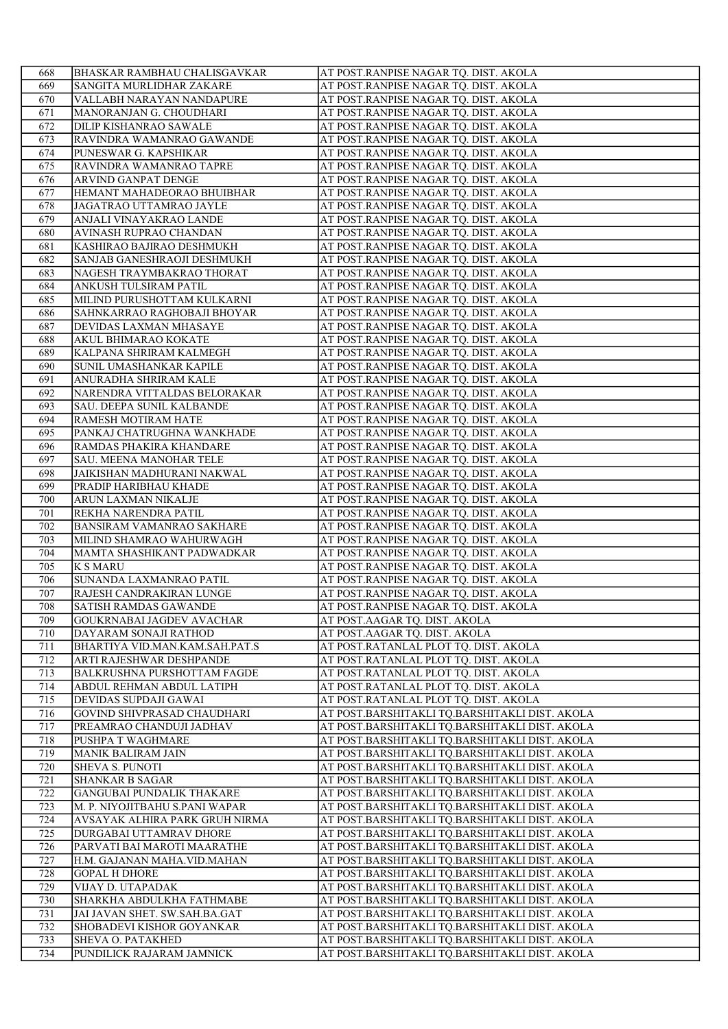| | | |
|---|---|---|
| 668 | BHASKAR RAMBHAU CHALISGAVKAR | AT POST.RANPISE NAGAR TQ. DIST. AKOLA |
| 669 | SANGITA MURLIDHAR ZAKARE | AT POST.RANPISE NAGAR TQ. DIST. AKOLA |
| 670 | VALLABH NARAYAN NANDAPURE | AT POST.RANPISE NAGAR TQ. DIST. AKOLA |
| 671 | MANORANJAN G. CHOUDHARI | AT POST.RANPISE NAGAR TQ. DIST. AKOLA |
| 672 | DILIP KISHANRAO SAWALE | AT POST.RANPISE NAGAR TQ. DIST. AKOLA |
| 673 | RAVINDRA WAMANRAO GAWANDE | AT POST.RANPISE NAGAR TQ. DIST. AKOLA |
| 674 | PUNESWAR G. KAPSHIKAR | AT POST.RANPISE NAGAR TQ. DIST. AKOLA |
| 675 | RAVINDRA WAMANRAO TAPRE | AT POST.RANPISE NAGAR TQ. DIST. AKOLA |
| 676 | ARVIND GANPAT DENGE | AT POST.RANPISE NAGAR TQ. DIST. AKOLA |
| 677 | HEMANT MAHADEORAO BHUIBHAR | AT POST.RANPISE NAGAR TQ. DIST. AKOLA |
| 678 | JAGATRAO UTTAMRAO JAYLE | AT POST.RANPISE NAGAR TQ. DIST. AKOLA |
| 679 | ANJALI VINAYAKRAO LANDE | AT POST.RANPISE NAGAR TQ. DIST. AKOLA |
| 680 | AVINASH RUPRAO CHANDAN | AT POST.RANPISE NAGAR TQ. DIST. AKOLA |
| 681 | KASHIRAO BAJIRAO DESHMUKH | AT POST.RANPISE NAGAR TQ. DIST. AKOLA |
| 682 | SANJAB GANESHRAOJI DESHMUKH | AT POST.RANPISE NAGAR TQ. DIST. AKOLA |
| 683 | NAGESH TRAYMBAKRAO THORAT | AT POST.RANPISE NAGAR TQ. DIST. AKOLA |
| 684 | ANKUSH TULSIRAM PATIL | AT POST.RANPISE NAGAR TQ. DIST. AKOLA |
| 685 | MILIND PURUSHOTTAM KULKARNI | AT POST.RANPISE NAGAR TQ. DIST. AKOLA |
| 686 | SAHNKARRAO RAGHOBAJI BHOYAR | AT POST.RANPISE NAGAR TQ. DIST. AKOLA |
| 687 | DEVIDAS LAXMAN MHASAYE | AT POST.RANPISE NAGAR TQ. DIST. AKOLA |
| 688 | AKUL BHIMARAO KOKATE | AT POST.RANPISE NAGAR TQ. DIST. AKOLA |
| 689 | KALPANA SHRIRAM KALMEGH | AT POST.RANPISE NAGAR TQ. DIST. AKOLA |
| 690 | SUNIL UMASHANKAR KAPILE | AT POST.RANPISE NAGAR TQ. DIST. AKOLA |
| 691 | ANURADHA SHRIRAM KALE | AT POST.RANPISE NAGAR TQ. DIST. AKOLA |
| 692 | NARENDRA VITTALDAS BELORAKAR | AT POST.RANPISE NAGAR TQ. DIST. AKOLA |
| 693 | SAU. DEEPA SUNIL KALBANDE | AT POST.RANPISE NAGAR TQ. DIST. AKOLA |
| 694 | RAMESH MOTIRAM HATE | AT POST.RANPISE NAGAR TQ. DIST. AKOLA |
| 695 | PANKAJ CHATRUGHNA WANKHADE | AT POST.RANPISE NAGAR TQ. DIST. AKOLA |
| 696 | RAMDAS PHAKIRA KHANDARE | AT POST.RANPISE NAGAR TQ. DIST. AKOLA |
| 697 | SAU. MEENA MANOHAR TELE | AT POST.RANPISE NAGAR TQ. DIST. AKOLA |
| 698 | JAIKISHAN MADHURANI NAKWAL | AT POST.RANPISE NAGAR TQ. DIST. AKOLA |
| 699 | PRADIP HARIBHAU KHADE | AT POST.RANPISE NAGAR TQ. DIST. AKOLA |
| 700 | ARUN LAXMAN NIKALJE | AT POST.RANPISE NAGAR TQ. DIST. AKOLA |
| 701 | REKHA NARENDRA PATIL | AT POST.RANPISE NAGAR TQ. DIST. AKOLA |
| 702 | BANSIRAM VAMANRAO SAKHARE | AT POST.RANPISE NAGAR TQ. DIST. AKOLA |
| 703 | MILIND SHAMRAO WAHURWAGH | AT POST.RANPISE NAGAR TQ. DIST. AKOLA |
| 704 | MAMTA SHASHIKANT PADWADKAR | AT POST.RANPISE NAGAR TQ. DIST. AKOLA |
| 705 | K S MARU | AT POST.RANPISE NAGAR TQ. DIST. AKOLA |
| 706 | SUNANDA LAXMANRAO PATIL | AT POST.RANPISE NAGAR TQ. DIST. AKOLA |
| 707 | RAJESH CANDRAKIRAN LUNGE | AT POST.RANPISE NAGAR TQ. DIST. AKOLA |
| 708 | SATISH RAMDAS GAWANDE | AT POST.RANPISE NAGAR TQ. DIST. AKOLA |
| 709 | GOUKRNABAI JAGDEV AVACHAR | AT POST.AAGAR TQ. DIST. AKOLA |
| 710 | DAYARAM SONAJI RATHOD | AT POST.AAGAR TQ. DIST. AKOLA |
| 711 | BHARTIYA VID.MAN.KAM.SAH.PAT.S | AT POST.RATANLAL PLOT TQ. DIST. AKOLA |
| 712 | ARTI RAJESHWAR DESHPANDE | AT POST.RATANLAL PLOT TQ. DIST. AKOLA |
| 713 | BALKRUSHNA PURSHOTTAM FAGDE | AT POST.RATANLAL PLOT TQ. DIST. AKOLA |
| 714 | ABDUL REHMAN ABDUL LATIPH | AT POST.RATANLAL PLOT TQ. DIST. AKOLA |
| 715 | DEVIDAS SUPDAJI GAWAI | AT POST.RATANLAL PLOT TQ. DIST. AKOLA |
| 716 | GOVIND SHIVPRASAD CHAUDHARI | AT POST.BARSHITAKLI TQ.BARSHITAKLI DIST. AKOLA |
| 717 | PREAMRAO CHANDUJI JADHAV | AT POST.BARSHITAKLI TQ.BARSHITAKLI DIST. AKOLA |
| 718 | PUSHPA T WAGHMARE | AT POST.BARSHITAKLI TQ.BARSHITAKLI DIST. AKOLA |
| 719 | MANIK BALIRAM JAIN | AT POST.BARSHITAKLI TQ.BARSHITAKLI DIST. AKOLA |
| 720 | SHEVA S. PUNOTI | AT POST.BARSHITAKLI TQ.BARSHITAKLI DIST. AKOLA |
| 721 | SHANKAR B SAGAR | AT POST.BARSHITAKLI TQ.BARSHITAKLI DIST. AKOLA |
| 722 | GANGUBAI PUNDALIK THAKARE | AT POST.BARSHITAKLI TQ.BARSHITAKLI DIST. AKOLA |
| 723 | M. P. NIYOJITBAHU S.PANI WAPAR | AT POST.BARSHITAKLI TQ.BARSHITAKLI DIST. AKOLA |
| 724 | AVSAYAK ALHIRA PARK GRUH NIRMA | AT POST.BARSHITAKLI TQ.BARSHITAKLI DIST. AKOLA |
| 725 | DURGABAI UTTAMRAV DHORE | AT POST.BARSHITAKLI TQ.BARSHITAKLI DIST. AKOLA |
| 726 | PARVATI BAI MAROTI MAARATHE | AT POST.BARSHITAKLI TQ.BARSHITAKLI DIST. AKOLA |
| 727 | H.M. GAJANAN MAHA.VID.MAHAN | AT POST.BARSHITAKLI TQ.BARSHITAKLI DIST. AKOLA |
| 728 | GOPAL H DHORE | AT POST.BARSHITAKLI TQ.BARSHITAKLI DIST. AKOLA |
| 729 | VIJAY D. UTAPADAK | AT POST.BARSHITAKLI TQ.BARSHITAKLI DIST. AKOLA |
| 730 | SHARKHA ABDULKHA FATHMABE | AT POST.BARSHITAKLI TQ.BARSHITAKLI DIST. AKOLA |
| 731 | JAI JAVAN SHET. SW.SAH.BA.GAT | AT POST.BARSHITAKLI TQ.BARSHITAKLI DIST. AKOLA |
| 732 | SHOBADEVI KISHOR GOYANKAR | AT POST.BARSHITAKLI TQ.BARSHITAKLI DIST. AKOLA |
| 733 | SHEVA O. PATAKHED | AT POST.BARSHITAKLI TQ.BARSHITAKLI DIST. AKOLA |
| 734 | PUNDILICK RAJARAM JAMNICK | AT POST.BARSHITAKLI TQ.BARSHITAKLI DIST. AKOLA |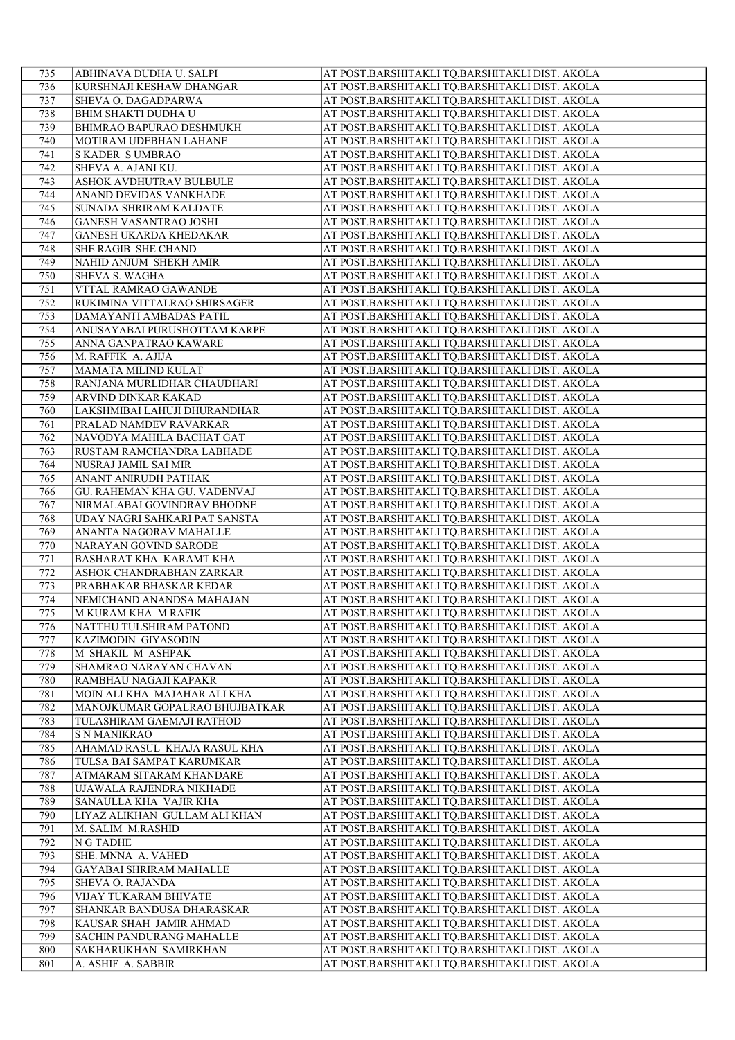| 735 | ABHINAVA DUDHA U. SALPI | AT POST.BARSHITAKLI TQ.BARSHITAKLI DIST. AKOLA |
|---|---|---|
| 736 | KURSHNAJI KESHAW DHANGAR | AT POST.BARSHITAKLI TQ.BARSHITAKLI DIST. AKOLA |
| 737 | SHEVA O. DAGADPARWA | AT POST.BARSHITAKLI TQ.BARSHITAKLI DIST. AKOLA |
| 738 | BHIM SHAKTI DUDHA U | AT POST.BARSHITAKLI TQ.BARSHITAKLI DIST. AKOLA |
| 739 | BHIMRAO BAPURAO DESHMUKH | AT POST.BARSHITAKLI TQ.BARSHITAKLI DIST. AKOLA |
| 740 | MOTIRAM UDEBHAN LAHANE | AT POST.BARSHITAKLI TQ.BARSHITAKLI DIST. AKOLA |
| 741 | S KADER S UMBRAO | AT POST.BARSHITAKLI TQ.BARSHITAKLI DIST. AKOLA |
| 742 | SHEVA A. AJANI KU. | AT POST.BARSHITAKLI TQ.BARSHITAKLI DIST. AKOLA |
| 743 | ASHOK AVDHUTRAV BULBULE | AT POST.BARSHITAKLI TQ.BARSHITAKLI DIST. AKOLA |
| 744 | ANAND DEVIDAS VANKHADE | AT POST.BARSHITAKLI TQ.BARSHITAKLI DIST. AKOLA |
| 745 | SUNADA SHRIRAM KALDATE | AT POST.BARSHITAKLI TQ.BARSHITAKLI DIST. AKOLA |
| 746 | GANESH VASANTRAO JOSHI | AT POST.BARSHITAKLI TQ.BARSHITAKLI DIST. AKOLA |
| 747 | GANESH UKARDA KHEDAKAR | AT POST.BARSHITAKLI TQ.BARSHITAKLI DIST. AKOLA |
| 748 | SHE RAGIB SHE CHAND | AT POST.BARSHITAKLI TQ.BARSHITAKLI DIST. AKOLA |
| 749 | NAHID ANJUM SHEKH AMIR | AT POST.BARSHITAKLI TQ.BARSHITAKLI DIST. AKOLA |
| 750 | SHEVA S. WAGHA | AT POST.BARSHITAKLI TQ.BARSHITAKLI DIST. AKOLA |
| 751 | VTTAL RAMRAO GAWANDE | AT POST.BARSHITAKLI TQ.BARSHITAKLI DIST. AKOLA |
| 752 | RUKIMINA VITTALRAO SHIRSAGER | AT POST.BARSHITAKLI TQ.BARSHITAKLI DIST. AKOLA |
| 753 | DAMAYANTI AMBADAS PATIL | AT POST.BARSHITAKLI TQ.BARSHITAKLI DIST. AKOLA |
| 754 | ANUSAYABAI PURUSHOTTAM KARPE | AT POST.BARSHITAKLI TQ.BARSHITAKLI DIST. AKOLA |
| 755 | ANNA GANPATRAO KAWARE | AT POST.BARSHITAKLI TQ.BARSHITAKLI DIST. AKOLA |
| 756 | M. RAFFIK A. AJIJA | AT POST.BARSHITAKLI TQ.BARSHITAKLI DIST. AKOLA |
| 757 | MAMATA MILIND KULAT | AT POST.BARSHITAKLI TQ.BARSHITAKLI DIST. AKOLA |
| 758 | RANJANA MURLIDHAR CHAUDHARI | AT POST.BARSHITAKLI TQ.BARSHITAKLI DIST. AKOLA |
| 759 | ARVIND DINKAR KAKAD | AT POST.BARSHITAKLI TQ.BARSHITAKLI DIST. AKOLA |
| 760 | LAKSHMIBAI LAHUJI DHURANDHAR | AT POST.BARSHITAKLI TQ.BARSHITAKLI DIST. AKOLA |
| 761 | PRALAD NAMDEV RAVARKAR | AT POST.BARSHITAKLI TQ.BARSHITAKLI DIST. AKOLA |
| 762 | NAVODYA MAHILA BACHAT GAT | AT POST.BARSHITAKLI TQ.BARSHITAKLI DIST. AKOLA |
| 763 | RUSTAM RAMCHANDRA LABHADE | AT POST.BARSHITAKLI TQ.BARSHITAKLI DIST. AKOLA |
| 764 | NUSRAJ JAMIL SAI MIR | AT POST.BARSHITAKLI TQ.BARSHITAKLI DIST. AKOLA |
| 765 | ANANT ANIRUDH PATHAK | AT POST.BARSHITAKLI TQ.BARSHITAKLI DIST. AKOLA |
| 766 | GU. RAHEMAN KHA GU. VADENVAJ | AT POST.BARSHITAKLI TQ.BARSHITAKLI DIST. AKOLA |
| 767 | NIRMALABAI GOVINDRAV BHODNE | AT POST.BARSHITAKLI TQ.BARSHITAKLI DIST. AKOLA |
| 768 | UDAY NAGRI SAHKARI PAT SANSTA | AT POST.BARSHITAKLI TQ.BARSHITAKLI DIST. AKOLA |
| 769 | ANANTA NAGORAV MAHALLE | AT POST.BARSHITAKLI TQ.BARSHITAKLI DIST. AKOLA |
| 770 | NARAYAN GOVIND SARODE | AT POST.BARSHITAKLI TQ.BARSHITAKLI DIST. AKOLA |
| 771 | BASHARAT KHA KARAMT KHA | AT POST.BARSHITAKLI TQ.BARSHITAKLI DIST. AKOLA |
| 772 | ASHOK CHANDRABHAN ZARKAR | AT POST.BARSHITAKLI TQ.BARSHITAKLI DIST. AKOLA |
| 773 | PRABHAKAR BHASKAR KEDAR | AT POST.BARSHITAKLI TQ.BARSHITAKLI DIST. AKOLA |
| 774 | NEMICHAND ANANDSA MAHAJAN | AT POST.BARSHITAKLI TQ.BARSHITAKLI DIST. AKOLA |
| 775 | M KURAM KHA M RAFIK | AT POST.BARSHITAKLI TQ.BARSHITAKLI DIST. AKOLA |
| 776 | NATTHU TULSHIRAM PATOND | AT POST.BARSHITAKLI TQ.BARSHITAKLI DIST. AKOLA |
| 777 | KAZIMODIN GIYASODIN | AT POST.BARSHITAKLI TQ.BARSHITAKLI DIST. AKOLA |
| 778 | M SHAKIL M ASHPAK | AT POST.BARSHITAKLI TQ.BARSHITAKLI DIST. AKOLA |
| 779 | SHAMRAO NARAYAN CHAVAN | AT POST.BARSHITAKLI TQ.BARSHITAKLI DIST. AKOLA |
| 780 | RAMBHAU NAGAJI KAPAKR | AT POST.BARSHITAKLI TQ.BARSHITAKLI DIST. AKOLA |
| 781 | MOIN ALI KHA MAJAHAR ALI KHA | AT POST.BARSHITAKLI TQ.BARSHITAKLI DIST. AKOLA |
| 782 | MANOJKUMAR GOPALRAO BHUJBATKAR | AT POST.BARSHITAKLI TQ.BARSHITAKLI DIST. AKOLA |
| 783 | TULASHIRAM GAEMAJI RATHOD | AT POST.BARSHITAKLI TQ.BARSHITAKLI DIST. AKOLA |
| 784 | S N MANIKRAO | AT POST.BARSHITAKLI TQ.BARSHITAKLI DIST. AKOLA |
| 785 | AHAMAD RASUL KHAJA RASUL KHA | AT POST.BARSHITAKLI TQ.BARSHITAKLI DIST. AKOLA |
| 786 | TULSA BAI SAMPAT KARUMKAR | AT POST.BARSHITAKLI TQ.BARSHITAKLI DIST. AKOLA |
| 787 | ATMARAM SITARAM KHANDARE | AT POST.BARSHITAKLI TQ.BARSHITAKLI DIST. AKOLA |
| 788 | UJAWALA RAJENDRA NIKHADE | AT POST.BARSHITAKLI TQ.BARSHITAKLI DIST. AKOLA |
| 789 | SANAULLA KHA VAJIR KHA | AT POST.BARSHITAKLI TQ.BARSHITAKLI DIST. AKOLA |
| 790 | LIYAZ ALIKHAN GULLAM ALI KHAN | AT POST.BARSHITAKLI TQ.BARSHITAKLI DIST. AKOLA |
| 791 | M. SALIM M.RASHID | AT POST.BARSHITAKLI TQ.BARSHITAKLI DIST. AKOLA |
| 792 | N G TADHE | AT POST.BARSHITAKLI TQ.BARSHITAKLI DIST. AKOLA |
| 793 | SHE. MNNA A. VAHED | AT POST.BARSHITAKLI TQ.BARSHITAKLI DIST. AKOLA |
| 794 | GAYABAI SHRIRAM MAHALLE | AT POST.BARSHITAKLI TQ.BARSHITAKLI DIST. AKOLA |
| 795 | SHEVA O. RAJANDA | AT POST.BARSHITAKLI TQ.BARSHITAKLI DIST. AKOLA |
| 796 | VIJAY TUKARAM BHIVATE | AT POST.BARSHITAKLI TQ.BARSHITAKLI DIST. AKOLA |
| 797 | SHANKAR BANDUSA DHARASKAR | AT POST.BARSHITAKLI TQ.BARSHITAKLI DIST. AKOLA |
| 798 | KAUSAR SHAH JAMIR AHMAD | AT POST.BARSHITAKLI TQ.BARSHITAKLI DIST. AKOLA |
| 799 | SACHIN PANDURANG MAHALLE | AT POST.BARSHITAKLI TQ.BARSHITAKLI DIST. AKOLA |
| 800 | SAKHARUKHAN SAMIRKHAN | AT POST.BARSHITAKLI TQ.BARSHITAKLI DIST. AKOLA |
| 801 | A. ASHIF A. SABBIR | AT POST.BARSHITAKLI TQ.BARSHITAKLI DIST. AKOLA |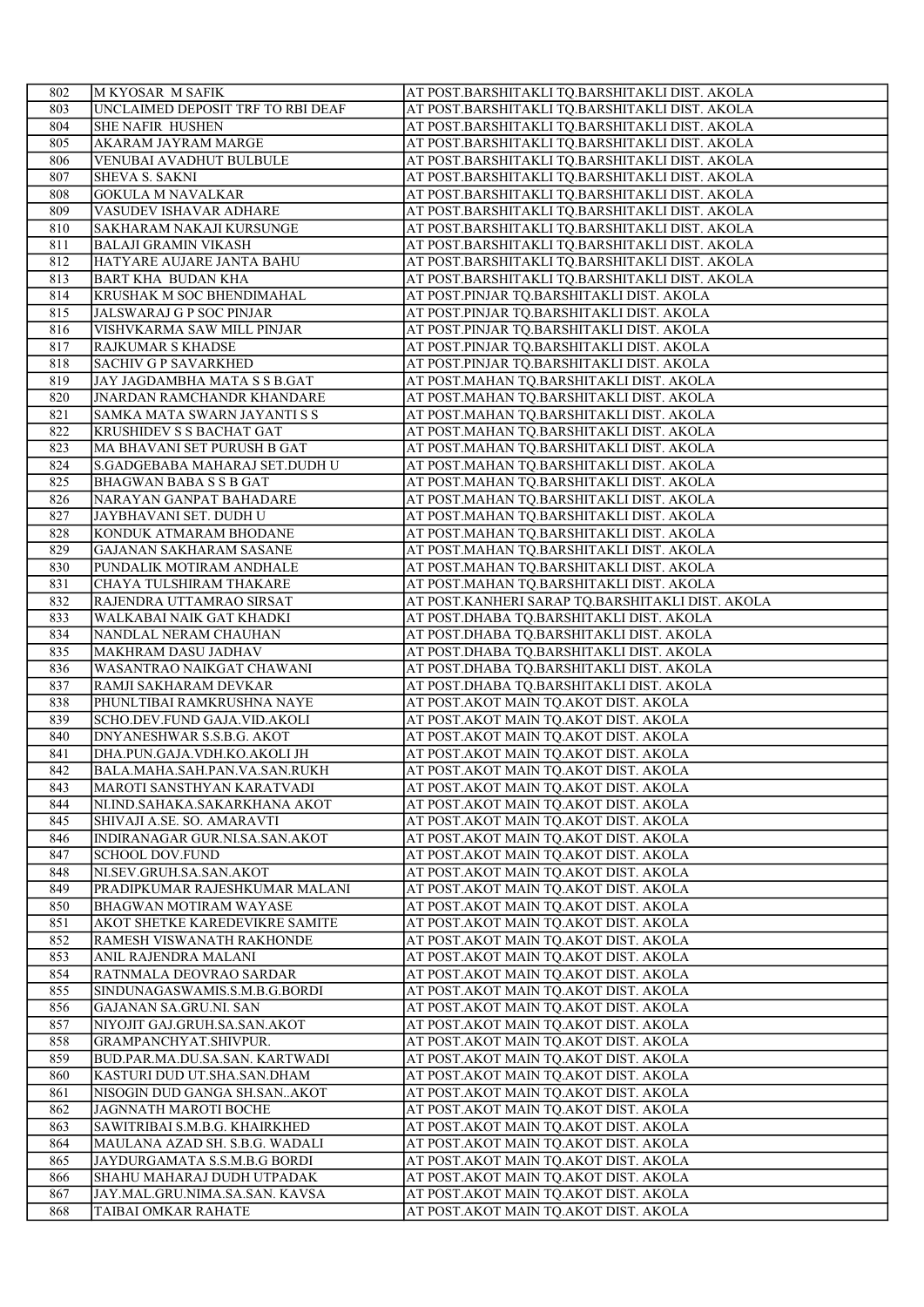| 802 | M KYOSAR M SAFIK | AT POST.BARSHITAKLI TQ.BARSHITAKLI DIST. AKOLA |
|---|---|---|
| 803 | UNCLAIMED DEPOSIT TRF TO RBI DEAF | AT POST.BARSHITAKLI TQ.BARSHITAKLI DIST. AKOLA |
| 804 | SHE NAFIR HUSHEN | AT POST.BARSHITAKLI TQ.BARSHITAKLI DIST. AKOLA |
| 805 | AKARAM JAYRAM MARGE | AT POST.BARSHITAKLI TQ.BARSHITAKLI DIST. AKOLA |
| 806 | VENUBAI AVADHUT BULBULE | AT POST.BARSHITAKLI TQ.BARSHITAKLI DIST. AKOLA |
| 807 | SHEVA S. SAKNI | AT POST.BARSHITAKLI TQ.BARSHITAKLI DIST. AKOLA |
| 808 | GOKULA M NAVALKAR | AT POST.BARSHITAKLI TQ.BARSHITAKLI DIST. AKOLA |
| 809 | VASUDEV ISHAVAR ADHARE | AT POST.BARSHITAKLI TQ.BARSHITAKLI DIST. AKOLA |
| 810 | SAKHARAM NAKAJI KURSUNGE | AT POST.BARSHITAKLI TQ.BARSHITAKLI DIST. AKOLA |
| 811 | BALAJI GRAMIN VIKASH | AT POST.BARSHITAKLI TQ.BARSHITAKLI DIST. AKOLA |
| 812 | HATYARE AUJARE JANTA BAHU | AT POST.BARSHITAKLI TQ.BARSHITAKLI DIST. AKOLA |
| 813 | BART KHA BUDAN KHA | AT POST.BARSHITAKLI TQ.BARSHITAKLI DIST. AKOLA |
| 814 | KRUSHAK M SOC BHENDIMAHAL | AT POST.PINJAR TQ.BARSHITAKLI DIST. AKOLA |
| 815 | JALSWARAJ G P SOC PINJAR | AT POST.PINJAR TQ.BARSHITAKLI DIST. AKOLA |
| 816 | VISHVKARMA SAW MILL PINJAR | AT POST.PINJAR TQ.BARSHITAKLI DIST. AKOLA |
| 817 | RAJKUMAR S KHADSE | AT POST.PINJAR TQ.BARSHITAKLI DIST. AKOLA |
| 818 | SACHIV G P SAVARKHED | AT POST.PINJAR TQ.BARSHITAKLI DIST. AKOLA |
| 819 | JAY JAGDAMBHA MATA S S B.GAT | AT POST.MAHAN TQ.BARSHITAKLI DIST. AKOLA |
| 820 | JNARDAN RAMCHANDR KHANDARE | AT POST.MAHAN TQ.BARSHITAKLI DIST. AKOLA |
| 821 | SAMKA MATA SWARN JAYANTI S S | AT POST.MAHAN TQ.BARSHITAKLI DIST. AKOLA |
| 822 | KRUSHIDEV S S BACHAT GAT | AT POST.MAHAN TQ.BARSHITAKLI DIST. AKOLA |
| 823 | MA BHAVANI SET PURUSH B GAT | AT POST.MAHAN TQ.BARSHITAKLI DIST. AKOLA |
| 824 | S.GADGEBABA MAHARAJ SET.DUDH U | AT POST.MAHAN TQ.BARSHITAKLI DIST. AKOLA |
| 825 | BHAGWAN BABA S S B GAT | AT POST.MAHAN TQ.BARSHITAKLI DIST. AKOLA |
| 826 | NARAYAN GANPAT BAHADARE | AT POST.MAHAN TQ.BARSHITAKLI DIST. AKOLA |
| 827 | JAYBHAVANI SET. DUDH U | AT POST.MAHAN TQ.BARSHITAKLI DIST. AKOLA |
| 828 | KONDUK ATMARAM BHODANE | AT POST.MAHAN TQ.BARSHITAKLI DIST. AKOLA |
| 829 | GAJANAN SAKHARAM SASANE | AT POST.MAHAN TQ.BARSHITAKLI DIST. AKOLA |
| 830 | PUNDALIK MOTIRAM ANDHALE | AT POST.MAHAN TQ.BARSHITAKLI DIST. AKOLA |
| 831 | CHAYA TULSHIRAM THAKARE | AT POST.MAHAN TQ.BARSHITAKLI DIST. AKOLA |
| 832 | RAJENDRA UTTAMRAO SIRSAT | AT POST.KANHERI SARAP TQ.BARSHITAKLI DIST. AKOLA |
| 833 | WALKABAI NAIK GAT KHADKI | AT POST.DHABA TQ.BARSHITAKLI DIST. AKOLA |
| 834 | NANDLAL NERAM CHAUHAN | AT POST.DHABA TQ.BARSHITAKLI DIST. AKOLA |
| 835 | MAKHRAM DASU JADHAV | AT POST.DHABA TQ.BARSHITAKLI DIST. AKOLA |
| 836 | WASANTRAO NAIKGAT CHAWANI | AT POST.DHABA TQ.BARSHITAKLI DIST. AKOLA |
| 837 | RAMJI SAKHARAM DEVKAR | AT POST.DHABA TQ.BARSHITAKLI DIST. AKOLA |
| 838 | PHUNLTIBAI RAMKRUSHNA NAYE | AT POST.AKOT MAIN TQ.AKOT DIST. AKOLA |
| 839 | SCHO.DEV.FUND GAJA.VID.AKOLI | AT POST.AKOT MAIN TQ.AKOT DIST. AKOLA |
| 840 | DNYANESHWAR S.S.B.G. AKOT | AT POST.AKOT MAIN TQ.AKOT DIST. AKOLA |
| 841 | DHA.PUN.GAJA.VDH.KO.AKOLI JH | AT POST.AKOT MAIN TQ.AKOT DIST. AKOLA |
| 842 | BALA.MAHA.SAH.PAN.VA.SAN.RUKH | AT POST.AKOT MAIN TQ.AKOT DIST. AKOLA |
| 843 | MAROTI SANSTHYAN KARATVADI | AT POST.AKOT MAIN TQ.AKOT DIST. AKOLA |
| 844 | NI.IND.SAHAKA.SAKARKHANA AKOT | AT POST.AKOT MAIN TQ.AKOT DIST. AKOLA |
| 845 | SHIVAJI A.SE. SO. AMARAVTI | AT POST.AKOT MAIN TQ.AKOT DIST. AKOLA |
| 846 | INDIRANAGAR GUR.NI.SA.SAN.AKOT | AT POST.AKOT MAIN TQ.AKOT DIST. AKOLA |
| 847 | SCHOOL DOV.FUND | AT POST.AKOT MAIN TQ.AKOT DIST. AKOLA |
| 848 | NI.SEV.GRUH.SA.SAN.AKOT | AT POST.AKOT MAIN TQ.AKOT DIST. AKOLA |
| 849 | PRADIPKUMAR RAJESHKUMAR MALANI | AT POST.AKOT MAIN TQ.AKOT DIST. AKOLA |
| 850 | BHAGWAN MOTIRAM WAYASE | AT POST.AKOT MAIN TQ.AKOT DIST. AKOLA |
| 851 | AKOT SHETKE KAREDEVIKRE SAMITE | AT POST.AKOT MAIN TQ.AKOT DIST. AKOLA |
| 852 | RAMESH VISWANATH RAKHONDE | AT POST.AKOT MAIN TQ.AKOT DIST. AKOLA |
| 853 | ANIL RAJENDRA MALANI | AT POST.AKOT MAIN TQ.AKOT DIST. AKOLA |
| 854 | RATNMALA DEOVRAO SARDAR | AT POST.AKOT MAIN TQ.AKOT DIST. AKOLA |
| 855 | SINDUNAGASWAMIS.S.M.B.G.BORDI | AT POST.AKOT MAIN TQ.AKOT DIST. AKOLA |
| 856 | GAJANAN SA.GRU.NI. SAN | AT POST.AKOT MAIN TQ.AKOT DIST. AKOLA |
| 857 | NIYOJIT GAJ.GRUH.SA.SAN.AKOT | AT POST.AKOT MAIN TQ.AKOT DIST. AKOLA |
| 858 | GRAMPANCHYAT.SHIVPUR. | AT POST.AKOT MAIN TQ.AKOT DIST. AKOLA |
| 859 | BUD.PAR.MA.DU.SA.SAN. KARTWADI | AT POST.AKOT MAIN TQ.AKOT DIST. AKOLA |
| 860 | KASTURI DUD UT.SHA.SAN.DHAM | AT POST.AKOT MAIN TQ.AKOT DIST. AKOLA |
| 861 | NISOGIN DUD GANGA SH.SAN..AKOT | AT POST.AKOT MAIN TQ.AKOT DIST. AKOLA |
| 862 | JAGNNATH MAROTI BOCHE | AT POST.AKOT MAIN TQ.AKOT DIST. AKOLA |
| 863 | SAWITRIBAI S.M.B.G. KHAIRKHED | AT POST.AKOT MAIN TQ.AKOT DIST. AKOLA |
| 864 | MAULANA AZAD SH. S.B.G. WADALI | AT POST.AKOT MAIN TQ.AKOT DIST. AKOLA |
| 865 | JAYDURGAMATA S.S.M.B.G BORDI | AT POST.AKOT MAIN TQ.AKOT DIST. AKOLA |
| 866 | SHAHU MAHARAJ DUDH UTPADAK | AT POST.AKOT MAIN TQ.AKOT DIST. AKOLA |
| 867 | JAY.MAL.GRU.NIMA.SA.SAN. KAVSA | AT POST.AKOT MAIN TQ.AKOT DIST. AKOLA |
| 868 | TAIBAI OMKAR RAHATE | AT POST.AKOT MAIN TQ.AKOT DIST. AKOLA |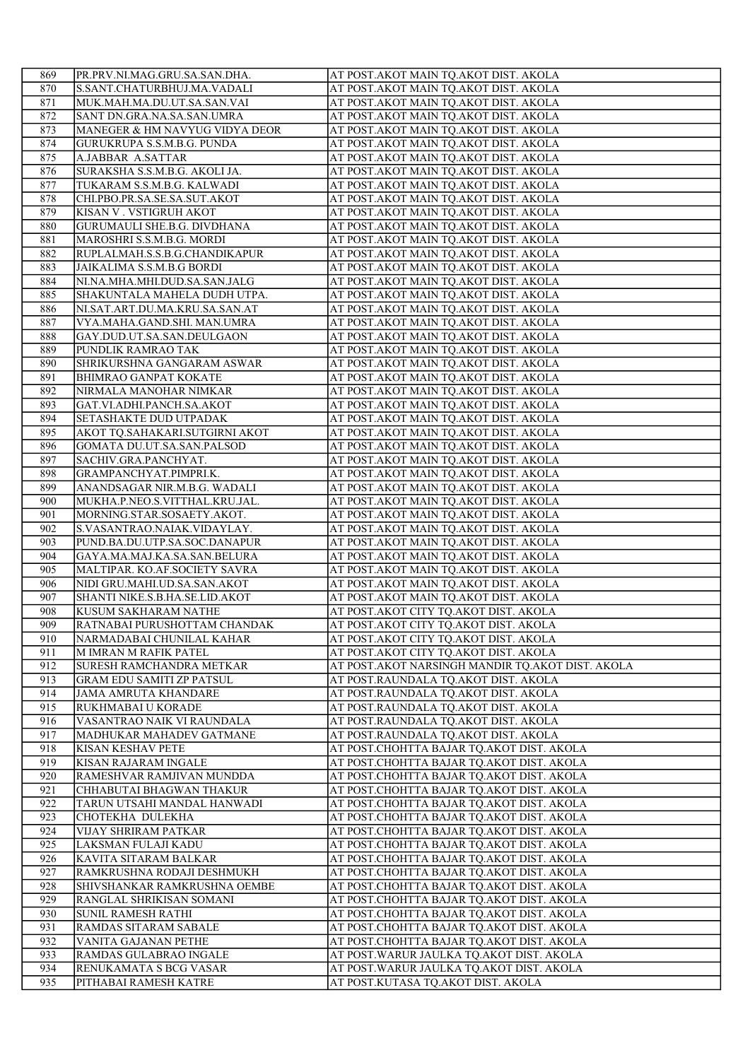| | | |
|---|---|---|
| 869 | PR.PRV.NI.MAG.GRU.SA.SAN.DHA. | AT POST.AKOT MAIN TQ.AKOT DIST. AKOLA |
| 870 | S.SANT.CHATURBHUJ.MA.VADALI | AT POST.AKOT MAIN TQ.AKOT DIST. AKOLA |
| 871 | MUK.MAH.MA.DU.UT.SA.SAN.VAI | AT POST.AKOT MAIN TQ.AKOT DIST. AKOLA |
| 872 | SANT DN.GRA.NA.SA.SAN.UMRA | AT POST.AKOT MAIN TQ.AKOT DIST. AKOLA |
| 873 | MANEGER & HM NAVYUG VIDYA DEOR | AT POST.AKOT MAIN TQ.AKOT DIST. AKOLA |
| 874 | GURUKRUPA S.S.M.B.G. PUNDA | AT POST.AKOT MAIN TQ.AKOT DIST. AKOLA |
| 875 | A.JABBAR A.SATTAR | AT POST.AKOT MAIN TQ.AKOT DIST. AKOLA |
| 876 | SURAKSHA S.S.M.B.G. AKOLI JA. | AT POST.AKOT MAIN TQ.AKOT DIST. AKOLA |
| 877 | TUKARAM S.S.M.B.G. KALWADI | AT POST.AKOT MAIN TQ.AKOT DIST. AKOLA |
| 878 | CHI.PBO.PR.SA.SE.SA.SUT.AKOT | AT POST.AKOT MAIN TQ.AKOT DIST. AKOLA |
| 879 | KISAN V . VSTIGRUH AKOT | AT POST.AKOT MAIN TQ.AKOT DIST. AKOLA |
| 880 | GURUMAULI SHE.B.G. DIVDHANA | AT POST.AKOT MAIN TQ.AKOT DIST. AKOLA |
| 881 | MAROSHRI S.S.M.B.G. MORDI | AT POST.AKOT MAIN TQ.AKOT DIST. AKOLA |
| 882 | RUPLALMAH.S.S.B.G.CHANDIKAPUR | AT POST.AKOT MAIN TQ.AKOT DIST. AKOLA |
| 883 | JAIKALIMA S.S.M.B.G BORDI | AT POST.AKOT MAIN TQ.AKOT DIST. AKOLA |
| 884 | NI.NA.MHA.MHI.DUD.SA.SAN.JALG | AT POST.AKOT MAIN TQ.AKOT DIST. AKOLA |
| 885 | SHAKUNTALA MAHELA DUDH UTPA. | AT POST.AKOT MAIN TQ.AKOT DIST. AKOLA |
| 886 | NI.SAT.ART.DU.MA.KRU.SA.SAN.AT | AT POST.AKOT MAIN TQ.AKOT DIST. AKOLA |
| 887 | VYA.MAHA.GAND.SHI. MAN.UMRA | AT POST.AKOT MAIN TQ.AKOT DIST. AKOLA |
| 888 | GAY.DUD.UT.SA.SAN.DEULGAON | AT POST.AKOT MAIN TQ.AKOT DIST. AKOLA |
| 889 | PUNDLIK RAMRAO TAK | AT POST.AKOT MAIN TQ.AKOT DIST. AKOLA |
| 890 | SHRIKURSHNA GANGARAM ASWAR | AT POST.AKOT MAIN TQ.AKOT DIST. AKOLA |
| 891 | BHIMRAO GANPAT KOKATE | AT POST.AKOT MAIN TQ.AKOT DIST. AKOLA |
| 892 | NIRMALA MANOHAR NIMKAR | AT POST.AKOT MAIN TQ.AKOT DIST. AKOLA |
| 893 | GAT.VI.ADHI.PANCH.SA.AKOT | AT POST.AKOT MAIN TQ.AKOT DIST. AKOLA |
| 894 | SETASHAKTE DUD UTPADAK | AT POST.AKOT MAIN TQ.AKOT DIST. AKOLA |
| 895 | AKOT TQ.SAHAKARI.SUTGIRNI AKOT | AT POST.AKOT MAIN TQ.AKOT DIST. AKOLA |
| 896 | GOMATA DU.UT.SA.SAN.PALSOD | AT POST.AKOT MAIN TQ.AKOT DIST. AKOLA |
| 897 | SACHIV.GRA.PANCHYAT. | AT POST.AKOT MAIN TQ.AKOT DIST. AKOLA |
| 898 | GRAMPANCHYAT.PIMPRI.K. | AT POST.AKOT MAIN TQ.AKOT DIST. AKOLA |
| 899 | ANANDSAGAR NIR.M.B.G. WADALI | AT POST.AKOT MAIN TQ.AKOT DIST. AKOLA |
| 900 | MUKHA.P.NEO.S.VITTHAL.KRU.JAL. | AT POST.AKOT MAIN TQ.AKOT DIST. AKOLA |
| 901 | MORNING.STAR.SOSAETY.AKOT. | AT POST.AKOT MAIN TQ.AKOT DIST. AKOLA |
| 902 | S.VASANTRAO.NAIAK.VIDAYLAY. | AT POST.AKOT MAIN TQ.AKOT DIST. AKOLA |
| 903 | PUND.BA.DU.UTP.SA.SOC.DANAPUR | AT POST.AKOT MAIN TQ.AKOT DIST. AKOLA |
| 904 | GAYA.MA.MAJ.KA.SA.SAN.BELURA | AT POST.AKOT MAIN TQ.AKOT DIST. AKOLA |
| 905 | MALTIPAR. KO.AF.SOCIETY SAVRA | AT POST.AKOT MAIN TQ.AKOT DIST. AKOLA |
| 906 | NIDI GRU.MAHI.UD.SA.SAN.AKOT | AT POST.AKOT MAIN TQ.AKOT DIST. AKOLA |
| 907 | SHANTI NIKE.S.B.HA.SE.LID.AKOT | AT POST.AKOT MAIN TQ.AKOT DIST. AKOLA |
| 908 | KUSUM SAKHARAM NATHE | AT POST.AKOT CITY TQ.AKOT DIST. AKOLA |
| 909 | RATNABAI PURUSHOTTAM CHANDAK | AT POST.AKOT CITY TQ.AKOT DIST. AKOLA |
| 910 | NARMADABAI CHUNILAL KAHAR | AT POST.AKOT CITY TQ.AKOT DIST. AKOLA |
| 911 | M IMRAN M RAFIK PATEL | AT POST.AKOT CITY TQ.AKOT DIST. AKOLA |
| 912 | SURESH RAMCHANDRA METKAR | AT POST.AKOT NARSINGH MANDIR TQ.AKOT DIST. AKOLA |
| 913 | GRAM EDU SAMITI ZP PATSUL | AT POST.RAUNDALA TQ.AKOT DIST. AKOLA |
| 914 | JAMA AMRUTA KHANDARE | AT POST.RAUNDALA TQ.AKOT DIST. AKOLA |
| 915 | RUKHMABAI U KORADE | AT POST.RAUNDALA TQ.AKOT DIST. AKOLA |
| 916 | VASANTRAO NAIK VI RAUNDALA | AT POST.RAUNDALA TQ.AKOT DIST. AKOLA |
| 917 | MADHUKAR MAHADEV GATMANE | AT POST.RAUNDALA TQ.AKOT DIST. AKOLA |
| 918 | KISAN KESHAV PETE | AT POST.CHOHTTA BAJAR TQ.AKOT DIST. AKOLA |
| 919 | KISAN RAJARAM INGALE | AT POST.CHOHTTA BAJAR TQ.AKOT DIST. AKOLA |
| 920 | RAMESHVAR RAMJIVAN MUNDDA | AT POST.CHOHTTA BAJAR TQ.AKOT DIST. AKOLA |
| 921 | CHHABUTAI BHAGWAN THAKUR | AT POST.CHOHTTA BAJAR TQ.AKOT DIST. AKOLA |
| 922 | TARUN UTSAHI MANDAL HANWADI | AT POST.CHOHTTA BAJAR TQ.AKOT DIST. AKOLA |
| 923 | CHOTEKHA DULEKHA | AT POST.CHOHTTA BAJAR TQ.AKOT DIST. AKOLA |
| 924 | VIJAY SHRIRAM PATKAR | AT POST.CHOHTTA BAJAR TQ.AKOT DIST. AKOLA |
| 925 | LAKSMAN FULAJI KADU | AT POST.CHOHTTA BAJAR TQ.AKOT DIST. AKOLA |
| 926 | KAVITA SITARAM BALKAR | AT POST.CHOHTTA BAJAR TQ.AKOT DIST. AKOLA |
| 927 | RAMKRUSHNA RODAJI DESHMUKH | AT POST.CHOHTTA BAJAR TQ.AKOT DIST. AKOLA |
| 928 | SHIVSHANKAR RAMKRUSHNA OEMBE | AT POST.CHOHTTA BAJAR TQ.AKOT DIST. AKOLA |
| 929 | RANGLAL SHRIKISAN SOMANI | AT POST.CHOHTTA BAJAR TQ.AKOT DIST. AKOLA |
| 930 | SUNIL RAMESH RATHI | AT POST.CHOHTTA BAJAR TQ.AKOT DIST. AKOLA |
| 931 | RAMDAS SITARAM SABALE | AT POST.CHOHTTA BAJAR TQ.AKOT DIST. AKOLA |
| 932 | VANITA GAJANAN PETHE | AT POST.CHOHTTA BAJAR TQ.AKOT DIST. AKOLA |
| 933 | RAMDAS GULABRAO INGALE | AT POST.WARUR JAULKA TQ.AKOT DIST. AKOLA |
| 934 | RENUKAMATA S BCG VASAR | AT POST.WARUR JAULKA TQ.AKOT DIST. AKOLA |
| 935 | PITHABAI RAMESH KATRE | AT POST.KUTASA TQ.AKOT DIST. AKOLA |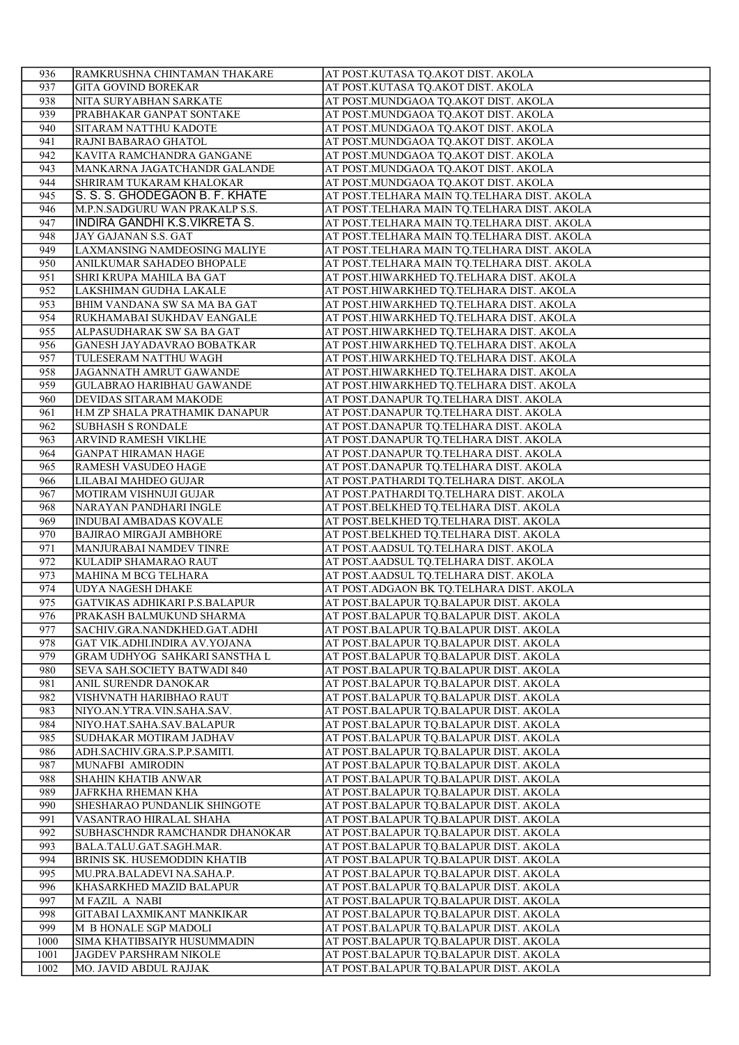| 936 | RAMKRUSHNA CHINTAMAN THAKARE | AT POST.KUTASA TQ.AKOT DIST. AKOLA |
|---|---|---|
| 937 | GITA GOVIND BOREKAR | AT POST.KUTASA TQ.AKOT DIST. AKOLA |
| 938 | NITA SURYABHAN SARKATE | AT POST.MUNDGAOA TQ.AKOT DIST. AKOLA |
| 939 | PRABHAKAR GANPAT SONTAKE | AT POST.MUNDGAOA TQ.AKOT DIST. AKOLA |
| 940 | SITARAM NATTHU KADOTE | AT POST.MUNDGAOA TQ.AKOT DIST. AKOLA |
| 941 | RAJNI BABARAO GHATOL | AT POST.MUNDGAOA TQ.AKOT DIST. AKOLA |
| 942 | KAVITA RAMCHANDRA GANGANE | AT POST.MUNDGAOA TQ.AKOT DIST. AKOLA |
| 943 | MANKARNA JAGATCHANDR GALANDE | AT POST.MUNDGAOA TQ.AKOT DIST. AKOLA |
| 944 | SHRIRAM TUKARAM KHALOKAR | AT POST.MUNDGAOA TQ.AKOT DIST. AKOLA |
| 945 | S. S. S. GHODEGAON B. F. KHATE | AT POST.TELHARA MAIN TQ.TELHARA DIST. AKOLA |
| 946 | M.P.N.SADGURU WAN PRAKALP S.S. | AT POST.TELHARA MAIN TQ.TELHARA DIST. AKOLA |
| 947 | INDIRA GANDHI K.S.VIKRETA S. | AT POST.TELHARA MAIN TQ.TELHARA DIST. AKOLA |
| 948 | JAY GAJANAN S.S. GAT | AT POST.TELHARA MAIN TQ.TELHARA DIST. AKOLA |
| 949 | LAXMANSING NAMDEOSING MALIYE | AT POST.TELHARA MAIN TQ.TELHARA DIST. AKOLA |
| 950 | ANILKUMAR SAHADEO BHOPALE | AT POST.TELHARA MAIN TQ.TELHARA DIST. AKOLA |
| 951 | SHRI KRUPA MAHILA BA GAT | AT POST.HIWARKHED TQ.TELHARA DIST. AKOLA |
| 952 | LAKSHIMAN GUDHA LAKALE | AT POST.HIWARKHED TQ.TELHARA DIST. AKOLA |
| 953 | BHIM VANDANA SW SA MA BA GAT | AT POST.HIWARKHED TQ.TELHARA DIST. AKOLA |
| 954 | RUKHAMABAI SUKHDAV EANGALE | AT POST.HIWARKHED TQ.TELHARA DIST. AKOLA |
| 955 | ALPASUDHARAK SW SA BA GAT | AT POST.HIWARKHED TQ.TELHARA DIST. AKOLA |
| 956 | GANESH JAYADAVRAO BOBATKAR | AT POST.HIWARKHED TQ.TELHARA DIST. AKOLA |
| 957 | TULESERAM NATTHU WAGH | AT POST.HIWARKHED TQ.TELHARA DIST. AKOLA |
| 958 | JAGANNATH AMRUT GAWANDE | AT POST.HIWARKHED TQ.TELHARA DIST. AKOLA |
| 959 | GULABRAO HARIBHAU GAWANDE | AT POST.HIWARKHED TQ.TELHARA DIST. AKOLA |
| 960 | DEVIDAS SITARAM MAKODE | AT POST.DANAPUR TQ.TELHARA DIST. AKOLA |
| 961 | H.M ZP SHALA PRATHAMIK DANAPUR | AT POST.DANAPUR TQ.TELHARA DIST. AKOLA |
| 962 | SUBHASH S RONDALE | AT POST.DANAPUR TQ.TELHARA DIST. AKOLA |
| 963 | ARVIND RAMESH VIKLHE | AT POST.DANAPUR TQ.TELHARA DIST. AKOLA |
| 964 | GANPAT HIRAMAN HAGE | AT POST.DANAPUR TQ.TELHARA DIST. AKOLA |
| 965 | RAMESH VASUDEO HAGE | AT POST.DANAPUR TQ.TELHARA DIST. AKOLA |
| 966 | LILABAI MAHDEO GUJAR | AT POST.PATHARDI TQ.TELHARA DIST. AKOLA |
| 967 | MOTIRAM VISHNUJI GUJAR | AT POST.PATHARDI TQ.TELHARA DIST. AKOLA |
| 968 | NARAYAN PANDHARI INGLE | AT POST.BELKHED TQ.TELHARA DIST. AKOLA |
| 969 | INDUBAI AMBADAS KOVALE | AT POST.BELKHED TQ.TELHARA DIST. AKOLA |
| 970 | BAJIRAO MIRGAJI AMBHORE | AT POST.BELKHED TQ.TELHARA DIST. AKOLA |
| 971 | MANJURABAI NAMDEV TINRE | AT POST.AADSUL TQ.TELHARA DIST. AKOLA |
| 972 | KULADIP SHAMARAO RAUT | AT POST.AADSUL TQ.TELHARA DIST. AKOLA |
| 973 | MAHINA M BCG TELHARA | AT POST.AADSUL TQ.TELHARA DIST. AKOLA |
| 974 | UDYA NAGESH DHAKE | AT POST.ADGAON BK TQ.TELHARA DIST. AKOLA |
| 975 | GATVIKAS ADHIKARI P.S.BALAPUR | AT POST.BALAPUR TQ.BALAPUR DIST. AKOLA |
| 976 | PRAKASH BALMUKUND SHARMA | AT POST.BALAPUR TQ.BALAPUR DIST. AKOLA |
| 977 | SACHIV.GRA.NANDKHED.GAT.ADHI | AT POST.BALAPUR TQ.BALAPUR DIST. AKOLA |
| 978 | GAT VIK.ADHI.INDIRA AV.YOJANA | AT POST.BALAPUR TQ.BALAPUR DIST. AKOLA |
| 979 | GRAM UDHYOG SAHKARI SANSTHA L | AT POST.BALAPUR TQ.BALAPUR DIST. AKOLA |
| 980 | SEVA SAH.SOCIETY BATWADI 840 | AT POST.BALAPUR TQ.BALAPUR DIST. AKOLA |
| 981 | ANIL SURENDR DANOKAR | AT POST.BALAPUR TQ.BALAPUR DIST. AKOLA |
| 982 | VISHVNATH HARIBHAO RAUT | AT POST.BALAPUR TQ.BALAPUR DIST. AKOLA |
| 983 | NIYO.AN.YTRA.VIN.SAHA.SAV. | AT POST.BALAPUR TQ.BALAPUR DIST. AKOLA |
| 984 | NIYO.HAT.SAHA.SAV.BALAPUR | AT POST.BALAPUR TQ.BALAPUR DIST. AKOLA |
| 985 | SUDHAKAR MOTIRAM JADHAV | AT POST.BALAPUR TQ.BALAPUR DIST. AKOLA |
| 986 | ADH.SACHIV.GRA.S.P.P.SAMITI. | AT POST.BALAPUR TQ.BALAPUR DIST. AKOLA |
| 987 | MUNAFBI AMIRODIN | AT POST.BALAPUR TQ.BALAPUR DIST. AKOLA |
| 988 | SHAHIN KHATIB ANWAR | AT POST.BALAPUR TQ.BALAPUR DIST. AKOLA |
| 989 | JAFRKHA RHEMAN KHA | AT POST.BALAPUR TQ.BALAPUR DIST. AKOLA |
| 990 | SHESHARAO PUNDANLIK SHINGOTE | AT POST.BALAPUR TQ.BALAPUR DIST. AKOLA |
| 991 | VASANTRAO HIRALAL SHAHA | AT POST.BALAPUR TQ.BALAPUR DIST. AKOLA |
| 992 | SUBHASCHNDR RAMCHANDR DHANOKAR | AT POST.BALAPUR TQ.BALAPUR DIST. AKOLA |
| 993 | BALA.TALU.GAT.SAGH.MAR. | AT POST.BALAPUR TQ.BALAPUR DIST. AKOLA |
| 994 | BRINIS SK. HUSEMODDIN KHATIB | AT POST.BALAPUR TQ.BALAPUR DIST. AKOLA |
| 995 | MU.PRA.BALADEVI NA.SAHA.P. | AT POST.BALAPUR TQ.BALAPUR DIST. AKOLA |
| 996 | KHASARKHED MAZID BALAPUR | AT POST.BALAPUR TQ.BALAPUR DIST. AKOLA |
| 997 | M FAZIL A NABI | AT POST.BALAPUR TQ.BALAPUR DIST. AKOLA |
| 998 | GITABAI LAXMIKANT MANKIKAR | AT POST.BALAPUR TQ.BALAPUR DIST. AKOLA |
| 999 | M B HONALE SGP MADOLI | AT POST.BALAPUR TQ.BALAPUR DIST. AKOLA |
| 1000 | SIMA KHATIBSAIYR HUSUMMADIN | AT POST.BALAPUR TQ.BALAPUR DIST. AKOLA |
| 1001 | JAGDEV PARSHRAM NIKOLE | AT POST.BALAPUR TQ.BALAPUR DIST. AKOLA |
| 1002 | MO. JAVID ABDUL RAJJAK | AT POST.BALAPUR TQ.BALAPUR DIST. AKOLA |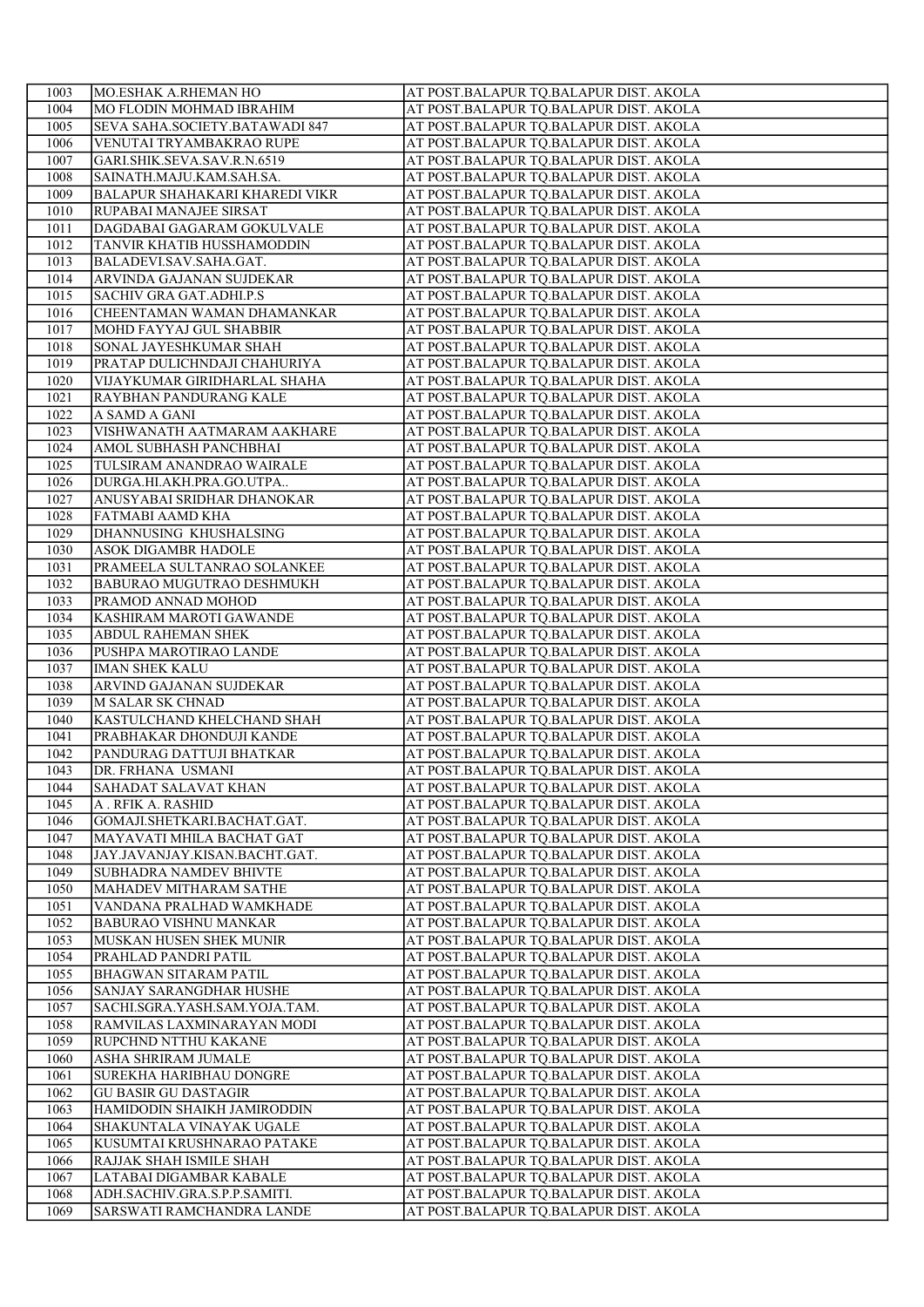| 1003 | MO.ESHAK A.RHEMAN HO | AT POST.BALAPUR TQ.BALAPUR DIST. AKOLA |
|---|---|---|
| 1004 | MO FLODIN MOHMAD IBRAHIM | AT POST.BALAPUR TQ.BALAPUR DIST. AKOLA |
| 1005 | SEVA SAHA.SOCIETY.BATAWADI 847 | AT POST.BALAPUR TQ.BALAPUR DIST. AKOLA |
| 1006 | VENUTAI TRYAMBAKRAO RUPE | AT POST.BALAPUR TQ.BALAPUR DIST. AKOLA |
| 1007 | GARI.SHIK.SEVA.SAV.R.N.6519 | AT POST.BALAPUR TQ.BALAPUR DIST. AKOLA |
| 1008 | SAINATH.MAJU.KAM.SAH.SA. | AT POST.BALAPUR TQ.BALAPUR DIST. AKOLA |
| 1009 | BALAPUR SHAHAKARI KHAREDI VIKR | AT POST.BALAPUR TQ.BALAPUR DIST. AKOLA |
| 1010 | RUPABAI MANAJEE SIRSAT | AT POST.BALAPUR TQ.BALAPUR DIST. AKOLA |
| 1011 | DAGDABAI GAGARAM GOKULVALE | AT POST.BALAPUR TQ.BALAPUR DIST. AKOLA |
| 1012 | TANVIR KHATIB HUSSHAMODDIN | AT POST.BALAPUR TQ.BALAPUR DIST. AKOLA |
| 1013 | BALADEVI.SAV.SAHA.GAT. | AT POST.BALAPUR TQ.BALAPUR DIST. AKOLA |
| 1014 | ARVINDA GAJANAN SUJDEKAR | AT POST.BALAPUR TQ.BALAPUR DIST. AKOLA |
| 1015 | SACHIV GRA GAT.ADHI.P.S | AT POST.BALAPUR TQ.BALAPUR DIST. AKOLA |
| 1016 | CHEENTAMAN WAMAN DHAMANKAR | AT POST.BALAPUR TQ.BALAPUR DIST. AKOLA |
| 1017 | MOHD FAYYAJ GUL SHABBIR | AT POST.BALAPUR TQ.BALAPUR DIST. AKOLA |
| 1018 | SONAL JAYESHKUMAR SHAH | AT POST.BALAPUR TQ.BALAPUR DIST. AKOLA |
| 1019 | PRATAP DULICHNDAJI CHAHURIYA | AT POST.BALAPUR TQ.BALAPUR DIST. AKOLA |
| 1020 | VIJAYKUMAR GIRIDHARLAL SHAHA | AT POST.BALAPUR TQ.BALAPUR DIST. AKOLA |
| 1021 | RAYBHAN PANDURANG KALE | AT POST.BALAPUR TQ.BALAPUR DIST. AKOLA |
| 1022 | A SAMD A GANI | AT POST.BALAPUR TQ.BALAPUR DIST. AKOLA |
| 1023 | VISHWANATH AATMARAM AAKHARE | AT POST.BALAPUR TQ.BALAPUR DIST. AKOLA |
| 1024 | AMOL SUBHASH PANCHBHAI | AT POST.BALAPUR TQ.BALAPUR DIST. AKOLA |
| 1025 | TULSIRAM ANANDRAO WAIRALE | AT POST.BALAPUR TQ.BALAPUR DIST. AKOLA |
| 1026 | DURGA.HI.AKH.PRA.GO.UTPA.. | AT POST.BALAPUR TQ.BALAPUR DIST. AKOLA |
| 1027 | ANUSYABAI SRIDHAR DHANOKAR | AT POST.BALAPUR TQ.BALAPUR DIST. AKOLA |
| 1028 | FATMABI AAMD KHA | AT POST.BALAPUR TQ.BALAPUR DIST. AKOLA |
| 1029 | DHANNUSING KHUSHALSING | AT POST.BALAPUR TQ.BALAPUR DIST. AKOLA |
| 1030 | ASOK DIGAMBR HADOLE | AT POST.BALAPUR TQ.BALAPUR DIST. AKOLA |
| 1031 | PRAMEELA SULTANRAO SOLANKEE | AT POST.BALAPUR TQ.BALAPUR DIST. AKOLA |
| 1032 | BABURAO MUGUTRAO DESHMUKH | AT POST.BALAPUR TQ.BALAPUR DIST. AKOLA |
| 1033 | PRAMOD ANNAD MOHOD | AT POST.BALAPUR TQ.BALAPUR DIST. AKOLA |
| 1034 | KASHIRAM MAROTI GAWANDE | AT POST.BALAPUR TQ.BALAPUR DIST. AKOLA |
| 1035 | ABDUL RAHEMAN SHEK | AT POST.BALAPUR TQ.BALAPUR DIST. AKOLA |
| 1036 | PUSHPA MAROTIRAO LANDE | AT POST.BALAPUR TQ.BALAPUR DIST. AKOLA |
| 1037 | IMAN SHEK KALU | AT POST.BALAPUR TQ.BALAPUR DIST. AKOLA |
| 1038 | ARVIND GAJANAN SUJDEKAR | AT POST.BALAPUR TQ.BALAPUR DIST. AKOLA |
| 1039 | M SALAR SK CHNAD | AT POST.BALAPUR TQ.BALAPUR DIST. AKOLA |
| 1040 | KASTULCHAND KHELCHAND SHAH | AT POST.BALAPUR TQ.BALAPUR DIST. AKOLA |
| 1041 | PRABHAKAR DHONDUJI KANDE | AT POST.BALAPUR TQ.BALAPUR DIST. AKOLA |
| 1042 | PANDURAG DATTUJI BHATKAR | AT POST.BALAPUR TQ.BALAPUR DIST. AKOLA |
| 1043 | DR. FRHANA USMANI | AT POST.BALAPUR TQ.BALAPUR DIST. AKOLA |
| 1044 | SAHADAT SALAVAT KHAN | AT POST.BALAPUR TQ.BALAPUR DIST. AKOLA |
| 1045 | A . RFIK A. RASHID | AT POST.BALAPUR TQ.BALAPUR DIST. AKOLA |
| 1046 | GOMAJI.SHETKARI.BACHAT.GAT. | AT POST.BALAPUR TQ.BALAPUR DIST. AKOLA |
| 1047 | MAYAVATI MHILA BACHAT GAT | AT POST.BALAPUR TQ.BALAPUR DIST. AKOLA |
| 1048 | JAY.JAVANJAY.KISAN.BACHT.GAT. | AT POST.BALAPUR TQ.BALAPUR DIST. AKOLA |
| 1049 | SUBHADRA NAMDEV BHIVTE | AT POST.BALAPUR TQ.BALAPUR DIST. AKOLA |
| 1050 | MAHADEV MITHARAM SATHE | AT POST.BALAPUR TQ.BALAPUR DIST. AKOLA |
| 1051 | VANDANA PRALHAD WAMKHADE | AT POST.BALAPUR TQ.BALAPUR DIST. AKOLA |
| 1052 | BABURAO VISHNU MANKAR | AT POST.BALAPUR TQ.BALAPUR DIST. AKOLA |
| 1053 | MUSKAN HUSEN SHEK MUNIR | AT POST.BALAPUR TQ.BALAPUR DIST. AKOLA |
| 1054 | PRAHLAD PANDRI PATIL | AT POST.BALAPUR TQ.BALAPUR DIST. AKOLA |
| 1055 | BHAGWAN SITARAM PATIL | AT POST.BALAPUR TQ.BALAPUR DIST. AKOLA |
| 1056 | SANJAY SARANGDHAR HUSHE | AT POST.BALAPUR TQ.BALAPUR DIST. AKOLA |
| 1057 | SACHI.SGRA.YASH.SAM.YOJA.TAM. | AT POST.BALAPUR TQ.BALAPUR DIST. AKOLA |
| 1058 | RAMVILAS LAXMINARAYAN MODI | AT POST.BALAPUR TQ.BALAPUR DIST. AKOLA |
| 1059 | RUPCHND NTTHU KAKANE | AT POST.BALAPUR TQ.BALAPUR DIST. AKOLA |
| 1060 | ASHA SHRIRAM JUMALE | AT POST.BALAPUR TQ.BALAPUR DIST. AKOLA |
| 1061 | SUREKHA HARIBHAU DONGRE | AT POST.BALAPUR TQ.BALAPUR DIST. AKOLA |
| 1062 | GU BASIR GU DASTAGIR | AT POST.BALAPUR TQ.BALAPUR DIST. AKOLA |
| 1063 | HAMIDODIN SHAIKH JAMIRODDIN | AT POST.BALAPUR TQ.BALAPUR DIST. AKOLA |
| 1064 | SHAKUNTALA VINAYAK UGALE | AT POST.BALAPUR TQ.BALAPUR DIST. AKOLA |
| 1065 | KUSUMTAI KRUSHNARAO PATAKE | AT POST.BALAPUR TQ.BALAPUR DIST. AKOLA |
| 1066 | RAJJAK SHAH ISMILE SHAH | AT POST.BALAPUR TQ.BALAPUR DIST. AKOLA |
| 1067 | LATABAI DIGAMBAR KABALE | AT POST.BALAPUR TQ.BALAPUR DIST. AKOLA |
| 1068 | ADH.SACHIV.GRA.S.P.P.SAMITI. | AT POST.BALAPUR TQ.BALAPUR DIST. AKOLA |
| 1069 | SARSWATI RAMCHANDRA LANDE | AT POST.BALAPUR TQ.BALAPUR DIST. AKOLA |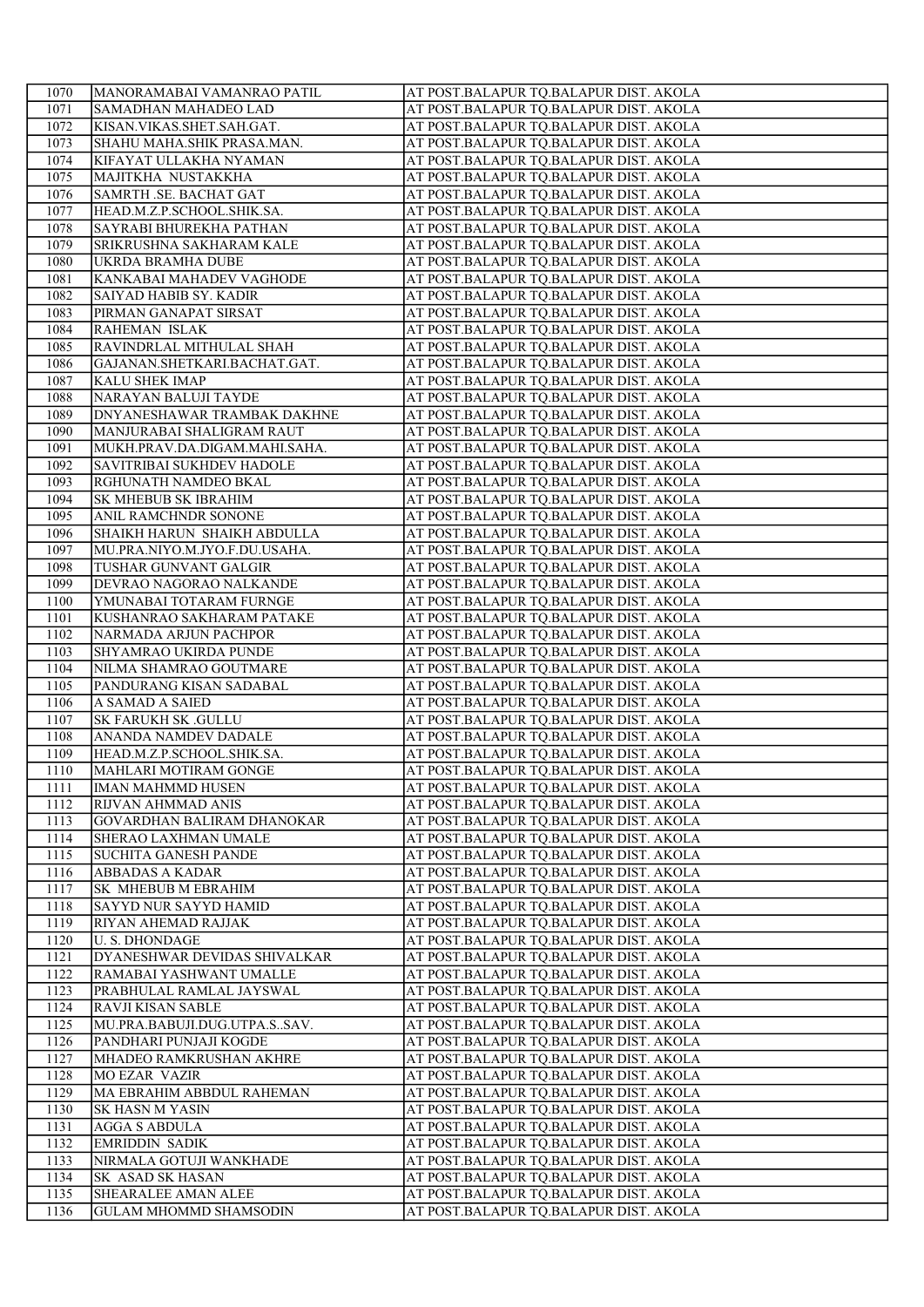| 1070 | MANORAMABAI VAMANRAO PATIL | AT POST.BALAPUR TQ.BALAPUR DIST. AKOLA |
|---|---|---|
| 1071 | SAMADHAN MAHADEO LAD | AT POST.BALAPUR TQ.BALAPUR DIST. AKOLA |
| 1072 | KISAN.VIKAS.SHET.SAH.GAT. | AT POST.BALAPUR TQ.BALAPUR DIST. AKOLA |
| 1073 | SHAHU MAHA.SHIK PRASA.MAN. | AT POST.BALAPUR TQ.BALAPUR DIST. AKOLA |
| 1074 | KIFAYAT ULLAKHA NYAMAN | AT POST.BALAPUR TQ.BALAPUR DIST. AKOLA |
| 1075 | MAJITKHA NUSTAKKHA | AT POST.BALAPUR TQ.BALAPUR DIST. AKOLA |
| 1076 | SAMRTH .SE. BACHAT GAT | AT POST.BALAPUR TQ.BALAPUR DIST. AKOLA |
| 1077 | HEAD.M.Z.P.SCHOOL.SHIK.SA. | AT POST.BALAPUR TQ.BALAPUR DIST. AKOLA |
| 1078 | SAYRABI BHUREKHA PATHAN | AT POST.BALAPUR TQ.BALAPUR DIST. AKOLA |
| 1079 | SRIKRUSHNA SAKHARAM KALE | AT POST.BALAPUR TQ.BALAPUR DIST. AKOLA |
| 1080 | UKRDA BRAMHA DUBE | AT POST.BALAPUR TQ.BALAPUR DIST. AKOLA |
| 1081 | KANKABAI MAHADEV VAGHODE | AT POST.BALAPUR TQ.BALAPUR DIST. AKOLA |
| 1082 | SAIYAD HABIB SY. KADIR | AT POST.BALAPUR TQ.BALAPUR DIST. AKOLA |
| 1083 | PIRMAN GANAPAT SIRSAT | AT POST.BALAPUR TQ.BALAPUR DIST. AKOLA |
| 1084 | RAHEMAN ISLAK | AT POST.BALAPUR TQ.BALAPUR DIST. AKOLA |
| 1085 | RAVINDRLAL MITHULAL SHAH | AT POST.BALAPUR TQ.BALAPUR DIST. AKOLA |
| 1086 | GAJANAN.SHETKARI.BACHAT.GAT. | AT POST.BALAPUR TQ.BALAPUR DIST. AKOLA |
| 1087 | KALU SHEK IMAP | AT POST.BALAPUR TQ.BALAPUR DIST. AKOLA |
| 1088 | NARAYAN BALUJI TAYDE | AT POST.BALAPUR TQ.BALAPUR DIST. AKOLA |
| 1089 | DNYANESHAWAR TRAMBAK DAKHNE | AT POST.BALAPUR TQ.BALAPUR DIST. AKOLA |
| 1090 | MANJURABAI SHALIGRAM RAUT | AT POST.BALAPUR TQ.BALAPUR DIST. AKOLA |
| 1091 | MUKH.PRAV.DA.DIGAM.MAHI.SAHA. | AT POST.BALAPUR TQ.BALAPUR DIST. AKOLA |
| 1092 | SAVITRIBAI SUKHDEV HADOLE | AT POST.BALAPUR TQ.BALAPUR DIST. AKOLA |
| 1093 | RGHUNATH NAMDEO BKAL | AT POST.BALAPUR TQ.BALAPUR DIST. AKOLA |
| 1094 | SK MHEBUB SK IBRAHIM | AT POST.BALAPUR TQ.BALAPUR DIST. AKOLA |
| 1095 | ANIL RAMCHNDR SONONE | AT POST.BALAPUR TQ.BALAPUR DIST. AKOLA |
| 1096 | SHAIKH HARUN SHAIKH ABDULLA | AT POST.BALAPUR TQ.BALAPUR DIST. AKOLA |
| 1097 | MU.PRA.NIYO.M.JYO.F.DU.USAHA. | AT POST.BALAPUR TQ.BALAPUR DIST. AKOLA |
| 1098 | TUSHAR GUNVANT GALGIR | AT POST.BALAPUR TQ.BALAPUR DIST. AKOLA |
| 1099 | DEVRAO NAGORAO NALKANDE | AT POST.BALAPUR TQ.BALAPUR DIST. AKOLA |
| 1100 | YMUNABAI TOTARAM FURNGE | AT POST.BALAPUR TQ.BALAPUR DIST. AKOLA |
| 1101 | KUSHANRAO SAKHARAM PATAKE | AT POST.BALAPUR TQ.BALAPUR DIST. AKOLA |
| 1102 | NARMADA ARJUN PACHPOR | AT POST.BALAPUR TQ.BALAPUR DIST. AKOLA |
| 1103 | SHYAMRAO UKIRDA PUNDE | AT POST.BALAPUR TQ.BALAPUR DIST. AKOLA |
| 1104 | NILMA SHAMRAO GOUTMARE | AT POST.BALAPUR TQ.BALAPUR DIST. AKOLA |
| 1105 | PANDURANG KISAN SADABAL | AT POST.BALAPUR TQ.BALAPUR DIST. AKOLA |
| 1106 | A SAMAD A SAIED | AT POST.BALAPUR TQ.BALAPUR DIST. AKOLA |
| 1107 | SK FARUKH SK .GULLU | AT POST.BALAPUR TQ.BALAPUR DIST. AKOLA |
| 1108 | ANANDA NAMDEV DADALE | AT POST.BALAPUR TQ.BALAPUR DIST. AKOLA |
| 1109 | HEAD.M.Z.P.SCHOOL.SHIK.SA. | AT POST.BALAPUR TQ.BALAPUR DIST. AKOLA |
| 1110 | MAHLARI MOTIRAM GONGE | AT POST.BALAPUR TQ.BALAPUR DIST. AKOLA |
| 1111 | IMAN MAHMMD HUSEN | AT POST.BALAPUR TQ.BALAPUR DIST. AKOLA |
| 1112 | RIJVAN AHMMAD ANIS | AT POST.BALAPUR TQ.BALAPUR DIST. AKOLA |
| 1113 | GOVARDHAN BALIRAM DHANOKAR | AT POST.BALAPUR TQ.BALAPUR DIST. AKOLA |
| 1114 | SHERAO LAXHMAN UMALE | AT POST.BALAPUR TQ.BALAPUR DIST. AKOLA |
| 1115 | SUCHITA GANESH PANDE | AT POST.BALAPUR TQ.BALAPUR DIST. AKOLA |
| 1116 | ABBADAS A KADAR | AT POST.BALAPUR TQ.BALAPUR DIST. AKOLA |
| 1117 | SK MHEBUB M EBRAHIM | AT POST.BALAPUR TQ.BALAPUR DIST. AKOLA |
| 1118 | SAYYD NUR SAYYD HAMID | AT POST.BALAPUR TQ.BALAPUR DIST. AKOLA |
| 1119 | RIYAN AHEMAD RAJJAK | AT POST.BALAPUR TQ.BALAPUR DIST. AKOLA |
| 1120 | U. S. DHONDAGE | AT POST.BALAPUR TQ.BALAPUR DIST. AKOLA |
| 1121 | DYANESHWAR DEVIDAS SHIVALKAR | AT POST.BALAPUR TQ.BALAPUR DIST. AKOLA |
| 1122 | RAMABAI YASHWANT UMALLE | AT POST.BALAPUR TQ.BALAPUR DIST. AKOLA |
| 1123 | PRABHULAL RAMLAL JAYSWAL | AT POST.BALAPUR TQ.BALAPUR DIST. AKOLA |
| 1124 | RAVJI KISAN SABLE | AT POST.BALAPUR TQ.BALAPUR DIST. AKOLA |
| 1125 | MU.PRA.BABUJI.DUG.UTPA.S..SAV. | AT POST.BALAPUR TQ.BALAPUR DIST. AKOLA |
| 1126 | PANDHARI PUNJAJI KOGDE | AT POST.BALAPUR TQ.BALAPUR DIST. AKOLA |
| 1127 | MHADEO RAMKRUSHAN AKHRE | AT POST.BALAPUR TQ.BALAPUR DIST. AKOLA |
| 1128 | MO EZAR VAZIR | AT POST.BALAPUR TQ.BALAPUR DIST. AKOLA |
| 1129 | MA EBRAHIM ABBDUL RAHEMAN | AT POST.BALAPUR TQ.BALAPUR DIST. AKOLA |
| 1130 | SK HASN M YASIN | AT POST.BALAPUR TQ.BALAPUR DIST. AKOLA |
| 1131 | AGGA S ABDULA | AT POST.BALAPUR TQ.BALAPUR DIST. AKOLA |
| 1132 | EMRIDDIN SADIK | AT POST.BALAPUR TQ.BALAPUR DIST. AKOLA |
| 1133 | NIRMALA GOTUJI WANKHADE | AT POST.BALAPUR TQ.BALAPUR DIST. AKOLA |
| 1134 | SK ASAD SK HASAN | AT POST.BALAPUR TQ.BALAPUR DIST. AKOLA |
| 1135 | SHEARALEE AMAN ALEE | AT POST.BALAPUR TQ.BALAPUR DIST. AKOLA |
| 1136 | GULAM MHOMMD SHAMSODIN | AT POST.BALAPUR TQ.BALAPUR DIST. AKOLA |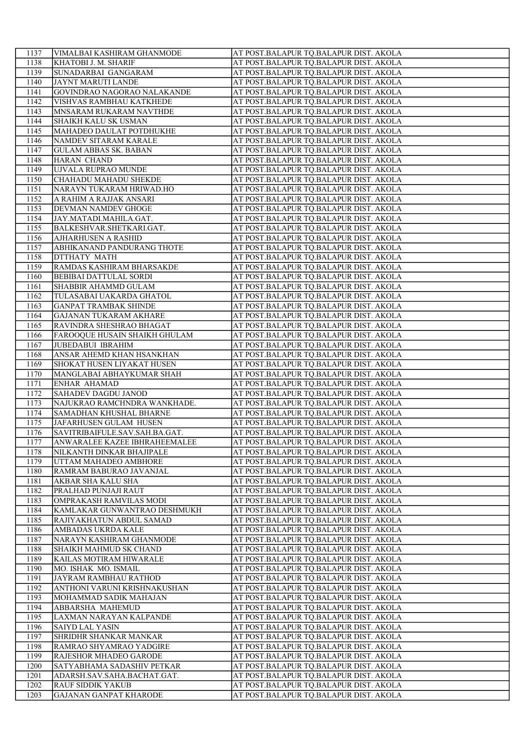| 1137 | VIMALBAI KASHIRAM GHANMODE | AT POST.BALAPUR TQ.BALAPUR DIST. AKOLA |
|---|---|---|
| 1138 | KHATOBI J. M. SHARIF | AT POST.BALAPUR TQ.BALAPUR DIST. AKOLA |
| 1139 | SUNADARBAI GANGARAM | AT POST.BALAPUR TQ.BALAPUR DIST. AKOLA |
| 1140 | JAYNT MARUTI LANDE | AT POST.BALAPUR TQ.BALAPUR DIST. AKOLA |
| 1141 | GOVINDRAO NAGORAO NALAKANDE | AT POST.BALAPUR TQ.BALAPUR DIST. AKOLA |
| 1142 | VISHVAS RAMBHAU KATKHEDE | AT POST.BALAPUR TQ.BALAPUR DIST. AKOLA |
| 1143 | MNSARAM RUKARAM NAVTHDE | AT POST.BALAPUR TQ.BALAPUR DIST. AKOLA |
| 1144 | SHAIKH KALU SK USMAN | AT POST.BALAPUR TQ.BALAPUR DIST. AKOLA |
| 1145 | MAHADEO DAULAT POTDHUKHE | AT POST.BALAPUR TQ.BALAPUR DIST. AKOLA |
| 1146 | NAMDEV SITARAM KARALE | AT POST.BALAPUR TQ.BALAPUR DIST. AKOLA |
| 1147 | GULAM ABBAS SK. BABAN | AT POST.BALAPUR TQ.BALAPUR DIST. AKOLA |
| 1148 | HARAN CHAND | AT POST.BALAPUR TQ.BALAPUR DIST. AKOLA |
| 1149 | UJVALA RUPRAO MUNDE | AT POST.BALAPUR TQ.BALAPUR DIST. AKOLA |
| 1150 | CHAHADU MAHADU SHEKDE | AT POST.BALAPUR TQ.BALAPUR DIST. AKOLA |
| 1151 | NARAYN TUKARAM HRIWAD.HO | AT POST.BALAPUR TQ.BALAPUR DIST. AKOLA |
| 1152 | A RAHIM A RAJJAK ANSARI | AT POST.BALAPUR TQ.BALAPUR DIST. AKOLA |
| 1153 | DEVMAN NAMDEV GHOGE | AT POST.BALAPUR TQ.BALAPUR DIST. AKOLA |
| 1154 | JAY.MATADI.MAHILA.GAT. | AT POST.BALAPUR TQ.BALAPUR DIST. AKOLA |
| 1155 | BALKESHVAR.SHETKARI.GAT. | AT POST.BALAPUR TQ.BALAPUR DIST. AKOLA |
| 1156 | AJHARHUSEN A RASHID | AT POST.BALAPUR TQ.BALAPUR DIST. AKOLA |
| 1157 | ABHIKANAND PANDURANG THOTE | AT POST.BALAPUR TQ.BALAPUR DIST. AKOLA |
| 1158 | DTTHATY MATH | AT POST.BALAPUR TQ.BALAPUR DIST. AKOLA |
| 1159 | RAMDAS KASHIRAM BHARSAKDE | AT POST.BALAPUR TQ.BALAPUR DIST. AKOLA |
| 1160 | BEBIBAI DATTULAL SORDI | AT POST.BALAPUR TQ.BALAPUR DIST. AKOLA |
| 1161 | SHABBIR AHAMMD GULAM | AT POST.BALAPUR TQ.BALAPUR DIST. AKOLA |
| 1162 | TULASABAI UAKARDA GHATOL | AT POST.BALAPUR TQ.BALAPUR DIST. AKOLA |
| 1163 | GANPAT TRAMBAK SHINDE | AT POST.BALAPUR TQ.BALAPUR DIST. AKOLA |
| 1164 | GAJANAN TUKARAM AKHARE | AT POST.BALAPUR TQ.BALAPUR DIST. AKOLA |
| 1165 | RAVINDRA SHESHRAO BHAGAT | AT POST.BALAPUR TQ.BALAPUR DIST. AKOLA |
| 1166 | FAROOQUE HUSAIN SHAIKH GHULAM | AT POST.BALAPUR TQ.BALAPUR DIST. AKOLA |
| 1167 | JUBEDABUI IBRAHIM | AT POST.BALAPUR TQ.BALAPUR DIST. AKOLA |
| 1168 | ANSAR AHEMD KHAN HSANKHAN | AT POST.BALAPUR TQ.BALAPUR DIST. AKOLA |
| 1169 | SHOKAT HUSEN LIYAKAT HUSEN | AT POST.BALAPUR TQ.BALAPUR DIST. AKOLA |
| 1170 | MANGLABAI ABHAYKUMAR SHAH | AT POST.BALAPUR TQ.BALAPUR DIST. AKOLA |
| 1171 | ENHAR AHAMAD | AT POST.BALAPUR TQ.BALAPUR DIST. AKOLA |
| 1172 | SAHADEV DAGDU JANOD | AT POST.BALAPUR TQ.BALAPUR DIST. AKOLA |
| 1173 | NAJUKRAO RAMCHNDRA WANKHADE. | AT POST.BALAPUR TQ.BALAPUR DIST. AKOLA |
| 1174 | SAMADHAN KHUSHAL BHARNE | AT POST.BALAPUR TQ.BALAPUR DIST. AKOLA |
| 1175 | JAFARHUSEN GULAM HUSEN | AT POST.BALAPUR TQ.BALAPUR DIST. AKOLA |
| 1176 | SAVITRIBAIFULE.SAV.SAH.BA.GAT. | AT POST.BALAPUR TQ.BALAPUR DIST. AKOLA |
| 1177 | ANWARALEE KAZEE IBHRAHEEMALEE | AT POST.BALAPUR TQ.BALAPUR DIST. AKOLA |
| 1178 | NILKANTH DINKAR BHAJIPALE | AT POST.BALAPUR TQ.BALAPUR DIST. AKOLA |
| 1179 | UTTAM MAHADEO AMBHORE | AT POST.BALAPUR TQ.BALAPUR DIST. AKOLA |
| 1180 | RAMRAM BABURAO JAVANJAL | AT POST.BALAPUR TQ.BALAPUR DIST. AKOLA |
| 1181 | AKBAR SHA KALU SHA | AT POST.BALAPUR TQ.BALAPUR DIST. AKOLA |
| 1182 | PRALHAD PUNJAJI RAUT | AT POST.BALAPUR TQ.BALAPUR DIST. AKOLA |
| 1183 | OMPRAKASH RAMVILAS MODI | AT POST.BALAPUR TQ.BALAPUR DIST. AKOLA |
| 1184 | KAMLAKAR GUNWANTRAO DESHMUKH | AT POST.BALAPUR TQ.BALAPUR DIST. AKOLA |
| 1185 | RAJIYAKHATUN ABDUL SAMAD | AT POST.BALAPUR TQ.BALAPUR DIST. AKOLA |
| 1186 | AMBADAS UKRDA KALE | AT POST.BALAPUR TQ.BALAPUR DIST. AKOLA |
| 1187 | NARAYN KASHIRAM GHANMODE | AT POST.BALAPUR TQ.BALAPUR DIST. AKOLA |
| 1188 | SHAIKH MAHMUD SK CHAND | AT POST.BALAPUR TQ.BALAPUR DIST. AKOLA |
| 1189 | KAILAS MOTIRAM HIWARALE | AT POST.BALAPUR TQ.BALAPUR DIST. AKOLA |
| 1190 | MO. ISHAK MO. ISMAIL | AT POST.BALAPUR TQ.BALAPUR DIST. AKOLA |
| 1191 | JAYRAM RAMBHAU RATHOD | AT POST.BALAPUR TQ.BALAPUR DIST. AKOLA |
| 1192 | ANTHONI VARUNI KRISHNAKUSHAN | AT POST.BALAPUR TQ.BALAPUR DIST. AKOLA |
| 1193 | MOHAMMAD SADIK MAHAJAN | AT POST.BALAPUR TQ.BALAPUR DIST. AKOLA |
| 1194 | ABBARSHA MAHEMUD | AT POST.BALAPUR TQ.BALAPUR DIST. AKOLA |
| 1195 | LAXMAN NARAYAN KALPANDE | AT POST.BALAPUR TQ.BALAPUR DIST. AKOLA |
| 1196 | SAIYD LAL YASIN | AT POST.BALAPUR TQ.BALAPUR DIST. AKOLA |
| 1197 | SHRIDHR SHANKAR MANKAR | AT POST.BALAPUR TQ.BALAPUR DIST. AKOLA |
| 1198 | RAMRAO SHYAMRAO YADGIRE | AT POST.BALAPUR TQ.BALAPUR DIST. AKOLA |
| 1199 | RAJESHOR MHADEO GARODE | AT POST.BALAPUR TQ.BALAPUR DIST. AKOLA |
| 1200 | SATYABHAMA SADASHIV PETKAR | AT POST.BALAPUR TQ.BALAPUR DIST. AKOLA |
| 1201 | ADARSH.SAV.SAHA.BACHAT.GAT. | AT POST.BALAPUR TQ.BALAPUR DIST. AKOLA |
| 1202 | RAUF SIDDIK YAKUB | AT POST.BALAPUR TQ.BALAPUR DIST. AKOLA |
| 1203 | GAJANAN GANPAT KHARODE | AT POST.BALAPUR TQ.BALAPUR DIST. AKOLA |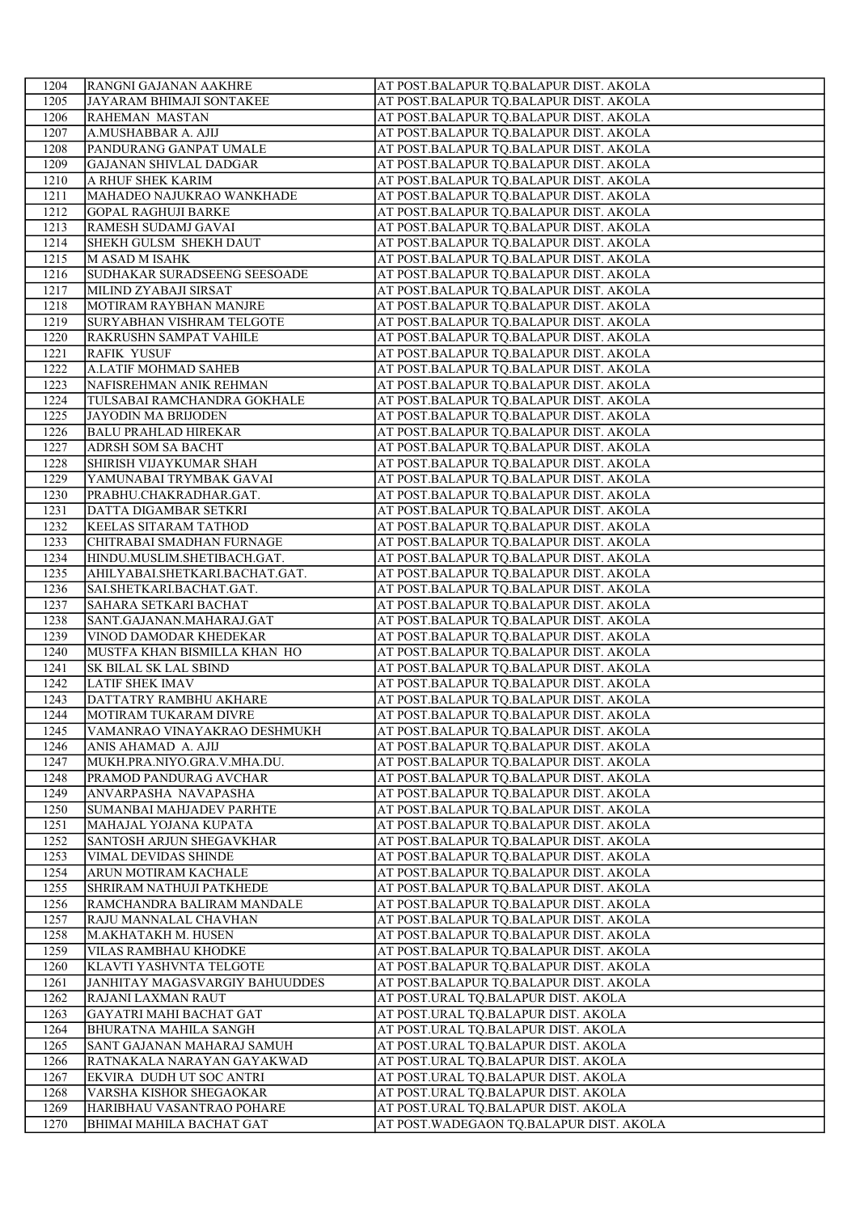| 1204 | RANGNI GAJANAN AAKHRE | AT POST.BALAPUR TQ.BALAPUR DIST. AKOLA |
|---|---|---|
| 1205 | JAYARAM BHIMAJI SONTAKEE | AT POST.BALAPUR TQ.BALAPUR DIST. AKOLA |
| 1206 | RAHEMAN MASTAN | AT POST.BALAPUR TQ.BALAPUR DIST. AKOLA |
| 1207 | A.MUSHABBAR A. AJIJ | AT POST.BALAPUR TQ.BALAPUR DIST. AKOLA |
| 1208 | PANDURANG GANPAT UMALE | AT POST.BALAPUR TQ.BALAPUR DIST. AKOLA |
| 1209 | GAJANAN SHIVLAL DADGAR | AT POST.BALAPUR TQ.BALAPUR DIST. AKOLA |
| 1210 | A RHUF SHEK KARIM | AT POST.BALAPUR TQ.BALAPUR DIST. AKOLA |
| 1211 | MAHADEO NAJUKRAO WANKHADE | AT POST.BALAPUR TQ.BALAPUR DIST. AKOLA |
| 1212 | GOPAL RAGHUJI BARKE | AT POST.BALAPUR TQ.BALAPUR DIST. AKOLA |
| 1213 | RAMESH SUDAMJ GAVAI | AT POST.BALAPUR TQ.BALAPUR DIST. AKOLA |
| 1214 | SHEKH GULSM SHEKH DAUT | AT POST.BALAPUR TQ.BALAPUR DIST. AKOLA |
| 1215 | M ASAD M ISAHK | AT POST.BALAPUR TQ.BALAPUR DIST. AKOLA |
| 1216 | SUDHAKAR SURADSEENG SEESOADE | AT POST.BALAPUR TQ.BALAPUR DIST. AKOLA |
| 1217 | MILIND ZYABAJI SIRSAT | AT POST.BALAPUR TQ.BALAPUR DIST. AKOLA |
| 1218 | MOTIRAM RAYBHAN MANJRE | AT POST.BALAPUR TQ.BALAPUR DIST. AKOLA |
| 1219 | SURYABHAN VISHRAM TELGOTE | AT POST.BALAPUR TQ.BALAPUR DIST. AKOLA |
| 1220 | RAKRUSHN SAMPAT VAHILE | AT POST.BALAPUR TQ.BALAPUR DIST. AKOLA |
| 1221 | RAFIK YUSUF | AT POST.BALAPUR TQ.BALAPUR DIST. AKOLA |
| 1222 | A.LATIF MOHMAD SAHEB | AT POST.BALAPUR TQ.BALAPUR DIST. AKOLA |
| 1223 | NAFISREHMAN ANIK REHMAN | AT POST.BALAPUR TQ.BALAPUR DIST. AKOLA |
| 1224 | TULSABAI RAMCHANDRA GOKHALE | AT POST.BALAPUR TQ.BALAPUR DIST. AKOLA |
| 1225 | JAYODIN MA BRIJODEN | AT POST.BALAPUR TQ.BALAPUR DIST. AKOLA |
| 1226 | BALU PRAHLAD HIREKAR | AT POST.BALAPUR TQ.BALAPUR DIST. AKOLA |
| 1227 | ADRSH SOM SA BACHT | AT POST.BALAPUR TQ.BALAPUR DIST. AKOLA |
| 1228 | SHIRISH VIJAYKUMAR SHAH | AT POST.BALAPUR TQ.BALAPUR DIST. AKOLA |
| 1229 | YAMUNABAI TRYMBAK GAVAI | AT POST.BALAPUR TQ.BALAPUR DIST. AKOLA |
| 1230 | PRABHU.CHAKRADHAR.GAT. | AT POST.BALAPUR TQ.BALAPUR DIST. AKOLA |
| 1231 | DATTA DIGAMBAR SETKRI | AT POST.BALAPUR TQ.BALAPUR DIST. AKOLA |
| 1232 | KEELAS SITARAM TATHOD | AT POST.BALAPUR TQ.BALAPUR DIST. AKOLA |
| 1233 | CHITRABAI SMADHAN FURNAGE | AT POST.BALAPUR TQ.BALAPUR DIST. AKOLA |
| 1234 | HINDU.MUSLIM.SHETIBACH.GAT. | AT POST.BALAPUR TQ.BALAPUR DIST. AKOLA |
| 1235 | AHILYABAI.SHETKARI.BACHAT.GAT. | AT POST.BALAPUR TQ.BALAPUR DIST. AKOLA |
| 1236 | SAI.SHETKARI.BACHAT.GAT. | AT POST.BALAPUR TQ.BALAPUR DIST. AKOLA |
| 1237 | SAHARA SETKARI BACHAT | AT POST.BALAPUR TQ.BALAPUR DIST. AKOLA |
| 1238 | SANT.GAJANAN.MAHARAJ.GAT | AT POST.BALAPUR TQ.BALAPUR DIST. AKOLA |
| 1239 | VINOD DAMODAR KHEDEKAR | AT POST.BALAPUR TQ.BALAPUR DIST. AKOLA |
| 1240 | MUSTFA KHAN BISMILLA KHAN HO | AT POST.BALAPUR TQ.BALAPUR DIST. AKOLA |
| 1241 | SK BILAL SK LAL SBIND | AT POST.BALAPUR TQ.BALAPUR DIST. AKOLA |
| 1242 | LATIF SHEK IMAV | AT POST.BALAPUR TQ.BALAPUR DIST. AKOLA |
| 1243 | DATTATRY RAMBHU AKHARE | AT POST.BALAPUR TQ.BALAPUR DIST. AKOLA |
| 1244 | MOTIRAM TUKARAM DIVRE | AT POST.BALAPUR TQ.BALAPUR DIST. AKOLA |
| 1245 | VAMANRAO VINAYAKRAO DESHMUKH | AT POST.BALAPUR TQ.BALAPUR DIST. AKOLA |
| 1246 | ANIS AHAMAD A. AJIJ | AT POST.BALAPUR TQ.BALAPUR DIST. AKOLA |
| 1247 | MUKH.PRA.NIYO.GRA.V.MHA.DU. | AT POST.BALAPUR TQ.BALAPUR DIST. AKOLA |
| 1248 | PRAMOD PANDURAG AVCHAR | AT POST.BALAPUR TQ.BALAPUR DIST. AKOLA |
| 1249 | ANVARPASHA NAVAPASHA | AT POST.BALAPUR TQ.BALAPUR DIST. AKOLA |
| 1250 | SUMANBAI MAHJADEV PARHTE | AT POST.BALAPUR TQ.BALAPUR DIST. AKOLA |
| 1251 | MAHAJAL YOJANA KUPATA | AT POST.BALAPUR TQ.BALAPUR DIST. AKOLA |
| 1252 | SANTOSH ARJUN SHEGAVKHAR | AT POST.BALAPUR TQ.BALAPUR DIST. AKOLA |
| 1253 | VIMAL DEVIDAS SHINDE | AT POST.BALAPUR TQ.BALAPUR DIST. AKOLA |
| 1254 | ARUN MOTIRAM KACHALE | AT POST.BALAPUR TQ.BALAPUR DIST. AKOLA |
| 1255 | SHRIRAM NATHUJI PATKHEDE | AT POST.BALAPUR TQ.BALAPUR DIST. AKOLA |
| 1256 | RAMCHANDRA BALIRAM MANDALE | AT POST.BALAPUR TQ.BALAPUR DIST. AKOLA |
| 1257 | RAJU MANNALAL CHAVHAN | AT POST.BALAPUR TQ.BALAPUR DIST. AKOLA |
| 1258 | M.AKHATAKH M. HUSEN | AT POST.BALAPUR TQ.BALAPUR DIST. AKOLA |
| 1259 | VILAS RAMBHAU KHODKE | AT POST.BALAPUR TQ.BALAPUR DIST. AKOLA |
| 1260 | KLAVTI YASHVNTA TELGOTE | AT POST.BALAPUR TQ.BALAPUR DIST. AKOLA |
| 1261 | JANHITAY MAGASVARGIY BAHUUDDES | AT POST.BALAPUR TQ.BALAPUR DIST. AKOLA |
| 1262 | RAJANI LAXMAN RAUT | AT POST.URAL TQ.BALAPUR DIST. AKOLA |
| 1263 | GAYATRI MAHI BACHAT GAT | AT POST.URAL TQ.BALAPUR DIST. AKOLA |
| 1264 | BHURATNA MAHILA SANGH | AT POST.URAL TQ.BALAPUR DIST. AKOLA |
| 1265 | SANT GAJANAN MAHARAJ SAMUH | AT POST.URAL TQ.BALAPUR DIST. AKOLA |
| 1266 | RATNAKALA NARAYAN GAYAKWAD | AT POST.URAL TQ.BALAPUR DIST. AKOLA |
| 1267 | EKVIRA DUDH UT SOC ANTRI | AT POST.URAL TQ.BALAPUR DIST. AKOLA |
| 1268 | VARSHA KISHOR SHEGAOKAR | AT POST.URAL TQ.BALAPUR DIST. AKOLA |
| 1269 | HARIBHAU VASANTRAO POHARE | AT POST.URAL TQ.BALAPUR DIST. AKOLA |
| 1270 | BHIMAI MAHILA BACHAT GAT | AT POST.WADEGAON TQ.BALAPUR DIST. AKOLA |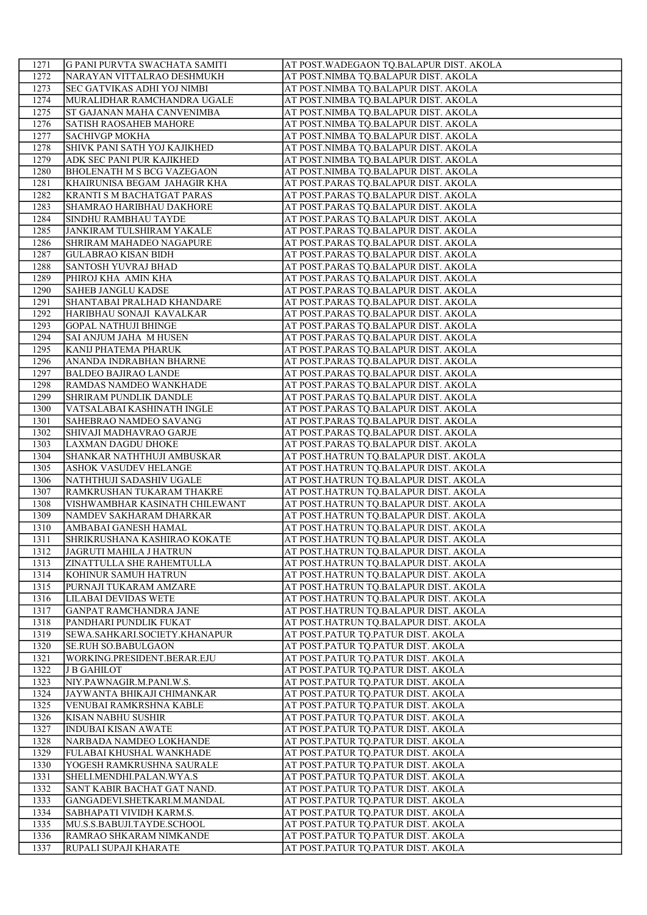| 1271 | G PANI PURVTA SWACHATA SAMITI | AT POST.WADEGAON TQ.BALAPUR DIST. AKOLA |
|---|---|---|
| 1272 | NARAYAN VITTALRAO DESHMUKH | AT POST.NIMBA TQ.BALAPUR DIST. AKOLA |
| 1273 | SEC GATVIKAS ADHI YOJ NIMBI | AT POST.NIMBA TQ.BALAPUR DIST. AKOLA |
| 1274 | MURALIDHAR RAMCHANDRA UGALE | AT POST.NIMBA TQ.BALAPUR DIST. AKOLA |
| 1275 | ST GAJANAN MAHA CANVENIMBA | AT POST.NIMBA TQ.BALAPUR DIST. AKOLA |
| 1276 | SATISH RAOSAHEB MAHORE | AT POST.NIMBA TQ.BALAPUR DIST. AKOLA |
| 1277 | SACHIVGP MOKHA | AT POST.NIMBA TQ.BALAPUR DIST. AKOLA |
| 1278 | SHIVK PANI SATH YOJ KAJIKHED | AT POST.NIMBA TQ.BALAPUR DIST. AKOLA |
| 1279 | ADK SEC PANI PUR KAJIKHED | AT POST.NIMBA TQ.BALAPUR DIST. AKOLA |
| 1280 | BHOLENATH M S BCG VAZEGAON | AT POST.NIMBA TQ.BALAPUR DIST. AKOLA |
| 1281 | KHAIRUNISA BEGAM JAHAGIR KHA | AT POST.PARAS TQ.BALAPUR DIST. AKOLA |
| 1282 | KRANTI S M BACHATGAT PARAS | AT POST.PARAS TQ.BALAPUR DIST. AKOLA |
| 1283 | SHAMRAO HARIBHAU DAKHORE | AT POST.PARAS TQ.BALAPUR DIST. AKOLA |
| 1284 | SINDHU RAMBHAU TAYDE | AT POST.PARAS TQ.BALAPUR DIST. AKOLA |
| 1285 | JANKIRAM TULSHIRAM YAKALE | AT POST.PARAS TQ.BALAPUR DIST. AKOLA |
| 1286 | SHRIRAM MAHADEO NAGAPURE | AT POST.PARAS TQ.BALAPUR DIST. AKOLA |
| 1287 | GULABRAO KISAN BIDH | AT POST.PARAS TQ.BALAPUR DIST. AKOLA |
| 1288 | SANTOSH YUVRAJ BHAD | AT POST.PARAS TQ.BALAPUR DIST. AKOLA |
| 1289 | PHIROJ KHA AMIN KHA | AT POST.PARAS TQ.BALAPUR DIST. AKOLA |
| 1290 | SAHEB JANGLU KADSE | AT POST.PARAS TQ.BALAPUR DIST. AKOLA |
| 1291 | SHANTABAI PRALHAD KHANDARE | AT POST.PARAS TQ.BALAPUR DIST. AKOLA |
| 1292 | HARIBHAU SONAJI KAVALKAR | AT POST.PARAS TQ.BALAPUR DIST. AKOLA |
| 1293 | GOPAL NATHUJI BHINGE | AT POST.PARAS TQ.BALAPUR DIST. AKOLA |
| 1294 | SAI ANJUM JAHA M HUSEN | AT POST.PARAS TQ.BALAPUR DIST. AKOLA |
| 1295 | KANIJ PHATEMA PHARUK | AT POST.PARAS TQ.BALAPUR DIST. AKOLA |
| 1296 | ANANDA INDRABHAN BHARNE | AT POST.PARAS TQ.BALAPUR DIST. AKOLA |
| 1297 | BALDEO BAJIRAO LANDE | AT POST.PARAS TQ.BALAPUR DIST. AKOLA |
| 1298 | RAMDAS NAMDEO WANKHADE | AT POST.PARAS TQ.BALAPUR DIST. AKOLA |
| 1299 | SHRIRAM PUNDLIK DANDLE | AT POST.PARAS TQ.BALAPUR DIST. AKOLA |
| 1300 | VATSALABAI KASHINATH INGLE | AT POST.PARAS TQ.BALAPUR DIST. AKOLA |
| 1301 | SAHEBRAO NAMDEO SAVANG | AT POST.PARAS TQ.BALAPUR DIST. AKOLA |
| 1302 | SHIVAJI MADHAVRAO GARJE | AT POST.PARAS TQ.BALAPUR DIST. AKOLA |
| 1303 | LAXMAN DAGDU DHOKE | AT POST.PARAS TQ.BALAPUR DIST. AKOLA |
| 1304 | SHANKAR NATHTHUJI AMBUSKAR | AT POST.HATRUN TQ.BALAPUR DIST. AKOLA |
| 1305 | ASHOK VASUDEV HELANGE | AT POST.HATRUN TQ.BALAPUR DIST. AKOLA |
| 1306 | NATHTHUJI SADASHIV UGALE | AT POST.HATRUN TQ.BALAPUR DIST. AKOLA |
| 1307 | RAMKRUSHAN TUKARAM THAKRE | AT POST.HATRUN TQ.BALAPUR DIST. AKOLA |
| 1308 | VISHWAMBHAR KASINATH CHILEWANT | AT POST.HATRUN TQ.BALAPUR DIST. AKOLA |
| 1309 | NAMDEV SAKHARAM DHARKAR | AT POST.HATRUN TQ.BALAPUR DIST. AKOLA |
| 1310 | AMBABAI GANESH HAMAL | AT POST.HATRUN TQ.BALAPUR DIST. AKOLA |
| 1311 | SHRIKRUSHANA KASHIRAO KOKATE | AT POST.HATRUN TQ.BALAPUR DIST. AKOLA |
| 1312 | JAGRUTI MAHILA J HATRUN | AT POST.HATRUN TQ.BALAPUR DIST. AKOLA |
| 1313 | ZINATTULLA SHE RAHEMTULLA | AT POST.HATRUN TQ.BALAPUR DIST. AKOLA |
| 1314 | KOHINUR SAMUH HATRUN | AT POST.HATRUN TQ.BALAPUR DIST. AKOLA |
| 1315 | PURNAJI TUKARAM AMZARE | AT POST.HATRUN TQ.BALAPUR DIST. AKOLA |
| 1316 | LILABAI DEVIDAS WETE | AT POST.HATRUN TQ.BALAPUR DIST. AKOLA |
| 1317 | GANPAT RAMCHANDRA JANE | AT POST.HATRUN TQ.BALAPUR DIST. AKOLA |
| 1318 | PANDHARI PUNDLIK FUKAT | AT POST.HATRUN TQ.BALAPUR DIST. AKOLA |
| 1319 | SEWA.SAHKARI.SOCIETY.KHANAPUR | AT POST.PATUR TQ.PATUR DIST. AKOLA |
| 1320 | SE.RUH SO.BABULGAON | AT POST.PATUR TQ.PATUR DIST. AKOLA |
| 1321 | WORKING.PRESIDENT.BERAR.EJU | AT POST.PATUR TQ.PATUR DIST. AKOLA |
| 1322 | J B GAHILOT | AT POST.PATUR TQ.PATUR DIST. AKOLA |
| 1323 | NIY.PAWNAGIR.M.PANI.W.S. | AT POST.PATUR TQ.PATUR DIST. AKOLA |
| 1324 | JAYWANTA BHIKAJI CHIMANKAR | AT POST.PATUR TQ.PATUR DIST. AKOLA |
| 1325 | VENUBAI RAMKRSHNA KABLE | AT POST.PATUR TQ.PATUR DIST. AKOLA |
| 1326 | KISAN NABHU SUSHIR | AT POST.PATUR TQ.PATUR DIST. AKOLA |
| 1327 | INDUBAI KISAN AWATE | AT POST.PATUR TQ.PATUR DIST. AKOLA |
| 1328 | NARBADA NAMDEO LOKHANDE | AT POST.PATUR TQ.PATUR DIST. AKOLA |
| 1329 | FULABAI KHUSHAL WANKHADE | AT POST.PATUR TQ.PATUR DIST. AKOLA |
| 1330 | YOGESH RAMKRUSHNA SAURALE | AT POST.PATUR TQ.PATUR DIST. AKOLA |
| 1331 | SHELI.MENDHI.PALAN.WYA.S | AT POST.PATUR TQ.PATUR DIST. AKOLA |
| 1332 | SANT KABIR BACHAT GAT NAND. | AT POST.PATUR TQ.PATUR DIST. AKOLA |
| 1333 | GANGADEVI.SHETKARI.M.MANDAL | AT POST.PATUR TQ.PATUR DIST. AKOLA |
| 1334 | SABHAPATI VIVIDH KARM.S. | AT POST.PATUR TQ.PATUR DIST. AKOLA |
| 1335 | MU.S.S.BABUJI.TAYDE.SCHOOL | AT POST.PATUR TQ.PATUR DIST. AKOLA |
| 1336 | RAMRAO SHKARAM NIMKANDE | AT POST.PATUR TQ.PATUR DIST. AKOLA |
| 1337 | RUPALI SUPAJI KHARATE | AT POST.PATUR TQ.PATUR DIST. AKOLA |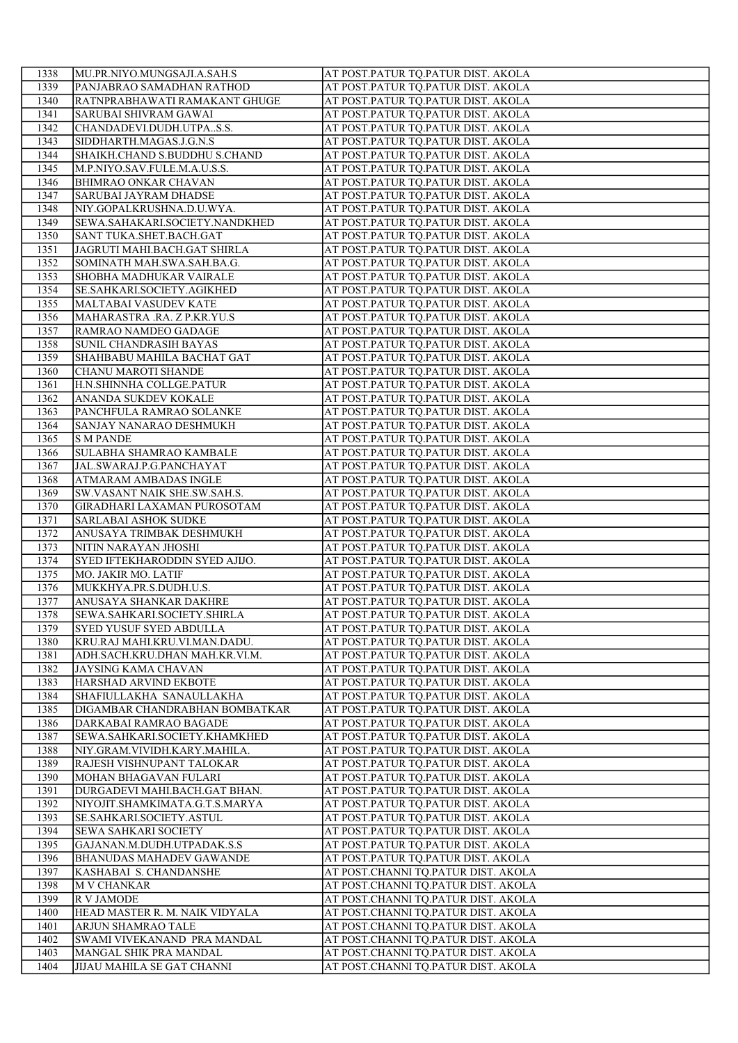| 1338 | MU.PR.NIYO.MUNGSAJI.A.SAH.S | AT POST.PATUR TQ.PATUR DIST. AKOLA |
|---|---|---|
| 1339 | PANJABRAO SAMADHAN RATHOD | AT POST.PATUR TQ.PATUR DIST. AKOLA |
| 1340 | RATNPRABHAWATI RAMAKANT GHUGE | AT POST.PATUR TQ.PATUR DIST. AKOLA |
| 1341 | SARUBAI SHIVRAM GAWAI | AT POST.PATUR TQ.PATUR DIST. AKOLA |
| 1342 | CHANDADEVI.DUDH.UTPA..S.S. | AT POST.PATUR TQ.PATUR DIST. AKOLA |
| 1343 | SIDDHARTH.MAGAS.J.G.N.S | AT POST.PATUR TQ.PATUR DIST. AKOLA |
| 1344 | SHAIKH.CHAND S.BUDDHU S.CHAND | AT POST.PATUR TQ.PATUR DIST. AKOLA |
| 1345 | M.P.NIYO.SAV.FULE.M.A.U.S.S. | AT POST.PATUR TQ.PATUR DIST. AKOLA |
| 1346 | BHIMRAO ONKAR CHAVAN | AT POST.PATUR TQ.PATUR DIST. AKOLA |
| 1347 | SARUBAI JAYRAM DHADSE | AT POST.PATUR TQ.PATUR DIST. AKOLA |
| 1348 | NIY.GOPALKRUSHNA.D.U.WYA. | AT POST.PATUR TQ.PATUR DIST. AKOLA |
| 1349 | SEWA.SAHAKARI.SOCIETY.NANDKHED | AT POST.PATUR TQ.PATUR DIST. AKOLA |
| 1350 | SANT TUKA.SHET.BACH.GAT | AT POST.PATUR TQ.PATUR DIST. AKOLA |
| 1351 | JAGRUTI MAHI.BACH.GAT SHIRLA | AT POST.PATUR TQ.PATUR DIST. AKOLA |
| 1352 | SOMINATH MAH.SWA.SAH.BA.G. | AT POST.PATUR TQ.PATUR DIST. AKOLA |
| 1353 | SHOBHA MADHUKAR VAIRALE | AT POST.PATUR TQ.PATUR DIST. AKOLA |
| 1354 | SE.SAHKARI.SOCIETY.AGIKHED | AT POST.PATUR TQ.PATUR DIST. AKOLA |
| 1355 | MALTABAI VASUDEV KATE | AT POST.PATUR TQ.PATUR DIST. AKOLA |
| 1356 | MAHARASTRA .RA. Z P.KR.YU.S | AT POST.PATUR TQ.PATUR DIST. AKOLA |
| 1357 | RAMRAO NAMDEO GADAGE | AT POST.PATUR TQ.PATUR DIST. AKOLA |
| 1358 | SUNIL CHANDRASIH BAYAS | AT POST.PATUR TQ.PATUR DIST. AKOLA |
| 1359 | SHAHBABU MAHILA BACHAT GAT | AT POST.PATUR TQ.PATUR DIST. AKOLA |
| 1360 | CHANU MAROTI SHANDE | AT POST.PATUR TQ.PATUR DIST. AKOLA |
| 1361 | H.N.SHINNHA COLLGE.PATUR | AT POST.PATUR TQ.PATUR DIST. AKOLA |
| 1362 | ANANDA SUKDEV KOKALE | AT POST.PATUR TQ.PATUR DIST. AKOLA |
| 1363 | PANCHFULA RAMRAO SOLANKE | AT POST.PATUR TQ.PATUR DIST. AKOLA |
| 1364 | SANJAY NANARAO DESHMUKH | AT POST.PATUR TQ.PATUR DIST. AKOLA |
| 1365 | S M PANDE | AT POST.PATUR TQ.PATUR DIST. AKOLA |
| 1366 | SULABHA SHAMRAO KAMBALE | AT POST.PATUR TQ.PATUR DIST. AKOLA |
| 1367 | JAL.SWARAJ.P.G.PANCHAYAT | AT POST.PATUR TQ.PATUR DIST. AKOLA |
| 1368 | ATMARAM AMBADAS INGLE | AT POST.PATUR TQ.PATUR DIST. AKOLA |
| 1369 | SW.VASANT NAIK SHE.SW.SAH.S. | AT POST.PATUR TQ.PATUR DIST. AKOLA |
| 1370 | GIRADHARI LAXAMAN PUROSOTAM | AT POST.PATUR TQ.PATUR DIST. AKOLA |
| 1371 | SARLABAI ASHOK SUDKE | AT POST.PATUR TQ.PATUR DIST. AKOLA |
| 1372 | ANUSAYA TRIMBAK DESHMUKH | AT POST.PATUR TQ.PATUR DIST. AKOLA |
| 1373 | NITIN NARAYAN JHOSHI | AT POST.PATUR TQ.PATUR DIST. AKOLA |
| 1374 | SYED IFTEKHARODDIN SYED AJIJO. | AT POST.PATUR TQ.PATUR DIST. AKOLA |
| 1375 | MO. JAKIR MO. LATIF | AT POST.PATUR TQ.PATUR DIST. AKOLA |
| 1376 | MUKKHYA.PR.S.DUDH.U.S. | AT POST.PATUR TQ.PATUR DIST. AKOLA |
| 1377 | ANUSAYA SHANKAR DAKHRE | AT POST.PATUR TQ.PATUR DIST. AKOLA |
| 1378 | SEWA.SAHKARI.SOCIETY.SHIRLA | AT POST.PATUR TQ.PATUR DIST. AKOLA |
| 1379 | SYED YUSUF SYED ABDULLA | AT POST.PATUR TQ.PATUR DIST. AKOLA |
| 1380 | KRU.RAJ MAHI.KRU.VI.MAN.DADU. | AT POST.PATUR TQ.PATUR DIST. AKOLA |
| 1381 | ADH.SACH.KRU.DHAN MAH.KR.VI.M. | AT POST.PATUR TQ.PATUR DIST. AKOLA |
| 1382 | JAYSING KAMA CHAVAN | AT POST.PATUR TQ.PATUR DIST. AKOLA |
| 1383 | HARSHAD ARVIND EKBOTE | AT POST.PATUR TQ.PATUR DIST. AKOLA |
| 1384 | SHAFIULLAKHA SANAULLAKHA | AT POST.PATUR TQ.PATUR DIST. AKOLA |
| 1385 | DIGAMBAR CHANDRABHAN BOMBATKAR | AT POST.PATUR TQ.PATUR DIST. AKOLA |
| 1386 | DARKABAI RAMRAO BAGADE | AT POST.PATUR TQ.PATUR DIST. AKOLA |
| 1387 | SEWA.SAHKARI.SOCIETY.KHAMKHED | AT POST.PATUR TQ.PATUR DIST. AKOLA |
| 1388 | NIY.GRAM.VIVIDH.KARY.MAHILA. | AT POST.PATUR TQ.PATUR DIST. AKOLA |
| 1389 | RAJESH VISHNUPANT TALOKAR | AT POST.PATUR TQ.PATUR DIST. AKOLA |
| 1390 | MOHAN BHAGAVAN FULARI | AT POST.PATUR TQ.PATUR DIST. AKOLA |
| 1391 | DURGADEVI MAHI.BACH.GAT BHAN. | AT POST.PATUR TQ.PATUR DIST. AKOLA |
| 1392 | NIYOJIT.SHAMKIMATA.G.T.S.MARYA | AT POST.PATUR TQ.PATUR DIST. AKOLA |
| 1393 | SE.SAHKARI.SOCIETY.ASTUL | AT POST.PATUR TQ.PATUR DIST. AKOLA |
| 1394 | SEWA SAHKARI SOCIETY | AT POST.PATUR TQ.PATUR DIST. AKOLA |
| 1395 | GAJANAN.M.DUDH.UTPADAK.S.S | AT POST.PATUR TQ.PATUR DIST. AKOLA |
| 1396 | BHANUDAS MAHADEV GAWANDE | AT POST.PATUR TQ.PATUR DIST. AKOLA |
| 1397 | KASHABAI S. CHANDANSHE | AT POST.CHANNI TQ.PATUR DIST. AKOLA |
| 1398 | M V CHANKAR | AT POST.CHANNI TQ.PATUR DIST. AKOLA |
| 1399 | R V JAMODE | AT POST.CHANNI TQ.PATUR DIST. AKOLA |
| 1400 | HEAD MASTER R. M. NAIK VIDYALA | AT POST.CHANNI TQ.PATUR DIST. AKOLA |
| 1401 | ARJUN SHAMRAO TALE | AT POST.CHANNI TQ.PATUR DIST. AKOLA |
| 1402 | SWAMI VIVEKANAND PRA MANDAL | AT POST.CHANNI TQ.PATUR DIST. AKOLA |
| 1403 | MANGAL SHIK PRA MANDAL | AT POST.CHANNI TQ.PATUR DIST. AKOLA |
| 1404 | JIJAU MAHILA SE GAT CHANNI | AT POST.CHANNI TQ.PATUR DIST. AKOLA |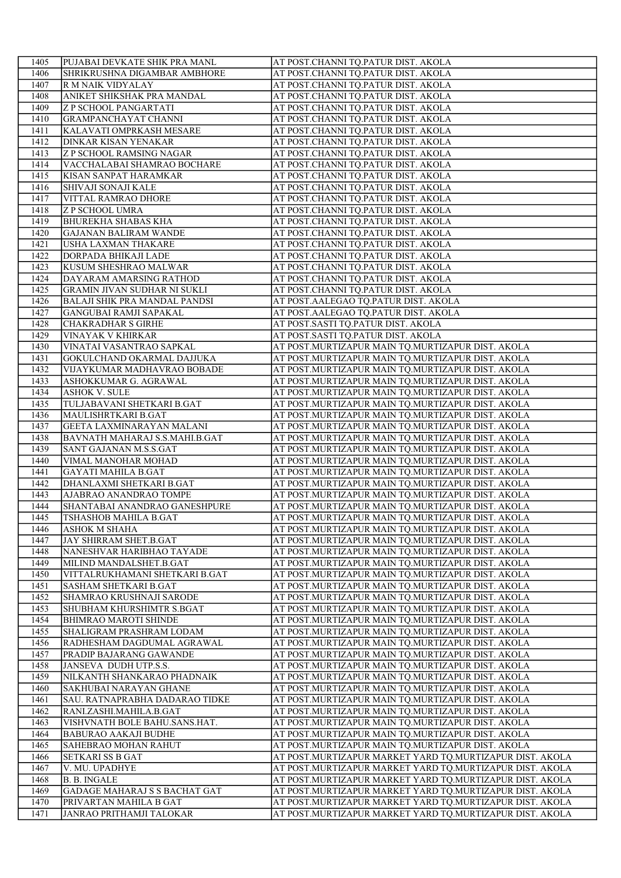| 1405 | PUJABAI DEVKATE SHIK PRA MANL | AT POST.CHANNI TQ.PATUR DIST. AKOLA |
|---|---|---|
| 1406 | SHRIKRUSHNA DIGAMBAR AMBHORE | AT POST.CHANNI TQ.PATUR DIST. AKOLA |
| 1407 | R M NAIK VIDYALAY | AT POST.CHANNI TQ.PATUR DIST. AKOLA |
| 1408 | ANIKET SHIKSHAK PRA MANDAL | AT POST.CHANNI TQ.PATUR DIST. AKOLA |
| 1409 | Z P SCHOOL PANGARTATI | AT POST.CHANNI TQ.PATUR DIST. AKOLA |
| 1410 | GRAMPANCHAYAT CHANNI | AT POST.CHANNI TQ.PATUR DIST. AKOLA |
| 1411 | KALAVATI OMPRKASH MESARE | AT POST.CHANNI TQ.PATUR DIST. AKOLA |
| 1412 | DINKAR KISAN YENAKAR | AT POST.CHANNI TQ.PATUR DIST. AKOLA |
| 1413 | Z P SCHOOL RAMSING NAGAR | AT POST.CHANNI TQ.PATUR DIST. AKOLA |
| 1414 | VACCHALABAI SHAMRAO BOCHARE | AT POST.CHANNI TQ.PATUR DIST. AKOLA |
| 1415 | KISAN SANPAT HARAMKAR | AT POST.CHANNI TQ.PATUR DIST. AKOLA |
| 1416 | SHIVAJI SONAJI KALE | AT POST.CHANNI TQ.PATUR DIST. AKOLA |
| 1417 | VITTAL RAMRAO DHORE | AT POST.CHANNI TQ.PATUR DIST. AKOLA |
| 1418 | Z P SCHOOL UMRA | AT POST.CHANNI TQ.PATUR DIST. AKOLA |
| 1419 | BHUREKHA SHABAS KHA | AT POST.CHANNI TQ.PATUR DIST. AKOLA |
| 1420 | GAJANAN BALIRAM WANDE | AT POST.CHANNI TQ.PATUR DIST. AKOLA |
| 1421 | USHA LAXMAN THAKARE | AT POST.CHANNI TQ.PATUR DIST. AKOLA |
| 1422 | DORPADA BHIKAJI LADE | AT POST.CHANNI TQ.PATUR DIST. AKOLA |
| 1423 | KUSUM SHESHRAO MALWAR | AT POST.CHANNI TQ.PATUR DIST. AKOLA |
| 1424 | DAYARAM AMARSING RATHOD | AT POST.CHANNI TQ.PATUR DIST. AKOLA |
| 1425 | GRAMIN JIVAN SUDHAR NI SUKLI | AT POST.CHANNI TQ.PATUR DIST. AKOLA |
| 1426 | BALAJI SHIK PRA MANDAL PANDSI | AT POST.AALEGAO TQ.PATUR DIST. AKOLA |
| 1427 | GANGUBAI RAMJI SAPAKAL | AT POST.AALEGAO TQ.PATUR DIST. AKOLA |
| 1428 | CHAKRADHAR S GIRHE | AT POST.SASTI TQ.PATUR DIST. AKOLA |
| 1429 | VINAYAK V KHIRKAR | AT POST.SASTI TQ.PATUR DIST. AKOLA |
| 1430 | VINATAI VASANTRAO SAPKAL | AT POST.MURTIZAPUR MAIN TQ.MURTIZAPUR DIST. AKOLA |
| 1431 | GOKULCHAND OKARMAL DAJJUKA | AT POST.MURTIZAPUR MAIN TQ.MURTIZAPUR DIST. AKOLA |
| 1432 | VIJAYKUMAR MADHAVRAO BOBADE | AT POST.MURTIZAPUR MAIN TQ.MURTIZAPUR DIST. AKOLA |
| 1433 | ASHOKKUMAR G. AGRAWAL | AT POST.MURTIZAPUR MAIN TQ.MURTIZAPUR DIST. AKOLA |
| 1434 | ASHOK V. SULE | AT POST.MURTIZAPUR MAIN TQ.MURTIZAPUR DIST. AKOLA |
| 1435 | TULJABAVANI SHETKARI B.GAT | AT POST.MURTIZAPUR MAIN TQ.MURTIZAPUR DIST. AKOLA |
| 1436 | MAULISHRTKARI B.GAT | AT POST.MURTIZAPUR MAIN TQ.MURTIZAPUR DIST. AKOLA |
| 1437 | GEETA LAXMINARAYAN MALANI | AT POST.MURTIZAPUR MAIN TQ.MURTIZAPUR DIST. AKOLA |
| 1438 | BAVNATH MAHARAJ S.S.MAHI.B.GAT | AT POST.MURTIZAPUR MAIN TQ.MURTIZAPUR DIST. AKOLA |
| 1439 | SANT GAJANAN M.S.S.GAT | AT POST.MURTIZAPUR MAIN TQ.MURTIZAPUR DIST. AKOLA |
| 1440 | VIMAL MANOHAR MOHAD | AT POST.MURTIZAPUR MAIN TQ.MURTIZAPUR DIST. AKOLA |
| 1441 | GAYATI MAHILA B.GAT | AT POST.MURTIZAPUR MAIN TQ.MURTIZAPUR DIST. AKOLA |
| 1442 | DHANLAXMI SHETKARI B.GAT | AT POST.MURTIZAPUR MAIN TQ.MURTIZAPUR DIST. AKOLA |
| 1443 | AJABRAO ANANDRAO TOMPE | AT POST.MURTIZAPUR MAIN TQ.MURTIZAPUR DIST. AKOLA |
| 1444 | SHANTABAI ANANDRAO GANESHPURE | AT POST.MURTIZAPUR MAIN TQ.MURTIZAPUR DIST. AKOLA |
| 1445 | TSHASHOB MAHILA B.GAT | AT POST.MURTIZAPUR MAIN TQ.MURTIZAPUR DIST. AKOLA |
| 1446 | ASHOK M SHAHA | AT POST.MURTIZAPUR MAIN TQ.MURTIZAPUR DIST. AKOLA |
| 1447 | JAY SHIRRAM SHET.B.GAT | AT POST.MURTIZAPUR MAIN TQ.MURTIZAPUR DIST. AKOLA |
| 1448 | NANESHVAR HARIBHAO TAYADE | AT POST.MURTIZAPUR MAIN TQ.MURTIZAPUR DIST. AKOLA |
| 1449 | MILIND MANDALSHET.B.GAT | AT POST.MURTIZAPUR MAIN TQ.MURTIZAPUR DIST. AKOLA |
| 1450 | VITTALRUKHAMANI SHETKARI B.GAT | AT POST.MURTIZAPUR MAIN TQ.MURTIZAPUR DIST. AKOLA |
| 1451 | SASHAM SHETKARI B.GAT | AT POST.MURTIZAPUR MAIN TQ.MURTIZAPUR DIST. AKOLA |
| 1452 | SHAMRAO KRUSHNAJI SARODE | AT POST.MURTIZAPUR MAIN TQ.MURTIZAPUR DIST. AKOLA |
| 1453 | SHUBHAM KHURSHIMTR S.BGAT | AT POST.MURTIZAPUR MAIN TQ.MURTIZAPUR DIST. AKOLA |
| 1454 | BHIMRAO MAROTI SHINDE | AT POST.MURTIZAPUR MAIN TQ.MURTIZAPUR DIST. AKOLA |
| 1455 | SHALIGRAM PRASHRAM LODAM | AT POST.MURTIZAPUR MAIN TQ.MURTIZAPUR DIST. AKOLA |
| 1456 | RADHESHAM DAGDUMAL AGRAWAL | AT POST.MURTIZAPUR MAIN TQ.MURTIZAPUR DIST. AKOLA |
| 1457 | PRADIP BAJARANG GAWANDE | AT POST.MURTIZAPUR MAIN TQ.MURTIZAPUR DIST. AKOLA |
| 1458 | JANSEVA DUDH UTP.S.S. | AT POST.MURTIZAPUR MAIN TQ.MURTIZAPUR DIST. AKOLA |
| 1459 | NILKANTH SHANKARAO PHADNAIK | AT POST.MURTIZAPUR MAIN TQ.MURTIZAPUR DIST. AKOLA |
| 1460 | SAKHUBAI NARAYAN GHANE | AT POST.MURTIZAPUR MAIN TQ.MURTIZAPUR DIST. AKOLA |
| 1461 | SAU. RATNAPRABHA DADARAO TIDKE | AT POST.MURTIZAPUR MAIN TQ.MURTIZAPUR DIST. AKOLA |
| 1462 | RANI.ZASHI.MAHILA.B.GAT | AT POST.MURTIZAPUR MAIN TQ.MURTIZAPUR DIST. AKOLA |
| 1463 | VISHVNATH BOLE BAHU.SANS.HAT. | AT POST.MURTIZAPUR MAIN TQ.MURTIZAPUR DIST. AKOLA |
| 1464 | BABURAO AAKAJI BUDHE | AT POST.MURTIZAPUR MAIN TQ.MURTIZAPUR DIST. AKOLA |
| 1465 | SAHEBRAO MOHAN RAHUT | AT POST.MURTIZAPUR MAIN TQ.MURTIZAPUR DIST. AKOLA |
| 1466 | SETKARI SS B GAT | AT POST.MURTIZAPUR MARKET YARD TQ.MURTIZAPUR DIST. AKOLA |
| 1467 | V. MU. UPADHYE | AT POST.MURTIZAPUR MARKET YARD TQ.MURTIZAPUR DIST. AKOLA |
| 1468 | B. B. INGALE | AT POST.MURTIZAPUR MARKET YARD TQ.MURTIZAPUR DIST. AKOLA |
| 1469 | GADAGE MAHARAJ S S BACHAT GAT | AT POST.MURTIZAPUR MARKET YARD TQ.MURTIZAPUR DIST. AKOLA |
| 1470 | PRIVARTAN MAHILA B GAT | AT POST.MURTIZAPUR MARKET YARD TQ.MURTIZAPUR DIST. AKOLA |
| 1471 | JANRAO PRITHAMJI TALOKAR | AT POST.MURTIZAPUR MARKET YARD TQ.MURTIZAPUR DIST. AKOLA |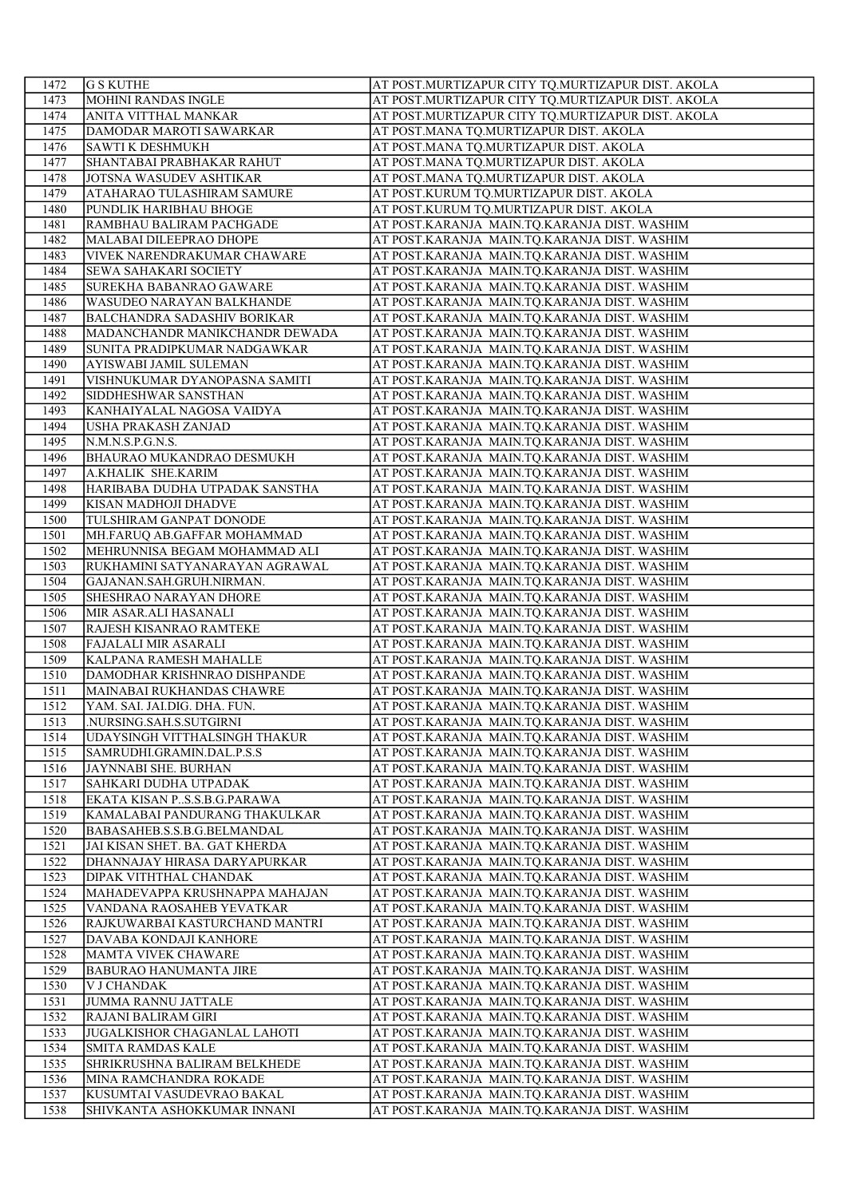| 1472 | G S KUTHE | AT POST.MURTIZAPUR CITY TQ.MURTIZAPUR DIST. AKOLA |
|---|---|---|
| 1473 | MOHINI RANDAS INGLE | AT POST.MURTIZAPUR CITY TQ.MURTIZAPUR DIST. AKOLA |
| 1474 | ANITA VITTHAL MANKAR | AT POST.MURTIZAPUR CITY TQ.MURTIZAPUR DIST. AKOLA |
| 1475 | DAMODAR MAROTI SAWARKAR | AT POST.MANA TQ.MURTIZAPUR DIST. AKOLA |
| 1476 | SAWTI K DESHMUKH | AT POST.MANA TQ.MURTIZAPUR DIST. AKOLA |
| 1477 | SHANTABAI PRABHAKAR RAHUT | AT POST.MANA TQ.MURTIZAPUR DIST. AKOLA |
| 1478 | JOTSNA WASUDEV ASHTIKAR | AT POST.MANA TQ.MURTIZAPUR DIST. AKOLA |
| 1479 | ATAHARAO TULASHIRAM SAMURE | AT POST.KURUM TQ.MURTIZAPUR DIST. AKOLA |
| 1480 | PUNDLIK HARIBHAU BHOGE | AT POST.KURUM TQ.MURTIZAPUR DIST. AKOLA |
| 1481 | RAMBHAU BALIRAM PACHGADE | AT POST.KARANJA MAIN.TQ.KARANJA DIST. WASHIM |
| 1482 | MALABAI DILEEPRAO DHOPE | AT POST.KARANJA MAIN.TQ.KARANJA DIST. WASHIM |
| 1483 | VIVEK NARENDRAKUMAR CHAWARE | AT POST.KARANJA MAIN.TQ.KARANJA DIST. WASHIM |
| 1484 | SEWA SAHAKARI SOCIETY | AT POST.KARANJA MAIN.TQ.KARANJA DIST. WASHIM |
| 1485 | SUREKHA BABANRAO GAWARE | AT POST.KARANJA MAIN.TQ.KARANJA DIST. WASHIM |
| 1486 | WASUDEO NARAYAN BALKHANDE | AT POST.KARANJA MAIN.TQ.KARANJA DIST. WASHIM |
| 1487 | BALCHANDRA SADASHIV BORIKAR | AT POST.KARANJA MAIN.TQ.KARANJA DIST. WASHIM |
| 1488 | MADANCHANDR MANIKCHANDR DEWADA | AT POST.KARANJA MAIN.TQ.KARANJA DIST. WASHIM |
| 1489 | SUNITA PRADIPKUMAR NADGAWKAR | AT POST.KARANJA MAIN.TQ.KARANJA DIST. WASHIM |
| 1490 | AYISWABI JAMIL SULEMAN | AT POST.KARANJA MAIN.TQ.KARANJA DIST. WASHIM |
| 1491 | VISHNUKUMAR DYANOPASNA SAMITI | AT POST.KARANJA MAIN.TQ.KARANJA DIST. WASHIM |
| 1492 | SIDDHESHWAR SANSTHAN | AT POST.KARANJA MAIN.TQ.KARANJA DIST. WASHIM |
| 1493 | KANHAIYALAL NAGOSA VAIDYA | AT POST.KARANJA MAIN.TQ.KARANJA DIST. WASHIM |
| 1494 | USHA PRAKASH ZANJAD | AT POST.KARANJA MAIN.TQ.KARANJA DIST. WASHIM |
| 1495 | N.M.N.S.P.G.N.S. | AT POST.KARANJA MAIN.TQ.KARANJA DIST. WASHIM |
| 1496 | BHAURAO MUKANDRAO DESMUKH | AT POST.KARANJA MAIN.TQ.KARANJA DIST. WASHIM |
| 1497 | A.KHALIK SHE.KARIM | AT POST.KARANJA MAIN.TQ.KARANJA DIST. WASHIM |
| 1498 | HARIBABA DUDHA UTPADAK SANSTHA | AT POST.KARANJA MAIN.TQ.KARANJA DIST. WASHIM |
| 1499 | KISAN MADHOJI DHADVE | AT POST.KARANJA MAIN.TQ.KARANJA DIST. WASHIM |
| 1500 | TULSHIRAM GANPAT DONODE | AT POST.KARANJA MAIN.TQ.KARANJA DIST. WASHIM |
| 1501 | MH.FARUQ AB.GAFFAR MOHAMMAD | AT POST.KARANJA MAIN.TQ.KARANJA DIST. WASHIM |
| 1502 | MEHRUNNISA BEGAM MOHAMMAD ALI | AT POST.KARANJA MAIN.TQ.KARANJA DIST. WASHIM |
| 1503 | RUKHAMINI SATYANARAYAN AGRAWAL | AT POST.KARANJA MAIN.TQ.KARANJA DIST. WASHIM |
| 1504 | GAJANAN.SAH.GRUH.NIRMAN. | AT POST.KARANJA MAIN.TQ.KARANJA DIST. WASHIM |
| 1505 | SHESHRAO NARAYAN DHORE | AT POST.KARANJA MAIN.TQ.KARANJA DIST. WASHIM |
| 1506 | MIR ASAR.ALI HASANALI | AT POST.KARANJA MAIN.TQ.KARANJA DIST. WASHIM |
| 1507 | RAJESH KISANRAO RAMTEKE | AT POST.KARANJA MAIN.TQ.KARANJA DIST. WASHIM |
| 1508 | FAJALALI MIR ASARALI | AT POST.KARANJA MAIN.TQ.KARANJA DIST. WASHIM |
| 1509 | KALPANA RAMESH MAHALLE | AT POST.KARANJA MAIN.TQ.KARANJA DIST. WASHIM |
| 1510 | DAMODHAR KRISHNRAO DISHPANDE | AT POST.KARANJA MAIN.TQ.KARANJA DIST. WASHIM |
| 1511 | MAINABAI RUKHANDAS CHAWRE | AT POST.KARANJA MAIN.TQ.KARANJA DIST. WASHIM |
| 1512 | YAM. SAI. JAI.DIG. DHA. FUN. | AT POST.KARANJA MAIN.TQ.KARANJA DIST. WASHIM |
| 1513 | .NURSING.SAH.S.SUTGIRNI | AT POST.KARANJA MAIN.TQ.KARANJA DIST. WASHIM |
| 1514 | UDAYSINGH VITTHALSINGH THAKUR | AT POST.KARANJA MAIN.TQ.KARANJA DIST. WASHIM |
| 1515 | SAMRUDHI.GRAMIN.DAL.P.S.S | AT POST.KARANJA MAIN.TQ.KARANJA DIST. WASHIM |
| 1516 | JAYNNABI SHE. BURHAN | AT POST.KARANJA MAIN.TQ.KARANJA DIST. WASHIM |
| 1517 | SAHKARI DUDHA UTPADAK | AT POST.KARANJA MAIN.TQ.KARANJA DIST. WASHIM |
| 1518 | EKATA KISAN P..S.S.B.G.PARAWA | AT POST.KARANJA MAIN.TQ.KARANJA DIST. WASHIM |
| 1519 | KAMALABAI PANDURANG THAKULKAR | AT POST.KARANJA MAIN.TQ.KARANJA DIST. WASHIM |
| 1520 | BABASAHEB.S.S.B.G.BELMANDAL | AT POST.KARANJA MAIN.TQ.KARANJA DIST. WASHIM |
| 1521 | JAI KISAN SHET. BA. GAT KHERDA | AT POST.KARANJA MAIN.TQ.KARANJA DIST. WASHIM |
| 1522 | DHANNAJAY HIRASA DARYAPURKAR | AT POST.KARANJA MAIN.TQ.KARANJA DIST. WASHIM |
| 1523 | DIPAK VITHTHAL CHANDAK | AT POST.KARANJA MAIN.TQ.KARANJA DIST. WASHIM |
| 1524 | MAHADEVAPPA KRUSHNAPPA MAHAJAN | AT POST.KARANJA MAIN.TQ.KARANJA DIST. WASHIM |
| 1525 | VANDANA RAOSAHEB YEVATKAR | AT POST.KARANJA MAIN.TQ.KARANJA DIST. WASHIM |
| 1526 | RAJKUWARBAI KASTURCHAND MANTRI | AT POST.KARANJA MAIN.TQ.KARANJA DIST. WASHIM |
| 1527 | DAVABA KONDAJI KANHORE | AT POST.KARANJA MAIN.TQ.KARANJA DIST. WASHIM |
| 1528 | MAMTA VIVEK CHAWARE | AT POST.KARANJA MAIN.TQ.KARANJA DIST. WASHIM |
| 1529 | BABURAO HANUMANTA JIRE | AT POST.KARANJA MAIN.TQ.KARANJA DIST. WASHIM |
| 1530 | V J CHANDAK | AT POST.KARANJA MAIN.TQ.KARANJA DIST. WASHIM |
| 1531 | JUMMA RANNU JATTALE | AT POST.KARANJA MAIN.TQ.KARANJA DIST. WASHIM |
| 1532 | RAJANI BALIRAM GIRI | AT POST.KARANJA MAIN.TQ.KARANJA DIST. WASHIM |
| 1533 | JUGALKISHOR CHAGANLAL LAHOTI | AT POST.KARANJA MAIN.TQ.KARANJA DIST. WASHIM |
| 1534 | SMITA RAMDAS KALE | AT POST.KARANJA MAIN.TQ.KARANJA DIST. WASHIM |
| 1535 | SHRIKRUSHNA BALIRAM BELKHEDE | AT POST.KARANJA MAIN.TQ.KARANJA DIST. WASHIM |
| 1536 | MINA RAMCHANDRA ROKADE | AT POST.KARANJA MAIN.TQ.KARANJA DIST. WASHIM |
| 1537 | KUSUMTAI VASUDEVRAO BAKAL | AT POST.KARANJA MAIN.TQ.KARANJA DIST. WASHIM |
| 1538 | SHIVKANTA ASHOKKUMAR INNANI | AT POST.KARANJA MAIN.TQ.KARANJA DIST. WASHIM |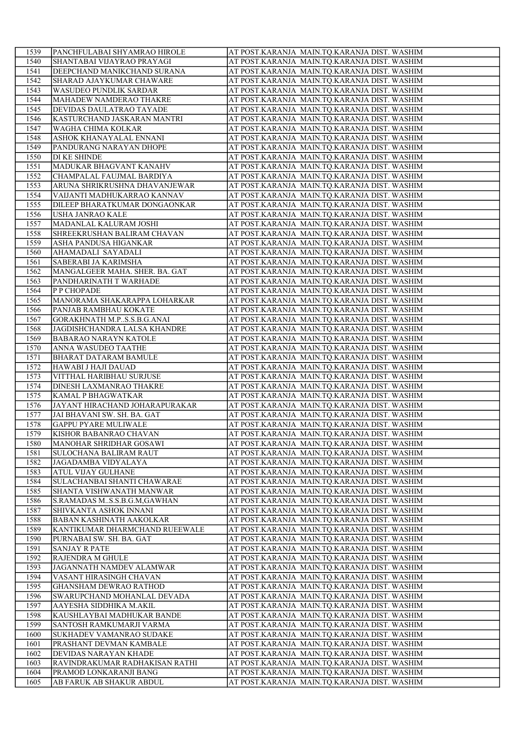| 1539 | PANCHFULABAI SHYAMRAO HIROLE | AT POST.KARANJA MAIN.TQ.KARANJA DIST. WASHIM |
|---|---|---|
| 1540 | SHANTABAI VIJAYRAO PRAYAGI | AT POST.KARANJA MAIN.TQ.KARANJA DIST. WASHIM |
| 1541 | DEEPCHAND MANIKCHAND SURANA | AT POST.KARANJA MAIN.TQ.KARANJA DIST. WASHIM |
| 1542 | SHARAD AJAYKUMAR CHAWARE | AT POST.KARANJA MAIN.TQ.KARANJA DIST. WASHIM |
| 1543 | WASUDEO PUNDLIK SARDAR | AT POST.KARANJA MAIN.TQ.KARANJA DIST. WASHIM |
| 1544 | MAHADEW NAMDERAO THAKRE | AT POST.KARANJA MAIN.TQ.KARANJA DIST. WASHIM |
| 1545 | DEVIDAS DAULATRAO TAYADE | AT POST.KARANJA MAIN.TQ.KARANJA DIST. WASHIM |
| 1546 | KASTURCHAND JASKARAN MANTRI | AT POST.KARANJA MAIN.TQ.KARANJA DIST. WASHIM |
| 1547 | WAGHA CHIMA KOLKAR | AT POST.KARANJA MAIN.TQ.KARANJA DIST. WASHIM |
| 1548 | ASHOK KHANAYALAL ENNANI | AT POST.KARANJA MAIN.TQ.KARANJA DIST. WASHIM |
| 1549 | PANDURANG NARAYAN DHOPE | AT POST.KARANJA MAIN.TQ.KARANJA DIST. WASHIM |
| 1550 | DI KE SHINDE | AT POST.KARANJA MAIN.TQ.KARANJA DIST. WASHIM |
| 1551 | MADUKAR BHAGVANT KANAHV | AT POST.KARANJA MAIN.TQ.KARANJA DIST. WASHIM |
| 1552 | CHAMPALAL FAUJMAL BARDIYA | AT POST.KARANJA MAIN.TQ.KARANJA DIST. WASHIM |
| 1553 | ARUNA SHRIKRUSHNA DHAVANJEWAR | AT POST.KARANJA MAIN.TQ.KARANJA DIST. WASHIM |
| 1554 | VAIJANTI MADHUKARRAO KANNAV | AT POST.KARANJA MAIN.TQ.KARANJA DIST. WASHIM |
| 1555 | DILEEP BHARATKUMAR DONGAONKAR | AT POST.KARANJA MAIN.TQ.KARANJA DIST. WASHIM |
| 1556 | USHA JANRAO KALE | AT POST.KARANJA MAIN.TQ.KARANJA DIST. WASHIM |
| 1557 | MADANLAL KALURAM JOSHI | AT POST.KARANJA MAIN.TQ.KARANJA DIST. WASHIM |
| 1558 | SHREEKRUSHAN BALIRAM CHAVAN | AT POST.KARANJA MAIN.TQ.KARANJA DIST. WASHIM |
| 1559 | ASHA PANDUSA HIGANKAR | AT POST.KARANJA MAIN.TQ.KARANJA DIST. WASHIM |
| 1560 | AHAMADALI SAYADALI | AT POST.KARANJA MAIN.TQ.KARANJA DIST. WASHIM |
| 1561 | SABERABI JA KARIMSHA | AT POST.KARANJA MAIN.TQ.KARANJA DIST. WASHIM |
| 1562 | MANGALGEER MAHA. SHER. BA. GAT | AT POST.KARANJA MAIN.TQ.KARANJA DIST. WASHIM |
| 1563 | PANDHARINATH T WARHADE | AT POST.KARANJA MAIN.TQ.KARANJA DIST. WASHIM |
| 1564 | P P CHOPADE | AT POST.KARANJA MAIN.TQ.KARANJA DIST. WASHIM |
| 1565 | MANORAMA SHAKARAPPA LOHARKAR | AT POST.KARANJA MAIN.TQ.KARANJA DIST. WASHIM |
| 1566 | PANJAB RAMBHAU KOKATE | AT POST.KARANJA MAIN.TQ.KARANJA DIST. WASHIM |
| 1567 | GORAKHNATH M.P..S.S.B.G.ANAI | AT POST.KARANJA MAIN.TQ.KARANJA DIST. WASHIM |
| 1568 | JAGDISHCHANDRA LALSA KHANDRE | AT POST.KARANJA MAIN.TQ.KARANJA DIST. WASHIM |
| 1569 | BABARAO NARAYN KATOLE | AT POST.KARANJA MAIN.TQ.KARANJA DIST. WASHIM |
| 1570 | ANNA WASUDEO TAATHE | AT POST.KARANJA MAIN.TQ.KARANJA DIST. WASHIM |
| 1571 | BHARAT DATARAM BAMULE | AT POST.KARANJA MAIN.TQ.KARANJA DIST. WASHIM |
| 1572 | HAWABI J HAJI DAUAD | AT POST.KARANJA MAIN.TQ.KARANJA DIST. WASHIM |
| 1573 | VITTHAL HARIBHAU SURJUSE | AT POST.KARANJA MAIN.TQ.KARANJA DIST. WASHIM |
| 1574 | DINESH LAXMANRAO THAKRE | AT POST.KARANJA MAIN.TQ.KARANJA DIST. WASHIM |
| 1575 | KAMAL P BHAGWATKAR | AT POST.KARANJA MAIN.TQ.KARANJA DIST. WASHIM |
| 1576 | JAYANT HIRACHAND JOHARAPURAKAR | AT POST.KARANJA MAIN.TQ.KARANJA DIST. WASHIM |
| 1577 | JAI BHAVANI SW. SH. BA. GAT | AT POST.KARANJA MAIN.TQ.KARANJA DIST. WASHIM |
| 1578 | GAPPU PYARE MULIWALE | AT POST.KARANJA MAIN.TQ.KARANJA DIST. WASHIM |
| 1579 | KISHOR BABANRAO CHAVAN | AT POST.KARANJA MAIN.TQ.KARANJA DIST. WASHIM |
| 1580 | MANOHAR SHRIDHAR GOSAWI | AT POST.KARANJA MAIN.TQ.KARANJA DIST. WASHIM |
| 1581 | SULOCHANA BALIRAM RAUT | AT POST.KARANJA MAIN.TQ.KARANJA DIST. WASHIM |
| 1582 | JAGADAMBA VIDYALAYA | AT POST.KARANJA MAIN.TQ.KARANJA DIST. WASHIM |
| 1583 | ATUL VIJAY GULHANE | AT POST.KARANJA MAIN.TQ.KARANJA DIST. WASHIM |
| 1584 | SULACHANBAI SHANTI CHAWARAE | AT POST.KARANJA MAIN.TQ.KARANJA DIST. WASHIM |
| 1585 | SHANTA VISHWANATH MANWAR | AT POST.KARANJA MAIN.TQ.KARANJA DIST. WASHIM |
| 1586 | S.RAMADAS M..S.S.B.G.M,GAWHAN | AT POST.KARANJA MAIN.TQ.KARANJA DIST. WASHIM |
| 1587 | SHIVKANTA ASHOK INNANI | AT POST.KARANJA MAIN.TQ.KARANJA DIST. WASHIM |
| 1588 | BABAN KASHINATH AAKOLKAR | AT POST.KARANJA MAIN.TQ.KARANJA DIST. WASHIM |
| 1589 | KANTIKUMAR DHARMCHAND RUEEWALE | AT POST.KARANJA MAIN.TQ.KARANJA DIST. WASHIM |
| 1590 | PURNABAI SW. SH. BA. GAT | AT POST.KARANJA MAIN.TQ.KARANJA DIST. WASHIM |
| 1591 | SANJAY R PATE | AT POST.KARANJA MAIN.TQ.KARANJA DIST. WASHIM |
| 1592 | RAJENDRA M GHULE | AT POST.KARANJA MAIN.TQ.KARANJA DIST. WASHIM |
| 1593 | JAGANNATH NAMDEV ALAMWAR | AT POST.KARANJA MAIN.TQ.KARANJA DIST. WASHIM |
| 1594 | VASANT HIRASINGH CHAVAN | AT POST.KARANJA MAIN.TQ.KARANJA DIST. WASHIM |
| 1595 | GHANSHAM DEWRAO RATHOD | AT POST.KARANJA MAIN.TQ.KARANJA DIST. WASHIM |
| 1596 | SWARUPCHAND MOHANLAL DEVADA | AT POST.KARANJA MAIN.TQ.KARANJA DIST. WASHIM |
| 1597 | AAYESHA SIDDHIKA M.AKIL | AT POST.KARANJA MAIN.TQ.KARANJA DIST. WASHIM |
| 1598 | KAUSHLAYBAI MADHUKAR BANDE | AT POST.KARANJA MAIN.TQ.KARANJA DIST. WASHIM |
| 1599 | SANTOSH RAMKUMARJI VARMA | AT POST.KARANJA MAIN.TQ.KARANJA DIST. WASHIM |
| 1600 | SUKHADEV VAMANRAO SUDAKE | AT POST.KARANJA MAIN.TQ.KARANJA DIST. WASHIM |
| 1601 | PRASHANT DEVMAN KAMBALE | AT POST.KARANJA MAIN.TQ.KARANJA DIST. WASHIM |
| 1602 | DEVIDAS NARAYAN KHADE | AT POST.KARANJA MAIN.TQ.KARANJA DIST. WASHIM |
| 1603 | RAVINDRAKUMAR RADHAKISAN RATHI | AT POST.KARANJA MAIN.TQ.KARANJA DIST. WASHIM |
| 1604 | PRAMOD LONKARANJI BANG | AT POST.KARANJA MAIN.TQ.KARANJA DIST. WASHIM |
| 1605 | AB FARUK AB SHAKUR ABDUL | AT POST.KARANJA MAIN.TQ.KARANJA DIST. WASHIM |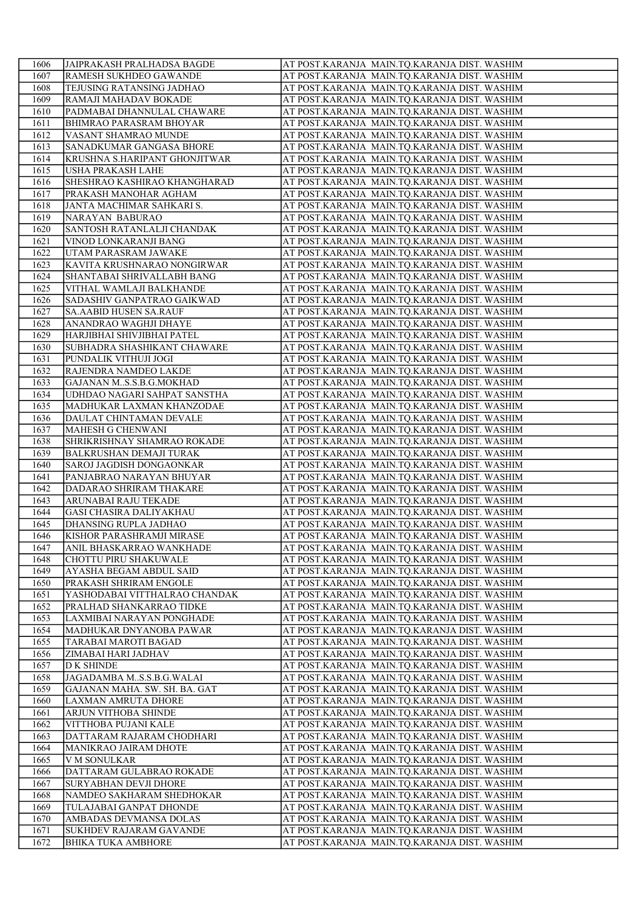| 1606 | JAIPRAKASH PRALHADSA BAGDE | AT POST.KARANJA MAIN.TQ.KARANJA DIST. WASHIM |
|---|---|---|
| 1607 | RAMESH SUKHDEO GAWANDE | AT POST.KARANJA MAIN.TQ.KARANJA DIST. WASHIM |
| 1608 | TEJUSING RATANSING JADHAO | AT POST.KARANJA MAIN.TQ.KARANJA DIST. WASHIM |
| 1609 | RAMAJI MAHADAV BOKADE | AT POST.KARANJA MAIN.TQ.KARANJA DIST. WASHIM |
| 1610 | PADMABAI DHANNULAL CHAWARE | AT POST.KARANJA MAIN.TQ.KARANJA DIST. WASHIM |
| 1611 | BHIMRAO PARASRAM BHOYAR | AT POST.KARANJA MAIN.TQ.KARANJA DIST. WASHIM |
| 1612 | VASANT SHAMRAO MUNDE | AT POST.KARANJA MAIN.TQ.KARANJA DIST. WASHIM |
| 1613 | SANADKUMAR GANGASA BHORE | AT POST.KARANJA MAIN.TQ.KARANJA DIST. WASHIM |
| 1614 | KRUSHNA S.HARIPANT GHONJITWAR | AT POST.KARANJA MAIN.TQ.KARANJA DIST. WASHIM |
| 1615 | USHA PRAKASH LAHE | AT POST.KARANJA MAIN.TQ.KARANJA DIST. WASHIM |
| 1616 | SHESHRAO KASHIRAO KHANGHARAD | AT POST.KARANJA MAIN.TQ.KARANJA DIST. WASHIM |
| 1617 | PRAKASH MANOHAR AGHAM | AT POST.KARANJA MAIN.TQ.KARANJA DIST. WASHIM |
| 1618 | JANTA MACHIMAR SAHKARI S. | AT POST.KARANJA MAIN.TQ.KARANJA DIST. WASHIM |
| 1619 | NARAYAN BABURAO | AT POST.KARANJA MAIN.TQ.KARANJA DIST. WASHIM |
| 1620 | SANTOSH RATANLALJI CHANDAK | AT POST.KARANJA MAIN.TQ.KARANJA DIST. WASHIM |
| 1621 | VINOD LONKARANJI BANG | AT POST.KARANJA MAIN.TQ.KARANJA DIST. WASHIM |
| 1622 | UTAM PARASRAM JAWAKE | AT POST.KARANJA MAIN.TQ.KARANJA DIST. WASHIM |
| 1623 | KAVITA KRUSHNARAO NONGIRWAR | AT POST.KARANJA MAIN.TQ.KARANJA DIST. WASHIM |
| 1624 | SHANTABAI SHRIVALLABH BANG | AT POST.KARANJA MAIN.TQ.KARANJA DIST. WASHIM |
| 1625 | VITHAL WAMLAJI BALKHANDE | AT POST.KARANJA MAIN.TQ.KARANJA DIST. WASHIM |
| 1626 | SADASHIV GANPATRAO GAIKWAD | AT POST.KARANJA MAIN.TQ.KARANJA DIST. WASHIM |
| 1627 | SA.AABID HUSEN SA.RAUF | AT POST.KARANJA MAIN.TQ.KARANJA DIST. WASHIM |
| 1628 | ANANDRAO WAGHJI DHAYE | AT POST.KARANJA MAIN.TQ.KARANJA DIST. WASHIM |
| 1629 | HARJIBHAI SHIVJIBHAI PATEL | AT POST.KARANJA MAIN.TQ.KARANJA DIST. WASHIM |
| 1630 | SUBHADRA SHASHIKANT CHAWARE | AT POST.KARANJA MAIN.TQ.KARANJA DIST. WASHIM |
| 1631 | PUNDALIK VITHUJI JOGI | AT POST.KARANJA MAIN.TQ.KARANJA DIST. WASHIM |
| 1632 | RAJENDRA NAMDEO LAKDE | AT POST.KARANJA MAIN.TQ.KARANJA DIST. WASHIM |
| 1633 | GAJANAN M..S.S.B.G.MOKHAD | AT POST.KARANJA MAIN.TQ.KARANJA DIST. WASHIM |
| 1634 | UDHDAO NAGARI SAHPAT SANSTHA | AT POST.KARANJA MAIN.TQ.KARANJA DIST. WASHIM |
| 1635 | MADHUKAR LAXMAN KHANZODAE | AT POST.KARANJA MAIN.TQ.KARANJA DIST. WASHIM |
| 1636 | DAULAT CHINTAMAN DEVALE | AT POST.KARANJA MAIN.TQ.KARANJA DIST. WASHIM |
| 1637 | MAHESH G CHENWANI | AT POST.KARANJA MAIN.TQ.KARANJA DIST. WASHIM |
| 1638 | SHRIKRISHNAY SHAMRAO ROKADE | AT POST.KARANJA MAIN.TQ.KARANJA DIST. WASHIM |
| 1639 | BALKRUSHAN DEMAJI TURAK | AT POST.KARANJA MAIN.TQ.KARANJA DIST. WASHIM |
| 1640 | SAROJ JAGDISH DONGAONKAR | AT POST.KARANJA MAIN.TQ.KARANJA DIST. WASHIM |
| 1641 | PANJABRAO NARAYAN BHUYAR | AT POST.KARANJA MAIN.TQ.KARANJA DIST. WASHIM |
| 1642 | DADARAO SHRIRAM THAKARE | AT POST.KARANJA MAIN.TQ.KARANJA DIST. WASHIM |
| 1643 | ARUNABAI RAJU TEKADE | AT POST.KARANJA MAIN.TQ.KARANJA DIST. WASHIM |
| 1644 | GASI CHASIRA DALIYAKHAU | AT POST.KARANJA MAIN.TQ.KARANJA DIST. WASHIM |
| 1645 | DHANSING RUPLA JADHAO | AT POST.KARANJA MAIN.TQ.KARANJA DIST. WASHIM |
| 1646 | KISHOR PARASHRAMJI MIRASE | AT POST.KARANJA MAIN.TQ.KARANJA DIST. WASHIM |
| 1647 | ANIL BHASKARRAO WANKHADE | AT POST.KARANJA MAIN.TQ.KARANJA DIST. WASHIM |
| 1648 | CHOTTU PIRU SHAKUWALE | AT POST.KARANJA MAIN.TQ.KARANJA DIST. WASHIM |
| 1649 | AYASHA BEGAM ABDUL SAID | AT POST.KARANJA MAIN.TQ.KARANJA DIST. WASHIM |
| 1650 | PRAKASH SHRIRAM ENGOLE | AT POST.KARANJA MAIN.TQ.KARANJA DIST. WASHIM |
| 1651 | YASHODABAI VITTHALRAO CHANDAK | AT POST.KARANJA MAIN.TQ.KARANJA DIST. WASHIM |
| 1652 | PRALHAD SHANKARRAO TIDKE | AT POST.KARANJA MAIN.TQ.KARANJA DIST. WASHIM |
| 1653 | LAXMIBAI NARAYAN PONGHADE | AT POST.KARANJA MAIN.TQ.KARANJA DIST. WASHIM |
| 1654 | MADHUKAR DNYANOBA PAWAR | AT POST.KARANJA MAIN.TQ.KARANJA DIST. WASHIM |
| 1655 | TARABAI MAROTI BAGAD | AT POST.KARANJA MAIN.TQ.KARANJA DIST. WASHIM |
| 1656 | ZIMABAI HARI JADHAV | AT POST.KARANJA MAIN.TQ.KARANJA DIST. WASHIM |
| 1657 | D K SHINDE | AT POST.KARANJA MAIN.TQ.KARANJA DIST. WASHIM |
| 1658 | JAGADAMBA M..S.S.B.G.WALAI | AT POST.KARANJA MAIN.TQ.KARANJA DIST. WASHIM |
| 1659 | GAJANAN MAHA. SW. SH. BA. GAT | AT POST.KARANJA MAIN.TQ.KARANJA DIST. WASHIM |
| 1660 | LAXMAN AMRUTA DHORE | AT POST.KARANJA MAIN.TQ.KARANJA DIST. WASHIM |
| 1661 | ARJUN VITHOBA SHINDE | AT POST.KARANJA MAIN.TQ.KARANJA DIST. WASHIM |
| 1662 | VITTHOBA PUJANI KALE | AT POST.KARANJA MAIN.TQ.KARANJA DIST. WASHIM |
| 1663 | DATTARAM RAJARAM CHODHARI | AT POST.KARANJA MAIN.TQ.KARANJA DIST. WASHIM |
| 1664 | MANIKRAO JAIRAM DHOTE | AT POST.KARANJA MAIN.TQ.KARANJA DIST. WASHIM |
| 1665 | V M SONULKAR | AT POST.KARANJA MAIN.TQ.KARANJA DIST. WASHIM |
| 1666 | DATTARAM GULABRAO ROKADE | AT POST.KARANJA MAIN.TQ.KARANJA DIST. WASHIM |
| 1667 | SURYABHAN DEVJI DHORE | AT POST.KARANJA MAIN.TQ.KARANJA DIST. WASHIM |
| 1668 | NAMDEO SAKHARAM SHEDHOKAR | AT POST.KARANJA MAIN.TQ.KARANJA DIST. WASHIM |
| 1669 | TULAJABAI GANPAT DHONDE | AT POST.KARANJA MAIN.TQ.KARANJA DIST. WASHIM |
| 1670 | AMBADAS DEVMANSA DOLAS | AT POST.KARANJA MAIN.TQ.KARANJA DIST. WASHIM |
| 1671 | SUKHDEV RAJARAM GAVANDE | AT POST.KARANJA MAIN.TQ.KARANJA DIST. WASHIM |
| 1672 | BHIKA TUKA AMBHORE | AT POST.KARANJA MAIN.TQ.KARANJA DIST. WASHIM |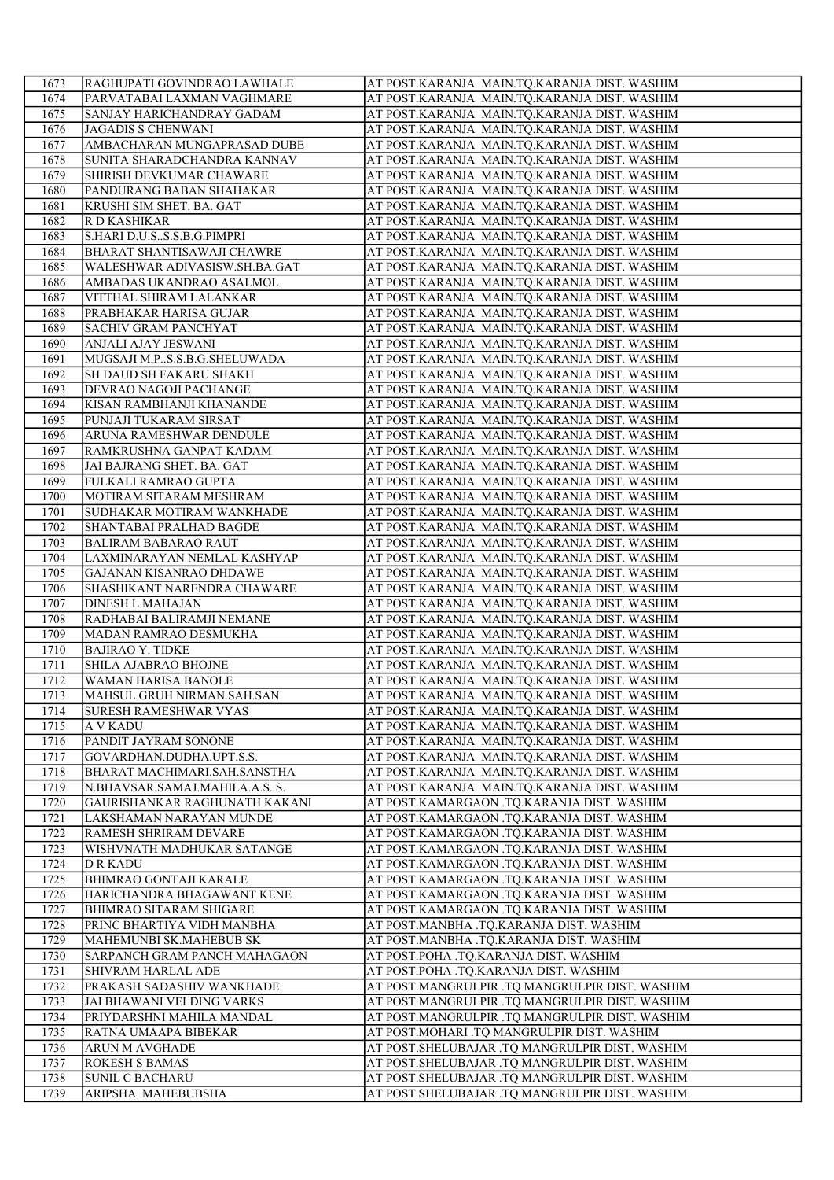| 1673 | RAGHUPATI GOVINDRAO LAWHALE | AT POST.KARANJA MAIN.TQ.KARANJA DIST. WASHIM |
|---|---|---|
| 1674 | PARVATABAI LAXMAN VAGHMARE | AT POST.KARANJA MAIN.TQ.KARANJA DIST. WASHIM |
| 1675 | SANJAY HARICHANDRAY GADAM | AT POST.KARANJA MAIN.TQ.KARANJA DIST. WASHIM |
| 1676 | JAGADIS S CHENWANI | AT POST.KARANJA MAIN.TQ.KARANJA DIST. WASHIM |
| 1677 | AMBACHARAN MUNGAPRASAD DUBE | AT POST.KARANJA MAIN.TQ.KARANJA DIST. WASHIM |
| 1678 | SUNITA SHARADCHANDRA KANNAV | AT POST.KARANJA MAIN.TQ.KARANJA DIST. WASHIM |
| 1679 | SHIRISH DEVKUMAR CHAWARE | AT POST.KARANJA MAIN.TQ.KARANJA DIST. WASHIM |
| 1680 | PANDURANG BABAN SHAHAKAR | AT POST.KARANJA MAIN.TQ.KARANJA DIST. WASHIM |
| 1681 | KRUSHI SIM SHET. BA. GAT | AT POST.KARANJA MAIN.TQ.KARANJA DIST. WASHIM |
| 1682 | R D KASHIKAR | AT POST.KARANJA MAIN.TQ.KARANJA DIST. WASHIM |
| 1683 | S.HARI D.U.S..S.S.B.G.PIMPRI | AT POST.KARANJA MAIN.TQ.KARANJA DIST. WASHIM |
| 1684 | BHARAT SHANTISAWAJI CHAWRE | AT POST.KARANJA MAIN.TQ.KARANJA DIST. WASHIM |
| 1685 | WALESHWAR ADIVASISW.SH.BA.GAT | AT POST.KARANJA MAIN.TQ.KARANJA DIST. WASHIM |
| 1686 | AMBADAS UKANDRAO ASALMOL | AT POST.KARANJA MAIN.TQ.KARANJA DIST. WASHIM |
| 1687 | VITTHAL SHIRAM LALANKAR | AT POST.KARANJA MAIN.TQ.KARANJA DIST. WASHIM |
| 1688 | PRABHAKAR HARISA GUJAR | AT POST.KARANJA MAIN.TQ.KARANJA DIST. WASHIM |
| 1689 | SACHIV GRAM PANCHYAT | AT POST.KARANJA MAIN.TQ.KARANJA DIST. WASHIM |
| 1690 | ANJALI AJAY JESWANI | AT POST.KARANJA MAIN.TQ.KARANJA DIST. WASHIM |
| 1691 | MUGSAJI M.P..S.S.B.G.SHELUWADA | AT POST.KARANJA MAIN.TQ.KARANJA DIST. WASHIM |
| 1692 | SH DAUD SH FAKARU SHAKH | AT POST.KARANJA MAIN.TQ.KARANJA DIST. WASHIM |
| 1693 | DEVRAO NAGOJI PACHANGE | AT POST.KARANJA MAIN.TQ.KARANJA DIST. WASHIM |
| 1694 | KISAN RAMBHANJI KHANANDE | AT POST.KARANJA MAIN.TQ.KARANJA DIST. WASHIM |
| 1695 | PUNJAJI TUKARAM SIRSAT | AT POST.KARANJA MAIN.TQ.KARANJA DIST. WASHIM |
| 1696 | ARUNA RAMESHWAR DENDULE | AT POST.KARANJA MAIN.TQ.KARANJA DIST. WASHIM |
| 1697 | RAMKRUSHNA GANPAT KADAM | AT POST.KARANJA MAIN.TQ.KARANJA DIST. WASHIM |
| 1698 | JAI BAJRANG SHET. BA. GAT | AT POST.KARANJA MAIN.TQ.KARANJA DIST. WASHIM |
| 1699 | FULKALI RAMRAO GUPTA | AT POST.KARANJA MAIN.TQ.KARANJA DIST. WASHIM |
| 1700 | MOTIRAM SITARAM MESHRAM | AT POST.KARANJA MAIN.TQ.KARANJA DIST. WASHIM |
| 1701 | SUDHAKAR MOTIRAM WANKHADE | AT POST.KARANJA MAIN.TQ.KARANJA DIST. WASHIM |
| 1702 | SHANTABAI PRALHAD BAGDE | AT POST.KARANJA MAIN.TQ.KARANJA DIST. WASHIM |
| 1703 | BALIRAM BABARAO RAUT | AT POST.KARANJA MAIN.TQ.KARANJA DIST. WASHIM |
| 1704 | LAXMINARAYAN NEMLAL KASHYAP | AT POST.KARANJA MAIN.TQ.KARANJA DIST. WASHIM |
| 1705 | GAJANAN KISANRAO DHDAWE | AT POST.KARANJA MAIN.TQ.KARANJA DIST. WASHIM |
| 1706 | SHASHIKANT NARENDRA CHAWARE | AT POST.KARANJA MAIN.TQ.KARANJA DIST. WASHIM |
| 1707 | DINESH L MAHAJAN | AT POST.KARANJA MAIN.TQ.KARANJA DIST. WASHIM |
| 1708 | RADHABAI BALIRAMJI NEMANE | AT POST.KARANJA MAIN.TQ.KARANJA DIST. WASHIM |
| 1709 | MADAN RAMRAO DESMUKHA | AT POST.KARANJA MAIN.TQ.KARANJA DIST. WASHIM |
| 1710 | BAJIRAO Y. TIDKE | AT POST.KARANJA MAIN.TQ.KARANJA DIST. WASHIM |
| 1711 | SHILA AJABRAO BHOJNE | AT POST.KARANJA MAIN.TQ.KARANJA DIST. WASHIM |
| 1712 | WAMAN HARISA BANOLE | AT POST.KARANJA MAIN.TQ.KARANJA DIST. WASHIM |
| 1713 | MAHSUL GRUH NIRMAN.SAH.SAN | AT POST.KARANJA MAIN.TQ.KARANJA DIST. WASHIM |
| 1714 | SURESH RAMESHWAR VYAS | AT POST.KARANJA MAIN.TQ.KARANJA DIST. WASHIM |
| 1715 | A V KADU | AT POST.KARANJA MAIN.TQ.KARANJA DIST. WASHIM |
| 1716 | PANDIT JAYRAM SONONE | AT POST.KARANJA MAIN.TQ.KARANJA DIST. WASHIM |
| 1717 | GOVARDHAN.DUDHA.UPT.S.S. | AT POST.KARANJA MAIN.TQ.KARANJA DIST. WASHIM |
| 1718 | BHARAT MACHIMARI.SAH.SANSTHA | AT POST.KARANJA MAIN.TQ.KARANJA DIST. WASHIM |
| 1719 | N.BHAVSAR.SAMAJ.MAHILA.A.S..S. | AT POST.KARANJA MAIN.TQ.KARANJA DIST. WASHIM |
| 1720 | GAURISHANKAR RAGHUNATH KAKANI | AT POST.KAMARGAON .TQ.KARANJA DIST. WASHIM |
| 1721 | LAKSHAMAN NARAYAN MUNDE | AT POST.KAMARGAON .TQ.KARANJA DIST. WASHIM |
| 1722 | RAMESH SHRIRAM DEVARE | AT POST.KAMARGAON .TQ.KARANJA DIST. WASHIM |
| 1723 | WISHVNATH MADHUKAR SATANGE | AT POST.KAMARGAON .TQ.KARANJA DIST. WASHIM |
| 1724 | D R KADU | AT POST.KAMARGAON .TQ.KARANJA DIST. WASHIM |
| 1725 | BHIMRAO GONTAJI KARALE | AT POST.KAMARGAON .TQ.KARANJA DIST. WASHIM |
| 1726 | HARICHANDRA BHAGAWANT KENE | AT POST.KAMARGAON .TQ.KARANJA DIST. WASHIM |
| 1727 | BHIMRAO SITARAM SHIGARE | AT POST.KAMARGAON .TQ.KARANJA DIST. WASHIM |
| 1728 | PRINC BHARTIYA VIDH MANBHA | AT POST.MANBHA .TQ.KARANJA DIST. WASHIM |
| 1729 | MAHEMUNBI SK.MAHEBUB SK | AT POST.MANBHA .TQ.KARANJA DIST. WASHIM |
| 1730 | SARPANCH GRAM PANCH MAHAGAON | AT POST.POHA .TQ.KARANJA DIST. WASHIM |
| 1731 | SHIVRAM HARLAL ADE | AT POST.POHA .TQ.KARANJA DIST. WASHIM |
| 1732 | PRAKASH SADASHIV WANKHADE | AT POST.MANGRULPIR .TQ MANGRULPIR DIST. WASHIM |
| 1733 | JAI BHAWANI VELDING VARKS | AT POST.MANGRULPIR .TQ MANGRULPIR DIST. WASHIM |
| 1734 | PRIYDARSHNI MAHILA MANDAL | AT POST.MANGRULPIR .TQ MANGRULPIR DIST. WASHIM |
| 1735 | RATNA UMAAPA BIBEKAR | AT POST.MOHARI .TQ MANGRULPIR DIST. WASHIM |
| 1736 | ARUN M AVGHADE | AT POST.SHELUBAJAR .TQ MANGRULPIR DIST. WASHIM |
| 1737 | ROKESH S BAMAS | AT POST.SHELUBAJAR .TQ MANGRULPIR DIST. WASHIM |
| 1738 | SUNIL C BACHARU | AT POST.SHELUBAJAR .TQ MANGRULPIR DIST. WASHIM |
| 1739 | ARIPSHA MAHEBUBSHA | AT POST.SHELUBAJAR .TQ MANGRULPIR DIST. WASHIM |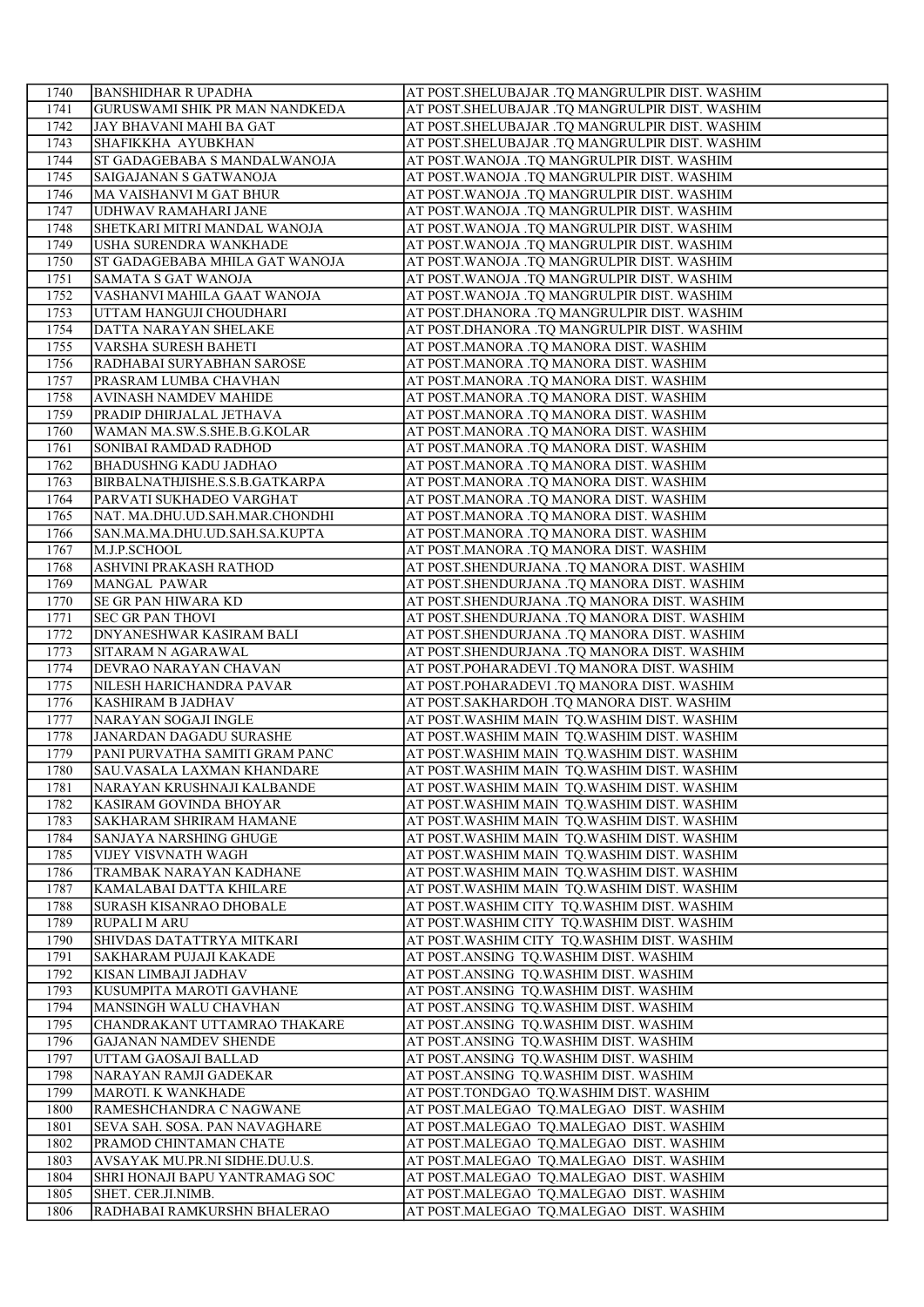| | | |
|---|---|---|
| 1740 | BANSHIDHAR R UPADHA | AT POST.SHELUBAJAR .TQ MANGRULPIR DIST. WASHIM |
| 1741 | GURUSWAMI SHIK PR MAN NANDKEDA | AT POST.SHELUBAJAR .TQ MANGRULPIR DIST. WASHIM |
| 1742 | JAY BHAVANI MAHI BA GAT | AT POST.SHELUBAJAR .TQ MANGRULPIR DIST. WASHIM |
| 1743 | SHAFIKKHA AYUBKHAN | AT POST.SHELUBAJAR .TQ MANGRULPIR DIST. WASHIM |
| 1744 | ST GADAGEBABA S MANDALWANOJA | AT POST.WANOJA .TQ MANGRULPIR DIST. WASHIM |
| 1745 | SAIGAJANAN S GATWANOJA | AT POST.WANOJA .TQ MANGRULPIR DIST. WASHIM |
| 1746 | MA VAISHANVI M GAT BHUR | AT POST.WANOJA .TQ MANGRULPIR DIST. WASHIM |
| 1747 | UDHWAV RAMAHARI JANE | AT POST.WANOJA .TQ MANGRULPIR DIST. WASHIM |
| 1748 | SHETKARI MITRI MANDAL WANOJA | AT POST.WANOJA .TQ MANGRULPIR DIST. WASHIM |
| 1749 | USHA SURENDRA WANKHADE | AT POST.WANOJA .TQ MANGRULPIR DIST. WASHIM |
| 1750 | ST GADAGEBABA MHILA GAT WANOJA | AT POST.WANOJA .TQ MANGRULPIR DIST. WASHIM |
| 1751 | SAMATA S GAT WANOJA | AT POST.WANOJA .TQ MANGRULPIR DIST. WASHIM |
| 1752 | VASHANVI MAHILA GAAT WANOJA | AT POST.WANOJA .TQ MANGRULPIR DIST. WASHIM |
| 1753 | UTTAM HANGUJI CHOUDHARI | AT POST.DHANORA .TQ MANGRULPIR DIST. WASHIM |
| 1754 | DATTA NARAYAN SHELAKE | AT POST.DHANORA .TQ MANGRULPIR DIST. WASHIM |
| 1755 | VARSHA SURESH BAHETI | AT POST.MANORA .TQ MANORA DIST. WASHIM |
| 1756 | RADHABAI SURYABHAN SAROSE | AT POST.MANORA .TQ MANORA DIST. WASHIM |
| 1757 | PRASRAM LUMBA CHAVHAN | AT POST.MANORA .TQ MANORA DIST. WASHIM |
| 1758 | AVINASH NAMDEV MAHIDE | AT POST.MANORA .TQ MANORA DIST. WASHIM |
| 1759 | PRADIP DHIRJALAL JETHAVA | AT POST.MANORA .TQ MANORA DIST. WASHIM |
| 1760 | WAMAN MA.SW.S.SHE.B.G.KOLAR | AT POST.MANORA .TQ MANORA DIST. WASHIM |
| 1761 | SONIBAI RAMDAD RADHOD | AT POST.MANORA .TQ MANORA DIST. WASHIM |
| 1762 | BHADUSHNG KADU JADHAO | AT POST.MANORA .TQ MANORA DIST. WASHIM |
| 1763 | BIRBALNATHJISHE.S.S.B.GATKARPA | AT POST.MANORA .TQ MANORA DIST. WASHIM |
| 1764 | PARVATI SUKHADEO VARGHAT | AT POST.MANORA .TQ MANORA DIST. WASHIM |
| 1765 | NAT. MA.DHU.UD.SAH.MAR.CHONDHI | AT POST.MANORA .TQ MANORA DIST. WASHIM |
| 1766 | SAN.MA.MA.DHU.UD.SAH.SA.KUPTA | AT POST.MANORA .TQ MANORA DIST. WASHIM |
| 1767 | M.J.P.SCHOOL | AT POST.MANORA .TQ MANORA DIST. WASHIM |
| 1768 | ASHVINI PRAKASH RATHOD | AT POST.SHENDURJANA .TQ MANORA DIST. WASHIM |
| 1769 | MANGAL PAWAR | AT POST.SHENDURJANA .TQ MANORA DIST. WASHIM |
| 1770 | SE GR PAN HIWARA KD | AT POST.SHENDURJANA .TQ MANORA DIST. WASHIM |
| 1771 | SEC GR PAN THOVI | AT POST.SHENDURJANA .TQ MANORA DIST. WASHIM |
| 1772 | DNYANESHWAR KASIRAM BALI | AT POST.SHENDURJANA .TQ MANORA DIST. WASHIM |
| 1773 | SITARAM N AGARAWAL | AT POST.SHENDURJANA .TQ MANORA DIST. WASHIM |
| 1774 | DEVRAO NARAYAN CHAVAN | AT POST.POHARADEVI .TQ MANORA DIST. WASHIM |
| 1775 | NILESH HARICHANDRA PAVAR | AT POST.POHARADEVI .TQ MANORA DIST. WASHIM |
| 1776 | KASHIRAM B JADHAV | AT POST.SAKHARDOH .TQ MANORA DIST. WASHIM |
| 1777 | NARAYAN SOGAJI INGLE | AT POST.WASHIM MAIN TQ.WASHIM DIST. WASHIM |
| 1778 | JANARDAN DAGADU SURASHE | AT POST.WASHIM MAIN TQ.WASHIM DIST. WASHIM |
| 1779 | PANI PURVATHA SAMITI GRAM PANC | AT POST.WASHIM MAIN TQ.WASHIM DIST. WASHIM |
| 1780 | SAU.VASALA LAXMAN KHANDARE | AT POST.WASHIM MAIN TQ.WASHIM DIST. WASHIM |
| 1781 | NARAYAN KRUSHNAJI KALBANDE | AT POST.WASHIM MAIN TQ.WASHIM DIST. WASHIM |
| 1782 | KASIRAM GOVINDA BHOYAR | AT POST.WASHIM MAIN TQ.WASHIM DIST. WASHIM |
| 1783 | SAKHARAM SHRIRAM HAMANE | AT POST.WASHIM MAIN TQ.WASHIM DIST. WASHIM |
| 1784 | SANJAYA NARSHING GHUGE | AT POST.WASHIM MAIN TQ.WASHIM DIST. WASHIM |
| 1785 | VIJEY VISVNATH WAGH | AT POST.WASHIM MAIN TQ.WASHIM DIST. WASHIM |
| 1786 | TRAMBAK NARAYAN KADHANE | AT POST.WASHIM MAIN TQ.WASHIM DIST. WASHIM |
| 1787 | KAMALABAI DATTA KHILARE | AT POST.WASHIM MAIN TQ.WASHIM DIST. WASHIM |
| 1788 | SURASH KISANRAO DHOBALE | AT POST.WASHIM CITY TQ.WASHIM DIST. WASHIM |
| 1789 | RUPALI M ARU | AT POST.WASHIM CITY TQ.WASHIM DIST. WASHIM |
| 1790 | SHIVDAS DATATTRYA MITKARI | AT POST.WASHIM CITY TQ.WASHIM DIST. WASHIM |
| 1791 | SAKHARAM PUJAJI KAKADE | AT POST.ANSING TQ.WASHIM DIST. WASHIM |
| 1792 | KISAN LIMBAJI JADHAV | AT POST.ANSING TQ.WASHIM DIST. WASHIM |
| 1793 | KUSUMPITA MAROTI GAVHANE | AT POST.ANSING TQ.WASHIM DIST. WASHIM |
| 1794 | MANSINGH WALU CHAVHAN | AT POST.ANSING TQ.WASHIM DIST. WASHIM |
| 1795 | CHANDRAKANT UTTAMRAO THAKARE | AT POST.ANSING TQ.WASHIM DIST. WASHIM |
| 1796 | GAJANAN NAMDEV SHENDE | AT POST.ANSING TQ.WASHIM DIST. WASHIM |
| 1797 | UTTAM GAOSAJI BALLAD | AT POST.ANSING TQ.WASHIM DIST. WASHIM |
| 1798 | NARAYAN RAMJI GADEKAR | AT POST.ANSING TQ.WASHIM DIST. WASHIM |
| 1799 | MAROTI. K WANKHADE | AT POST.TONDGAO TQ.WASHIM DIST. WASHIM |
| 1800 | RAMESHCHANDRA C NAGWANE | AT POST.MALEGAO TQ.MALEGAO DIST. WASHIM |
| 1801 | SEVA SAH. SOSA. PAN NAVAGHARE | AT POST.MALEGAO TQ.MALEGAO DIST. WASHIM |
| 1802 | PRAMOD CHINTAMAN CHATE | AT POST.MALEGAO TQ.MALEGAO DIST. WASHIM |
| 1803 | AVSAYAK MU.PR.NI SIDHE.DU.U.S. | AT POST.MALEGAO TQ.MALEGAO DIST. WASHIM |
| 1804 | SHRI HONAJI BAPU YANTRAMAG SOC | AT POST.MALEGAO TQ.MALEGAO DIST. WASHIM |
| 1805 | SHET. CER.JI.NIMB. | AT POST.MALEGAO TQ.MALEGAO DIST. WASHIM |
| 1806 | RADHABAI RAMKURSHN BHALERAO | AT POST.MALEGAO TQ.MALEGAO DIST. WASHIM |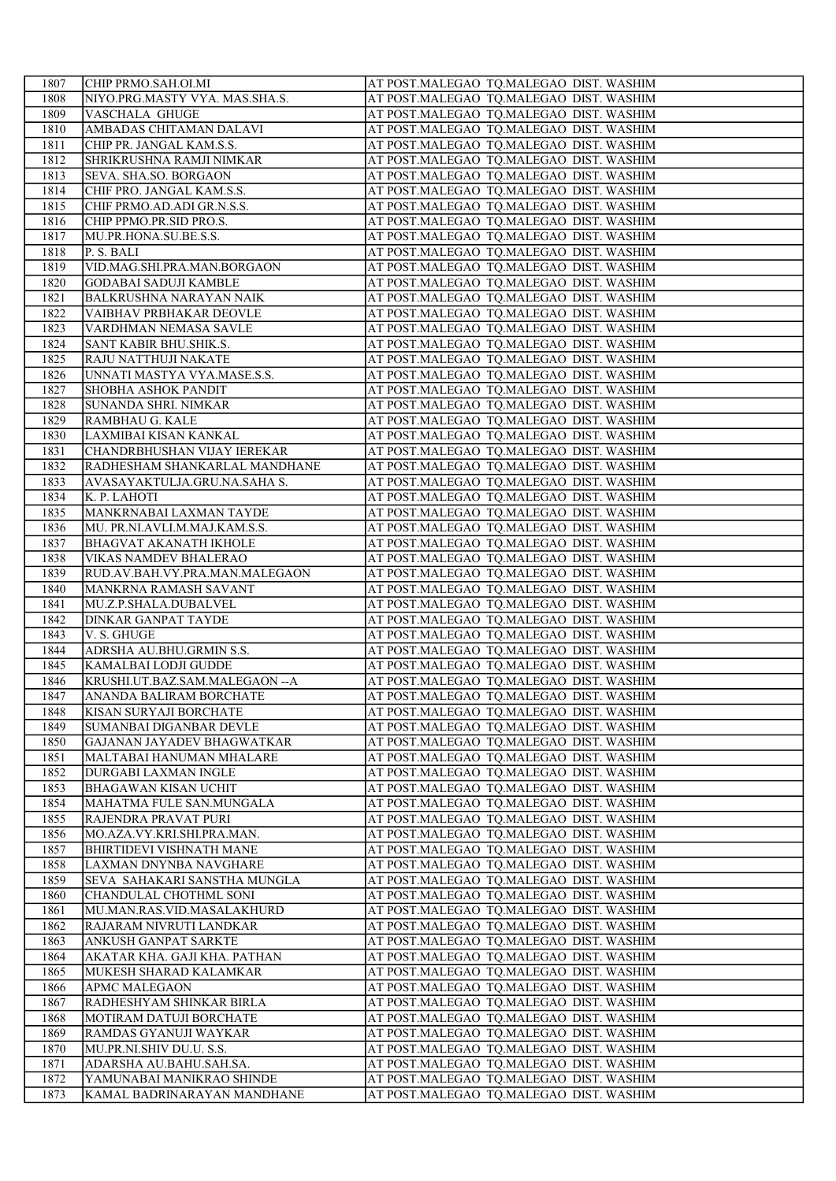| 1807 | CHIP PRMO.SAH.OI.MI | AT POST.MALEGAO TQ.MALEGAO DIST. WASHIM |
|---|---|---|
| 1808 | NIYO.PRG.MASTY VYA. MAS.SHA.S. | AT POST.MALEGAO TQ.MALEGAO DIST. WASHIM |
| 1809 | VASCHALA GHUGE | AT POST.MALEGAO TQ.MALEGAO DIST. WASHIM |
| 1810 | AMBADAS CHITAMAN DALAVI | AT POST.MALEGAO TQ.MALEGAO DIST. WASHIM |
| 1811 | CHIP PR. JANGAL KAM.S.S. | AT POST.MALEGAO TQ.MALEGAO DIST. WASHIM |
| 1812 | SHRIKRUSHNA RAMJI NIMKAR | AT POST.MALEGAO TQ.MALEGAO DIST. WASHIM |
| 1813 | SEVA. SHA.SO. BORGAON | AT POST.MALEGAO TQ.MALEGAO DIST. WASHIM |
| 1814 | CHIF PRO. JANGAL KAM.S.S. | AT POST.MALEGAO TQ.MALEGAO DIST. WASHIM |
| 1815 | CHIF PRMO.AD.ADI GR.N.S.S. | AT POST.MALEGAO TQ.MALEGAO DIST. WASHIM |
| 1816 | CHIP PPMO.PR.SID PRO.S. | AT POST.MALEGAO TQ.MALEGAO DIST. WASHIM |
| 1817 | MU.PR.HONA.SU.BE.S.S. | AT POST.MALEGAO TQ.MALEGAO DIST. WASHIM |
| 1818 | P. S. BALI | AT POST.MALEGAO TQ.MALEGAO DIST. WASHIM |
| 1819 | VID.MAG.SHI.PRA.MAN.BORGAON | AT POST.MALEGAO TQ.MALEGAO DIST. WASHIM |
| 1820 | GODABAI SADUJI KAMBLE | AT POST.MALEGAO TQ.MALEGAO DIST. WASHIM |
| 1821 | BALKRUSHNA NARAYAN NAIK | AT POST.MALEGAO TQ.MALEGAO DIST. WASHIM |
| 1822 | VAIBHAV PRBHAKAR DEOVLE | AT POST.MALEGAO TQ.MALEGAO DIST. WASHIM |
| 1823 | VARDHMAN NEMASA SAVLE | AT POST.MALEGAO TQ.MALEGAO DIST. WASHIM |
| 1824 | SANT KABIR BHU.SHIK.S. | AT POST.MALEGAO TQ.MALEGAO DIST. WASHIM |
| 1825 | RAJU NATTHUJI NAKATE | AT POST.MALEGAO TQ.MALEGAO DIST. WASHIM |
| 1826 | UNNATI MASTYA VYA.MASE.S.S. | AT POST.MALEGAO TQ.MALEGAO DIST. WASHIM |
| 1827 | SHOBHA ASHOK PANDIT | AT POST.MALEGAO TQ.MALEGAO DIST. WASHIM |
| 1828 | SUNANDA SHRI. NIMKAR | AT POST.MALEGAO TQ.MALEGAO DIST. WASHIM |
| 1829 | RAMBHAU G. KALE | AT POST.MALEGAO TQ.MALEGAO DIST. WASHIM |
| 1830 | LAXMIBAI KISAN KANKAL | AT POST.MALEGAO TQ.MALEGAO DIST. WASHIM |
| 1831 | CHANDRBHUSHAN VIJAY IEREKAR | AT POST.MALEGAO TQ.MALEGAO DIST. WASHIM |
| 1832 | RADHESHAM SHANKARLAL MANDHANE | AT POST.MALEGAO TQ.MALEGAO DIST. WASHIM |
| 1833 | AVASAYAKTULJA.GRU.NA.SAHA S. | AT POST.MALEGAO TQ.MALEGAO DIST. WASHIM |
| 1834 | K. P. LAHOTI | AT POST.MALEGAO TQ.MALEGAO DIST. WASHIM |
| 1835 | MANKRNABAI LAXMAN TAYDE | AT POST.MALEGAO TQ.MALEGAO DIST. WASHIM |
| 1836 | MU. PR.NI.AVLI.M.MAJ.KAM.S.S. | AT POST.MALEGAO TQ.MALEGAO DIST. WASHIM |
| 1837 | BHAGVAT AKANATH IKHOLE | AT POST.MALEGAO TQ.MALEGAO DIST. WASHIM |
| 1838 | VIKAS NAMDEV BHALERAO | AT POST.MALEGAO TQ.MALEGAO DIST. WASHIM |
| 1839 | RUD.AV.BAH.VY.PRA.MAN.MALEGAON | AT POST.MALEGAO TQ.MALEGAO DIST. WASHIM |
| 1840 | MANKRNA RAMASH SAVANT | AT POST.MALEGAO TQ.MALEGAO DIST. WASHIM |
| 1841 | MU.Z.P.SHALA.DUBALVEL | AT POST.MALEGAO TQ.MALEGAO DIST. WASHIM |
| 1842 | DINKAR GANPAT TAYDE | AT POST.MALEGAO TQ.MALEGAO DIST. WASHIM |
| 1843 | V. S. GHUGE | AT POST.MALEGAO TQ.MALEGAO DIST. WASHIM |
| 1844 | ADRSHA AU.BHU.GRMIN S.S. | AT POST.MALEGAO TQ.MALEGAO DIST. WASHIM |
| 1845 | KAMALBAI LODJI GUDDE | AT POST.MALEGAO TQ.MALEGAO DIST. WASHIM |
| 1846 | KRUSHI.UT.BAZ.SAM.MALEGAON --A | AT POST.MALEGAO TQ.MALEGAO DIST. WASHIM |
| 1847 | ANANDA BALIRAM BORCHATE | AT POST.MALEGAO TQ.MALEGAO DIST. WASHIM |
| 1848 | KISAN SURYAJI BORCHATE | AT POST.MALEGAO TQ.MALEGAO DIST. WASHIM |
| 1849 | SUMANBAI DIGANBAR DEVLE | AT POST.MALEGAO TQ.MALEGAO DIST. WASHIM |
| 1850 | GAJANAN JAYADEV BHAGWATKAR | AT POST.MALEGAO TQ.MALEGAO DIST. WASHIM |
| 1851 | MALTABAI HANUMAN MHALARE | AT POST.MALEGAO TQ.MALEGAO DIST. WASHIM |
| 1852 | DURGABI LAXMAN INGLE | AT POST.MALEGAO TQ.MALEGAO DIST. WASHIM |
| 1853 | BHAGAWAN KISAN UCHIT | AT POST.MALEGAO TQ.MALEGAO DIST. WASHIM |
| 1854 | MAHATMA FULE SAN.MUNGALA | AT POST.MALEGAO TQ.MALEGAO DIST. WASHIM |
| 1855 | RAJENDRA PRAVAT PURI | AT POST.MALEGAO TQ.MALEGAO DIST. WASHIM |
| 1856 | MO.AZA.VY.KRI.SHI.PRA.MAN. | AT POST.MALEGAO TQ.MALEGAO DIST. WASHIM |
| 1857 | BHIRTIDEVI VISHNATH MANE | AT POST.MALEGAO TQ.MALEGAO DIST. WASHIM |
| 1858 | LAXMAN DNYNBA NAVGHARE | AT POST.MALEGAO TQ.MALEGAO DIST. WASHIM |
| 1859 | SEVA SAHAKARI SANSTHA MUNGLA | AT POST.MALEGAO TQ.MALEGAO DIST. WASHIM |
| 1860 | CHANDULAL CHOTHML SONI | AT POST.MALEGAO TQ.MALEGAO DIST. WASHIM |
| 1861 | MU.MAN.RAS.VID.MASALAKHURD | AT POST.MALEGAO TQ.MALEGAO DIST. WASHIM |
| 1862 | RAJARAM NIVRUTI LANDKAR | AT POST.MALEGAO TQ.MALEGAO DIST. WASHIM |
| 1863 | ANKUSH GANPAT SARKTE | AT POST.MALEGAO TQ.MALEGAO DIST. WASHIM |
| 1864 | AKATAR KHA. GAJI KHA. PATHAN | AT POST.MALEGAO TQ.MALEGAO DIST. WASHIM |
| 1865 | MUKESH SHARAD KALAMKAR | AT POST.MALEGAO TQ.MALEGAO DIST. WASHIM |
| 1866 | APMC MALEGAON | AT POST.MALEGAO TQ.MALEGAO DIST. WASHIM |
| 1867 | RADHESHYAM SHINKAR BIRLA | AT POST.MALEGAO TQ.MALEGAO DIST. WASHIM |
| 1868 | MOTIRAM DATUJI BORCHATE | AT POST.MALEGAO TQ.MALEGAO DIST. WASHIM |
| 1869 | RAMDAS GYANUJI WAYKAR | AT POST.MALEGAO TQ.MALEGAO DIST. WASHIM |
| 1870 | MU.PR.NI.SHIV DU.U. S.S. | AT POST.MALEGAO TQ.MALEGAO DIST. WASHIM |
| 1871 | ADARSHA AU.BAHU.SAH.SA. | AT POST.MALEGAO TQ.MALEGAO DIST. WASHIM |
| 1872 | YAMUNABAI MANIKRAO SHINDE | AT POST.MALEGAO TQ.MALEGAO DIST. WASHIM |
| 1873 | KAMAL BADRINARAYAN MANDHANE | AT POST.MALEGAO TQ.MALEGAO DIST. WASHIM |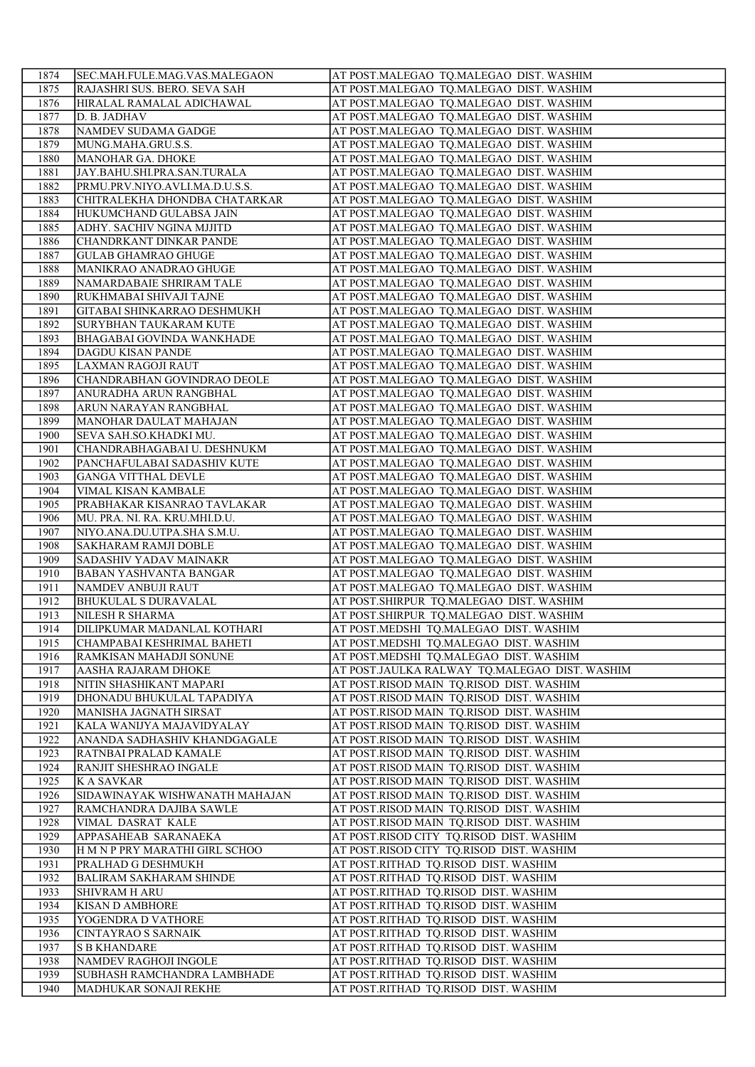| 1874 | SEC.MAH.FULE.MAG.VAS.MALEGAON | AT POST.MALEGAO TQ.MALEGAO DIST. WASHIM |
|---|---|---|
| 1875 | RAJASHRI SUS. BERO. SEVA SAH | AT POST.MALEGAO TQ.MALEGAO DIST. WASHIM |
| 1876 | HIRALAL RAMALAL ADICHAWAL | AT POST.MALEGAO TQ.MALEGAO DIST. WASHIM |
| 1877 | D. B. JADHAV | AT POST.MALEGAO TQ.MALEGAO DIST. WASHIM |
| 1878 | NAMDEV SUDAMA GADGE | AT POST.MALEGAO TQ.MALEGAO DIST. WASHIM |
| 1879 | MUNG.MAHA.GRU.S.S. | AT POST.MALEGAO TQ.MALEGAO DIST. WASHIM |
| 1880 | MANOHAR GA. DHOKE | AT POST.MALEGAO TQ.MALEGAO DIST. WASHIM |
| 1881 | JAY.BAHU.SHI.PRA.SAN.TURALA | AT POST.MALEGAO TQ.MALEGAO DIST. WASHIM |
| 1882 | PRMU.PRV.NIYO.AVLI.MA.D.U.S.S. | AT POST.MALEGAO TQ.MALEGAO DIST. WASHIM |
| 1883 | CHITRALEKHA DHONDBA CHATARKAR | AT POST.MALEGAO TQ.MALEGAO DIST. WASHIM |
| 1884 | HUKUMCHAND GULABSA JAIN | AT POST.MALEGAO TQ.MALEGAO DIST. WASHIM |
| 1885 | ADHY. SACHIV NGINA MJJITD | AT POST.MALEGAO TQ.MALEGAO DIST. WASHIM |
| 1886 | CHANDRKANT DINKAR PANDE | AT POST.MALEGAO TQ.MALEGAO DIST. WASHIM |
| 1887 | GULAB GHAMRAO GHUGE | AT POST.MALEGAO TQ.MALEGAO DIST. WASHIM |
| 1888 | MANIKRAO ANADRAO GHUGE | AT POST.MALEGAO TQ.MALEGAO DIST. WASHIM |
| 1889 | NAMARDABAIE SHRIRAM TALE | AT POST.MALEGAO TQ.MALEGAO DIST. WASHIM |
| 1890 | RUKHMABAI SHIVAJI TAJNE | AT POST.MALEGAO TQ.MALEGAO DIST. WASHIM |
| 1891 | GITABAI SHINKARRAO DESHMUKH | AT POST.MALEGAO TQ.MALEGAO DIST. WASHIM |
| 1892 | SURYBHAN TAUKARAM KUTE | AT POST.MALEGAO TQ.MALEGAO DIST. WASHIM |
| 1893 | BHAGABAI GOVINDA WANKHADE | AT POST.MALEGAO TQ.MALEGAO DIST. WASHIM |
| 1894 | DAGDU KISAN PANDE | AT POST.MALEGAO TQ.MALEGAO DIST. WASHIM |
| 1895 | LAXMAN RAGOJI RAUT | AT POST.MALEGAO TQ.MALEGAO DIST. WASHIM |
| 1896 | CHANDRABHAN GOVINDRAO DEOLE | AT POST.MALEGAO TQ.MALEGAO DIST. WASHIM |
| 1897 | ANURADHA ARUN RANGBHAL | AT POST.MALEGAO TQ.MALEGAO DIST. WASHIM |
| 1898 | ARUN NARAYAN RANGBHAL | AT POST.MALEGAO TQ.MALEGAO DIST. WASHIM |
| 1899 | MANOHAR DAULAT MAHAJAN | AT POST.MALEGAO TQ.MALEGAO DIST. WASHIM |
| 1900 | SEVA SAH.SO.KHADKI MU. | AT POST.MALEGAO TQ.MALEGAO DIST. WASHIM |
| 1901 | CHANDRABHAGABAI U. DESHNUKM | AT POST.MALEGAO TQ.MALEGAO DIST. WASHIM |
| 1902 | PANCHAFULABAI SADASHIV KUTE | AT POST.MALEGAO TQ.MALEGAO DIST. WASHIM |
| 1903 | GANGA VITTHAL DEVLE | AT POST.MALEGAO TQ.MALEGAO DIST. WASHIM |
| 1904 | VIMAL KISAN KAMBALE | AT POST.MALEGAO TQ.MALEGAO DIST. WASHIM |
| 1905 | PRABHAKAR KISANRAO TAVLAKAR | AT POST.MALEGAO TQ.MALEGAO DIST. WASHIM |
| 1906 | MU. PRA. NI. RA. KRU.MHI.D.U. | AT POST.MALEGAO TQ.MALEGAO DIST. WASHIM |
| 1907 | NIYO.ANA.DU.UTPA.SHA S.M.U. | AT POST.MALEGAO TQ.MALEGAO DIST. WASHIM |
| 1908 | SAKHARAM RAMJI DOBLE | AT POST.MALEGAO TQ.MALEGAO DIST. WASHIM |
| 1909 | SADASHIV YADAV MAINAKR | AT POST.MALEGAO TQ.MALEGAO DIST. WASHIM |
| 1910 | BABAN YASHVANTA BANGAR | AT POST.MALEGAO TQ.MALEGAO DIST. WASHIM |
| 1911 | NAMDEV ANBUJI RAUT | AT POST.MALEGAO TQ.MALEGAO DIST. WASHIM |
| 1912 | BHUKULAL S DURAVALAL | AT POST.SHIRPUR TQ.MALEGAO DIST. WASHIM |
| 1913 | NILESH R SHARMA | AT POST.SHIRPUR TQ.MALEGAO DIST. WASHIM |
| 1914 | DILIPKUMAR MADANLAL KOTHARI | AT POST.MEDSHI TQ.MALEGAO DIST. WASHIM |
| 1915 | CHAMPABAI KESHRIMAL BAHETI | AT POST.MEDSHI TQ.MALEGAO DIST. WASHIM |
| 1916 | RAMKISAN MAHADJI SONUNE | AT POST.MEDSHI TQ.MALEGAO DIST. WASHIM |
| 1917 | AASHA RAJARAM DHOKE | AT POST.JAULKA RALWAY TQ.MALEGAO DIST. WASHIM |
| 1918 | NITIN SHASHIKANT MAPARI | AT POST.RISOD MAIN TQ.RISOD DIST. WASHIM |
| 1919 | DHONADU BHUKULAL TAPADIYA | AT POST.RISOD MAIN TQ.RISOD DIST. WASHIM |
| 1920 | MANISHA JAGNATH SIRSAT | AT POST.RISOD MAIN TQ.RISOD DIST. WASHIM |
| 1921 | KALA WANIJYA MAJAVIDYALAY | AT POST.RISOD MAIN TQ.RISOD DIST. WASHIM |
| 1922 | ANANDA SADHASHIV KHANDGAGALE | AT POST.RISOD MAIN TQ.RISOD DIST. WASHIM |
| 1923 | RATNBAI PRALAD KAMALE | AT POST.RISOD MAIN TQ.RISOD DIST. WASHIM |
| 1924 | RANJIT SHESHRAO INGALE | AT POST.RISOD MAIN TQ.RISOD DIST. WASHIM |
| 1925 | K A SAVKAR | AT POST.RISOD MAIN TQ.RISOD DIST. WASHIM |
| 1926 | SIDAWINAYAK WISHWANATH MAHAJAN | AT POST.RISOD MAIN TQ.RISOD DIST. WASHIM |
| 1927 | RAMCHANDRA DAJIBA SAWLE | AT POST.RISOD MAIN TQ.RISOD DIST. WASHIM |
| 1928 | VIMAL DASRAT KALE | AT POST.RISOD MAIN TQ.RISOD DIST. WASHIM |
| 1929 | APPASAHEAB SARANAEKA | AT POST.RISOD CITY TQ.RISOD DIST. WASHIM |
| 1930 | H M N P PRY MARATHI GIRL SCHOO | AT POST.RISOD CITY TQ.RISOD DIST. WASHIM |
| 1931 | PRALHAD G DESHMUKH | AT POST.RITHAD TQ.RISOD DIST. WASHIM |
| 1932 | BALIRAM SAKHARAM SHINDE | AT POST.RITHAD TQ.RISOD DIST. WASHIM |
| 1933 | SHIVRAM H ARU | AT POST.RITHAD TQ.RISOD DIST. WASHIM |
| 1934 | KISAN D AMBHORE | AT POST.RITHAD TQ.RISOD DIST. WASHIM |
| 1935 | YOGENDRA D VATHORE | AT POST.RITHAD TQ.RISOD DIST. WASHIM |
| 1936 | CINTAYRAO S SARNAIK | AT POST.RITHAD TQ.RISOD DIST. WASHIM |
| 1937 | S B KHANDARE | AT POST.RITHAD TQ.RISOD DIST. WASHIM |
| 1938 | NAMDEV RAGHOJI INGOLE | AT POST.RITHAD TQ.RISOD DIST. WASHIM |
| 1939 | SUBHASH RAMCHANDRA LAMBHADE | AT POST.RITHAD TQ.RISOD DIST. WASHIM |
| 1940 | MADHUKAR SONAJI REKHE | AT POST.RITHAD TQ.RISOD DIST. WASHIM |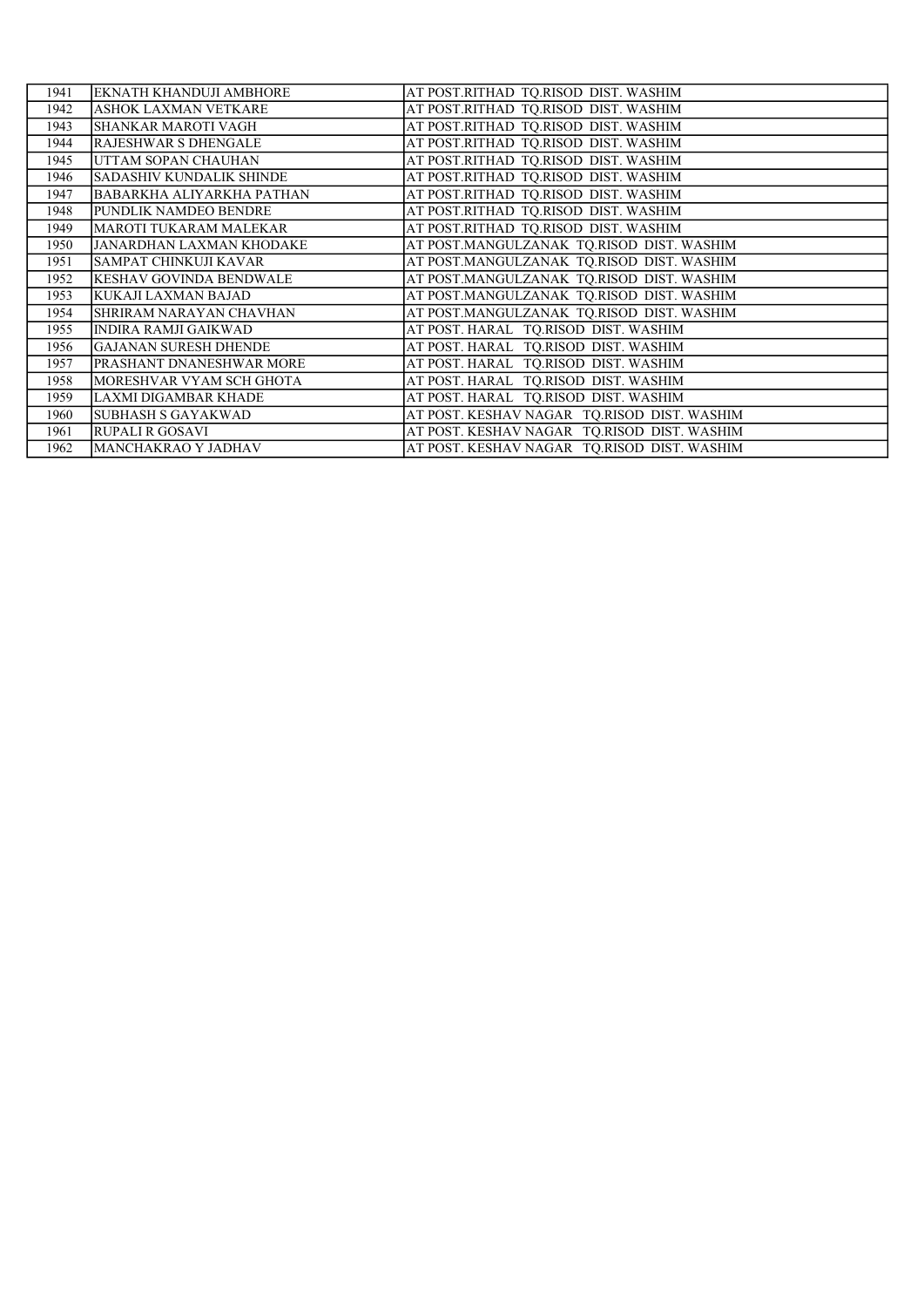| | | |
|---|---|---|
| 1941 | EKNATH KHANDUJI AMBHORE | AT POST.RITHAD TQ.RISOD DIST. WASHIM |
| 1942 | ASHOK LAXMAN VETKARE | AT POST.RITHAD TQ.RISOD DIST. WASHIM |
| 1943 | SHANKAR MAROTI VAGH | AT POST.RITHAD TQ.RISOD DIST. WASHIM |
| 1944 | RAJESHWAR S DHENGALE | AT POST.RITHAD TQ.RISOD DIST. WASHIM |
| 1945 | UTTAM SOPAN CHAUHAN | AT POST.RITHAD TQ.RISOD DIST. WASHIM |
| 1946 | SADASHIV KUNDALIK SHINDE | AT POST.RITHAD TQ.RISOD DIST. WASHIM |
| 1947 | BABARKHA ALIYARKHA PATHAN | AT POST.RITHAD TQ.RISOD DIST. WASHIM |
| 1948 | PUNDLIK NAMDEO BENDRE | AT POST.RITHAD TQ.RISOD DIST. WASHIM |
| 1949 | MAROTI TUKARAM MALEKAR | AT POST.RITHAD TQ.RISOD DIST. WASHIM |
| 1950 | JANARDHAN LAXMAN KHODAKE | AT POST.MANGULZANAK TQ.RISOD DIST. WASHIM |
| 1951 | SAMPAT CHINKUJI KAVAR | AT POST.MANGULZANAK TQ.RISOD DIST. WASHIM |
| 1952 | KESHAV GOVINDA BENDWALE | AT POST.MANGULZANAK TQ.RISOD DIST. WASHIM |
| 1953 | KUKAJI LAXMAN BAJAD | AT POST.MANGULZANAK TQ.RISOD DIST. WASHIM |
| 1954 | SHRIRAM NARAYAN CHAVHAN | AT POST.MANGULZANAK TQ.RISOD DIST. WASHIM |
| 1955 | INDIRA RAMJI GAIKWAD | AT POST. HARAL TQ.RISOD DIST. WASHIM |
| 1956 | GAJANAN SURESH DHENDE | AT POST. HARAL TQ.RISOD DIST. WASHIM |
| 1957 | PRASHANT DNANESHWAR MORE | AT POST. HARAL TQ.RISOD DIST. WASHIM |
| 1958 | MORESHVAR VYAM SCH GHOTA | AT POST. HARAL TQ.RISOD DIST. WASHIM |
| 1959 | LAXMI DIGAMBAR KHADE | AT POST. HARAL TQ.RISOD DIST. WASHIM |
| 1960 | SUBHASH S GAYAKWAD | AT POST. KESHAV NAGAR TQ.RISOD DIST. WASHIM |
| 1961 | RUPALI R GOSAVI | AT POST. KESHAV NAGAR TQ.RISOD DIST. WASHIM |
| 1962 | MANCHAKRAO Y JADHAV | AT POST. KESHAV NAGAR TQ.RISOD DIST. WASHIM |